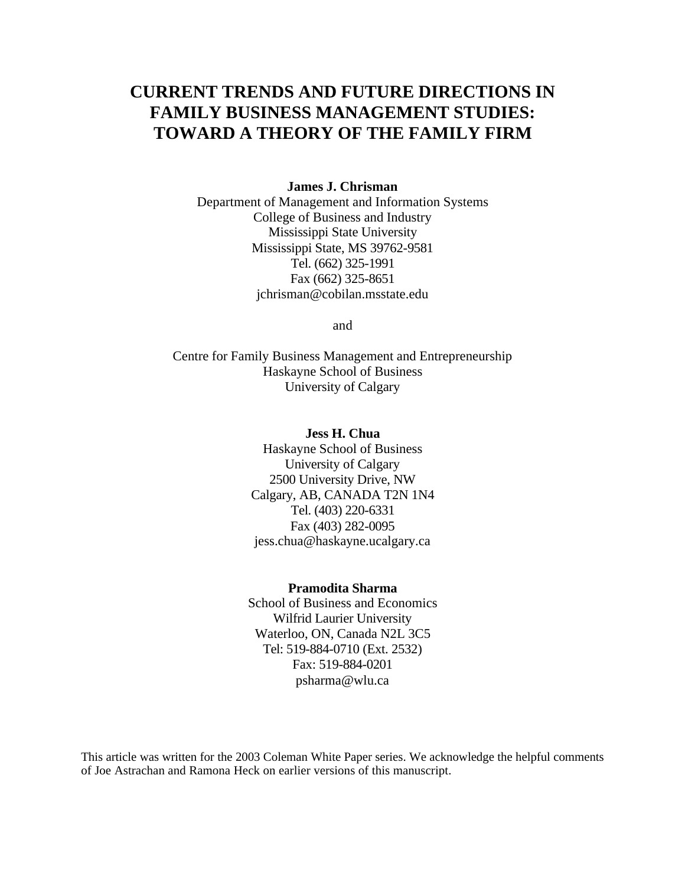# CURRENT TRENDS AND FUTURE DIRECTIONS IN FAMILY BUSINESS MANAGEMENT STUDIES: TOWARD A THEORY OF THE FAMILY FIRM

**James J. Chrisman**
Department of Management and Information Systems
College of Business and Industry
Mississippi State University
Mississippi State, MS 39762-9581
Tel. (662) 325-1991
Fax (662) 325-8651
jchrisman@cobilan.msstate.edu

and

Centre for Family Business Management and Entrepreneurship
Haskayne School of Business
University of Calgary

**Jess H. Chua**
Haskayne School of Business
University of Calgary
2500 University Drive, NW
Calgary, AB, CANADA T2N 1N4
Tel. (403) 220-6331
Fax (403) 282-0095
jess.chua@haskayne.ucalgary.ca

**Pramodita Sharma**
School of Business and Economics
Wilfrid Laurier University
Waterloo, ON, Canada N2L 3C5
Tel: 519-884-0710 (Ext. 2532)
Fax: 519-884-0201
psharma@wlu.ca

This article was written for the 2003 Coleman White Paper series. We acknowledge the helpful comments of Joe Astrachan and Ramona Heck on earlier versions of this manuscript.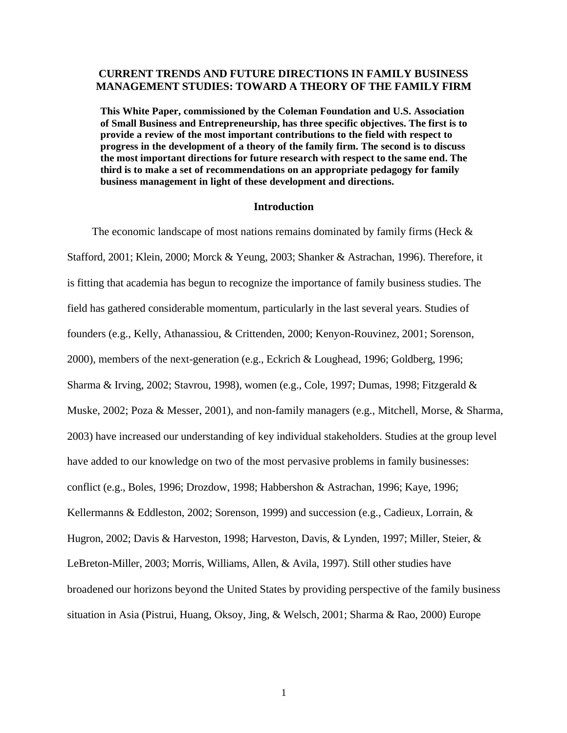**CURRENT TRENDS AND FUTURE DIRECTIONS IN FAMILY BUSINESS MANAGEMENT STUDIES: TOWARD A THEORY OF THE FAMILY FIRM**

**This White Paper, commissioned by the Coleman Foundation and U.S. Association of Small Business and Entrepreneurship, has three specific objectives. The first is to provide a review of the most important contributions to the field with respect to progress in the development of a theory of the family firm. The second is to discuss the most important directions for future research with respect to the same end. The third is to make a set of recommendations on an appropriate pedagogy for family business management in light of these development and directions.**

## Introduction

The economic landscape of most nations remains dominated by family firms (Heck & Stafford, 2001; Klein, 2000; Morck & Yeung, 2003; Shanker & Astrachan, 1996). Therefore, it is fitting that academia has begun to recognize the importance of family business studies. The field has gathered considerable momentum, particularly in the last several years. Studies of founders (e.g., Kelly, Athanassiou, & Crittenden, 2000; Kenyon-Rouvinez, 2001; Sorenson, 2000), members of the next-generation (e.g., Eckrich & Loughead, 1996; Goldberg, 1996; Sharma & Irving, 2002; Stavrou, 1998), women (e.g., Cole, 1997; Dumas, 1998; Fitzgerald & Muske, 2002; Poza & Messer, 2001), and non-family managers (e.g., Mitchell, Morse, & Sharma, 2003) have increased our understanding of key individual stakeholders. Studies at the group level have added to our knowledge on two of the most pervasive problems in family businesses: conflict (e.g., Boles, 1996; Drozdow, 1998; Habbershon & Astrachan, 1996; Kaye, 1996; Kellermanns & Eddleston, 2002; Sorenson, 1999) and succession (e.g., Cadieux, Lorrain, & Hugron, 2002; Davis & Harveston, 1998; Harveston, Davis, & Lynden, 1997; Miller, Steier, & LeBreton-Miller, 2003; Morris, Williams, Allen, & Avila, 1997). Still other studies have broadened our horizons beyond the United States by providing perspective of the family business situation in Asia (Pistrui, Huang, Oksoy, Jing, & Welsch, 2001; Sharma & Rao, 2000) Europe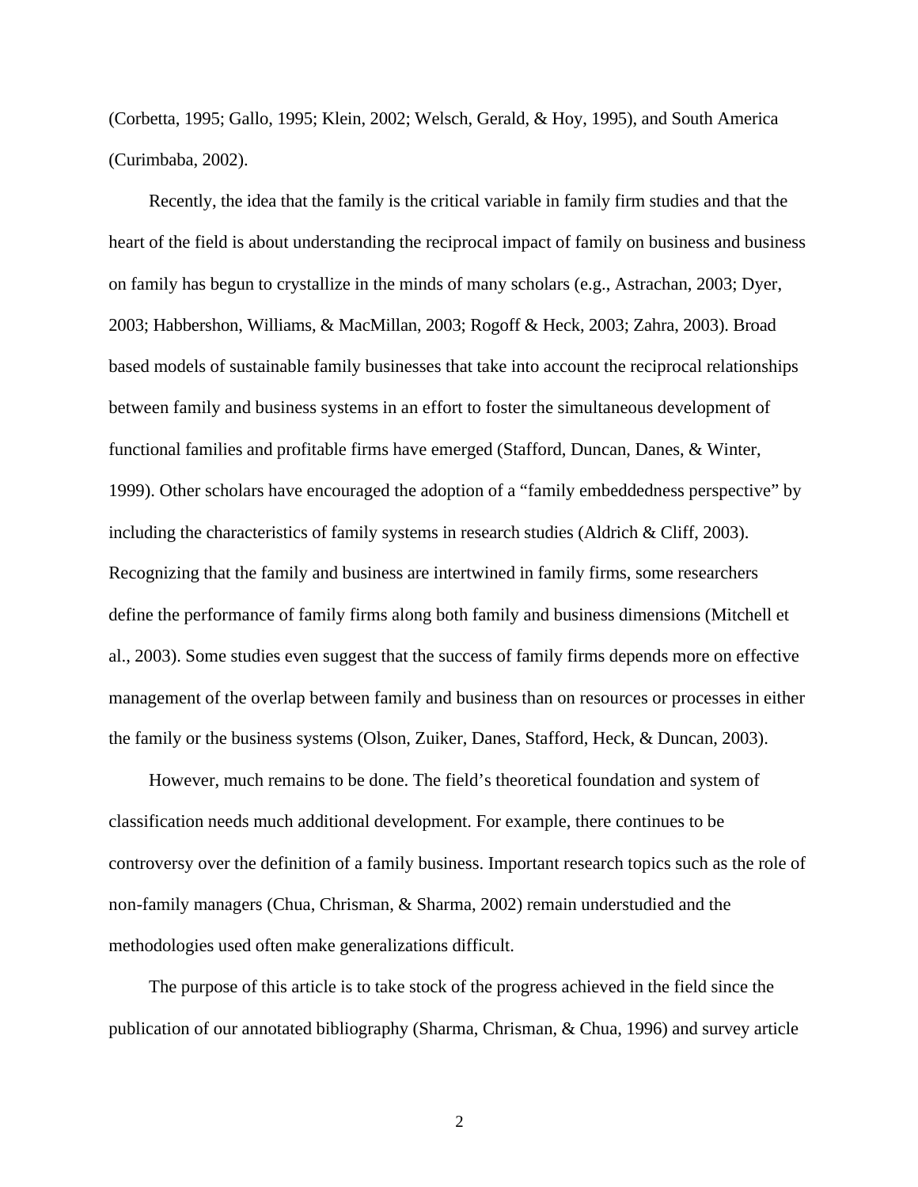(Corbetta, 1995; Gallo, 1995; Klein, 2002; Welsch, Gerald, & Hoy, 1995), and South America (Curimbaba, 2002).

Recently, the idea that the family is the critical variable in family firm studies and that the heart of the field is about understanding the reciprocal impact of family on business and business on family has begun to crystallize in the minds of many scholars (e.g., Astrachan, 2003; Dyer, 2003; Habbershon, Williams, & MacMillan, 2003; Rogoff & Heck, 2003; Zahra, 2003). Broad based models of sustainable family businesses that take into account the reciprocal relationships between family and business systems in an effort to foster the simultaneous development of functional families and profitable firms have emerged (Stafford, Duncan, Danes, & Winter, 1999). Other scholars have encouraged the adoption of a "family embeddedness perspective" by including the characteristics of family systems in research studies (Aldrich & Cliff, 2003). Recognizing that the family and business are intertwined in family firms, some researchers define the performance of family firms along both family and business dimensions (Mitchell et al., 2003). Some studies even suggest that the success of family firms depends more on effective management of the overlap between family and business than on resources or processes in either the family or the business systems (Olson, Zuiker, Danes, Stafford, Heck, & Duncan, 2003).

However, much remains to be done. The field's theoretical foundation and system of classification needs much additional development. For example, there continues to be controversy over the definition of a family business. Important research topics such as the role of non-family managers (Chua, Chrisman, & Sharma, 2002) remain understudied and the methodologies used often make generalizations difficult.

The purpose of this article is to take stock of the progress achieved in the field since the publication of our annotated bibliography (Sharma, Chrisman, & Chua, 1996) and survey article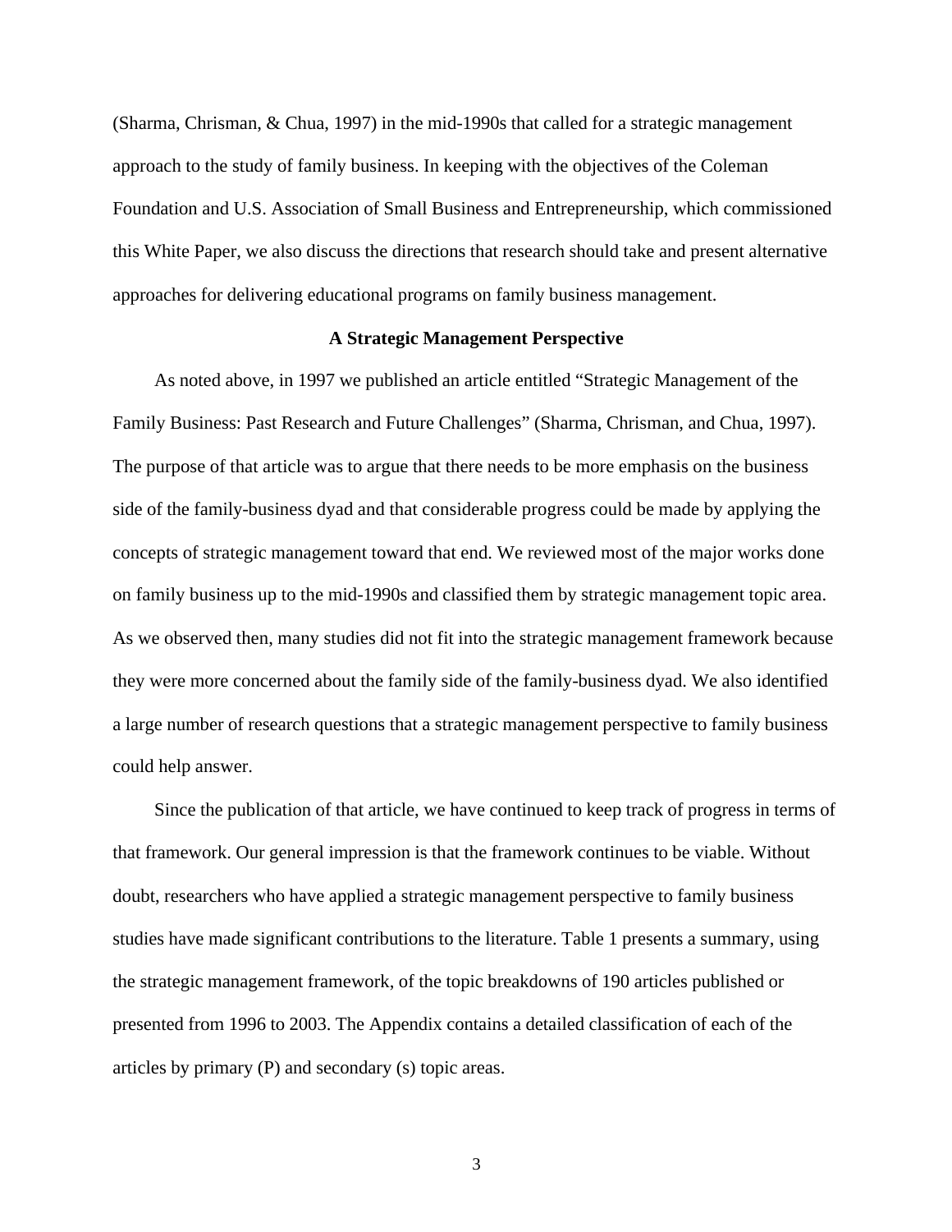(Sharma, Chrisman, & Chua, 1997) in the mid-1990s that called for a strategic management approach to the study of family business. In keeping with the objectives of the Coleman Foundation and U.S. Association of Small Business and Entrepreneurship, which commissioned this White Paper, we also discuss the directions that research should take and present alternative approaches for delivering educational programs on family business management.

## A Strategic Management Perspective

As noted above, in 1997 we published an article entitled "Strategic Management of the Family Business: Past Research and Future Challenges" (Sharma, Chrisman, and Chua, 1997). The purpose of that article was to argue that there needs to be more emphasis on the business side of the family-business dyad and that considerable progress could be made by applying the concepts of strategic management toward that end. We reviewed most of the major works done on family business up to the mid-1990s and classified them by strategic management topic area. As we observed then, many studies did not fit into the strategic management framework because they were more concerned about the family side of the family-business dyad. We also identified a large number of research questions that a strategic management perspective to family business could help answer.

Since the publication of that article, we have continued to keep track of progress in terms of that framework. Our general impression is that the framework continues to be viable. Without doubt, researchers who have applied a strategic management perspective to family business studies have made significant contributions to the literature. Table 1 presents a summary, using the strategic management framework, of the topic breakdowns of 190 articles published or presented from 1996 to 2003. The Appendix contains a detailed classification of each of the articles by primary (P) and secondary (s) topic areas.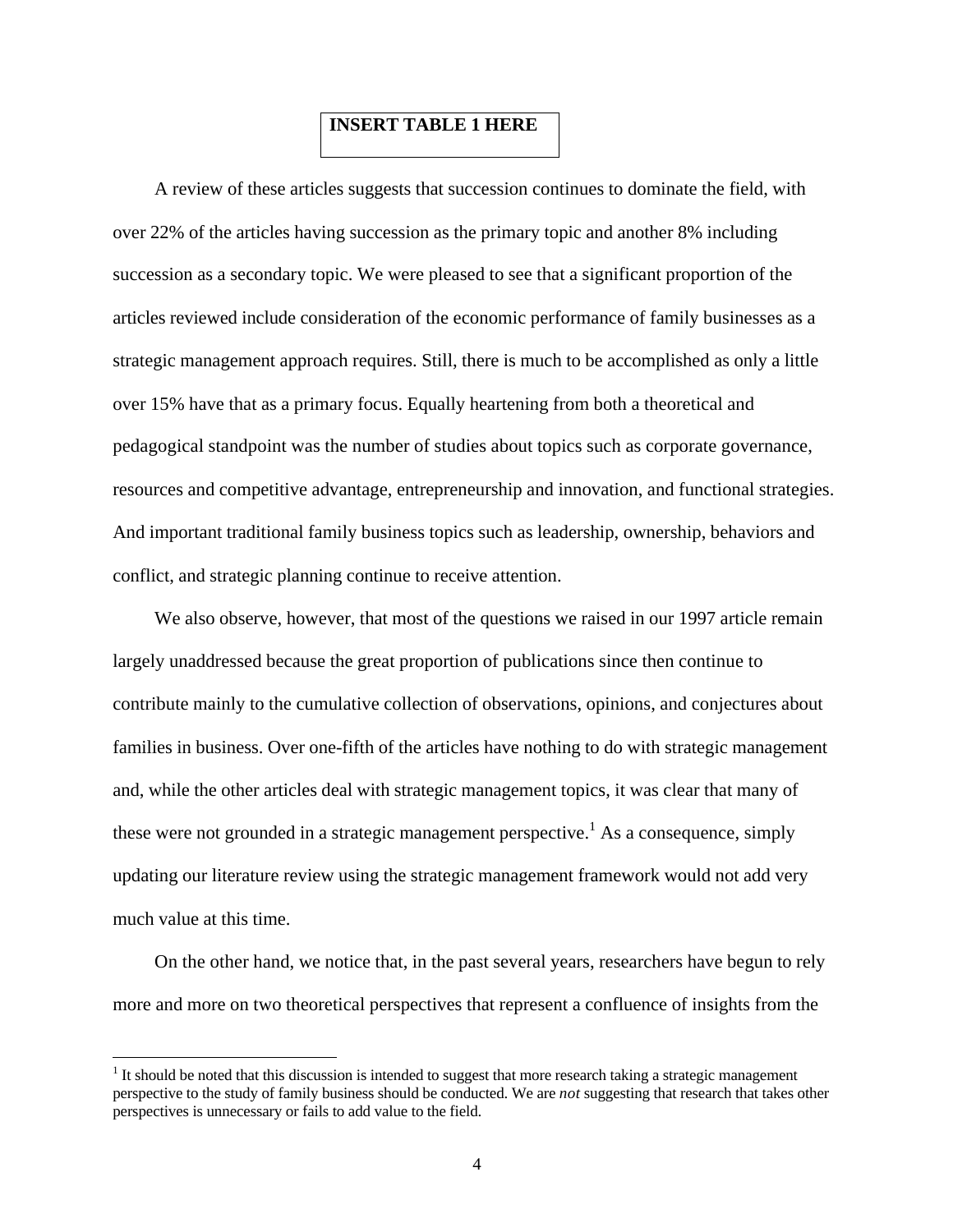**INSERT TABLE 1 HERE**

A review of these articles suggests that succession continues to dominate the field, with over 22% of the articles having succession as the primary topic and another 8% including succession as a secondary topic. We were pleased to see that a significant proportion of the articles reviewed include consideration of the economic performance of family businesses as a strategic management approach requires. Still, there is much to be accomplished as only a little over 15% have that as a primary focus. Equally heartening from both a theoretical and pedagogical standpoint was the number of studies about topics such as corporate governance, resources and competitive advantage, entrepreneurship and innovation, and functional strategies. And important traditional family business topics such as leadership, ownership, behaviors and conflict, and strategic planning continue to receive attention.

We also observe, however, that most of the questions we raised in our 1997 article remain largely unaddressed because the great proportion of publications since then continue to contribute mainly to the cumulative collection of observations, opinions, and conjectures about families in business. Over one-fifth of the articles have nothing to do with strategic management and, while the other articles deal with strategic management topics, it was clear that many of these were not grounded in a strategic management perspective.[1] As a consequence, simply updating our literature review using the strategic management framework would not add very much value at this time.

On the other hand, we notice that, in the past several years, researchers have begun to rely more and more on two theoretical perspectives that represent a confluence of insights from the

[1] It should be noted that this discussion is intended to suggest that more research taking a strategic management perspective to the study of family business should be conducted. We are *not* suggesting that research that takes other perspectives is unnecessary or fails to add value to the field.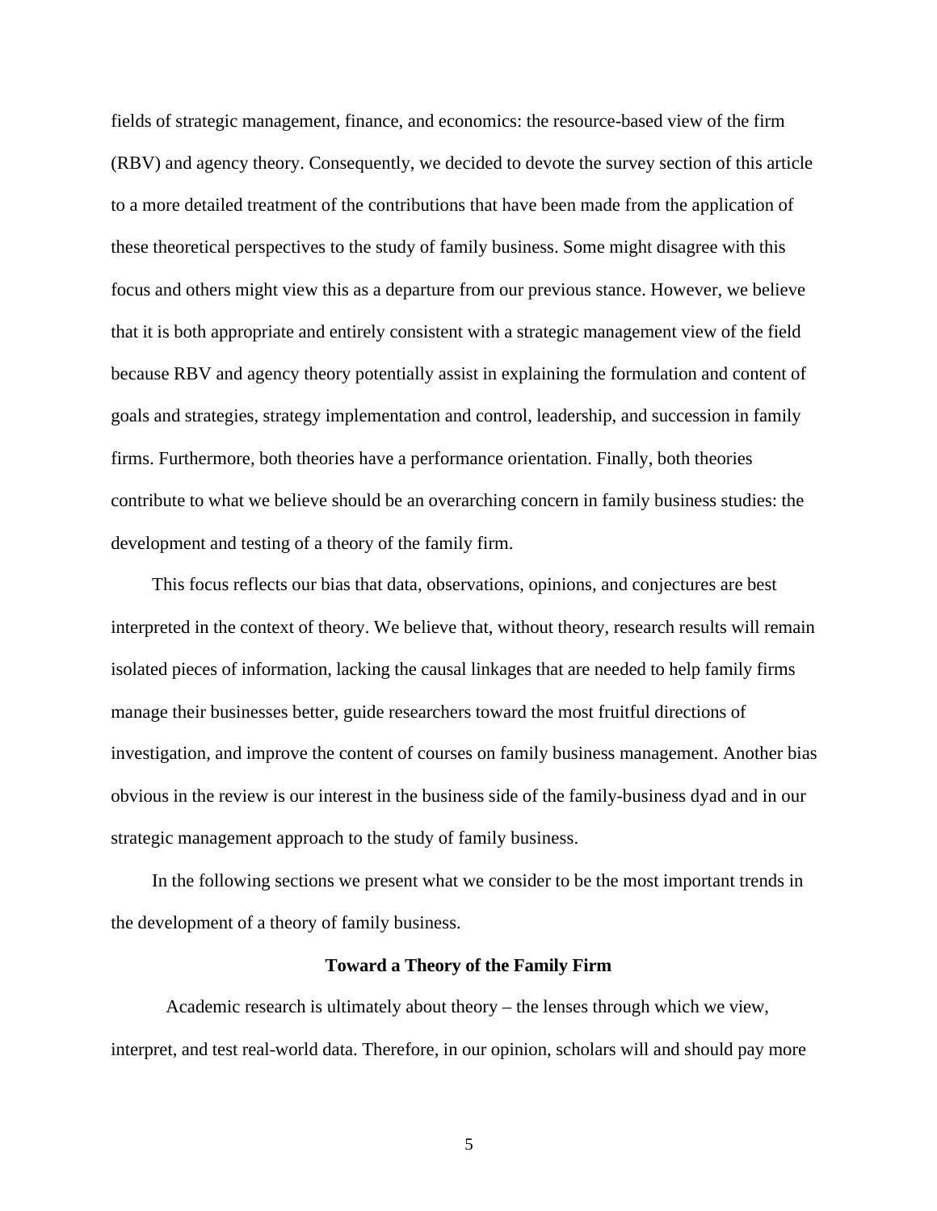fields of strategic management, finance, and economics: the resource-based view of the firm (RBV) and agency theory. Consequently, we decided to devote the survey section of this article to a more detailed treatment of the contributions that have been made from the application of these theoretical perspectives to the study of family business. Some might disagree with this focus and others might view this as a departure from our previous stance. However, we believe that it is both appropriate and entirely consistent with a strategic management view of the field because RBV and agency theory potentially assist in explaining the formulation and content of goals and strategies, strategy implementation and control, leadership, and succession in family firms. Furthermore, both theories have a performance orientation. Finally, both theories contribute to what we believe should be an overarching concern in family business studies: the development and testing of a theory of the family firm.

This focus reflects our bias that data, observations, opinions, and conjectures are best interpreted in the context of theory. We believe that, without theory, research results will remain isolated pieces of information, lacking the causal linkages that are needed to help family firms manage their businesses better, guide researchers toward the most fruitful directions of investigation, and improve the content of courses on family business management. Another bias obvious in the review is our interest in the business side of the family-business dyad and in our strategic management approach to the study of family business.

In the following sections we present what we consider to be the most important trends in the development of a theory of family business.

## Toward a Theory of the Family Firm

Academic research is ultimately about theory – the lenses through which we view, interpret, and test real-world data. Therefore, in our opinion, scholars will and should pay more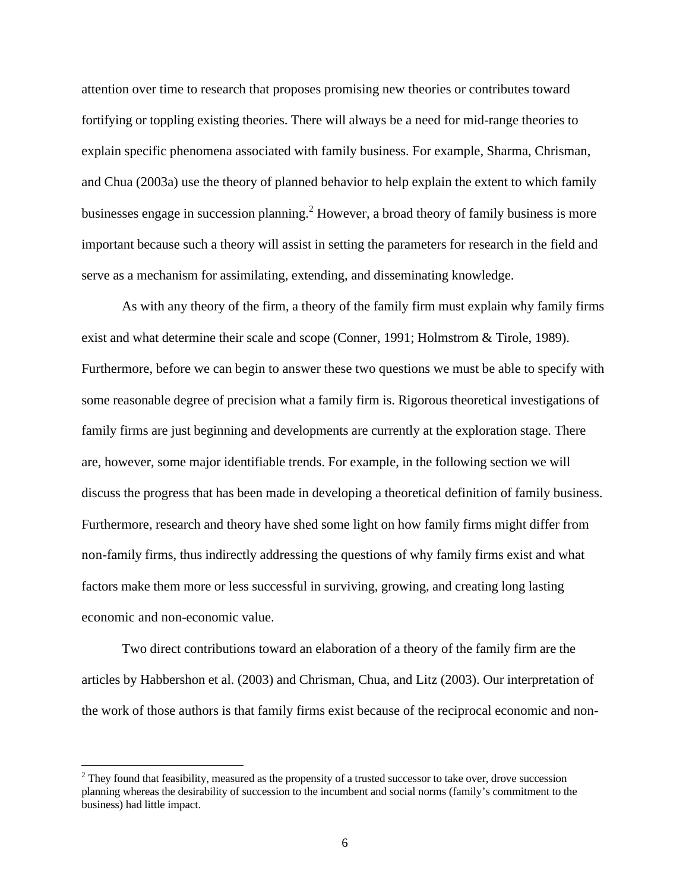attention over time to research that proposes promising new theories or contributes toward fortifying or toppling existing theories. There will always be a need for mid-range theories to explain specific phenomena associated with family business. For example, Sharma, Chrisman, and Chua (2003a) use the theory of planned behavior to help explain the extent to which family businesses engage in succession planning.[2] However, a broad theory of family business is more important because such a theory will assist in setting the parameters for research in the field and serve as a mechanism for assimilating, extending, and disseminating knowledge.

As with any theory of the firm, a theory of the family firm must explain why family firms exist and what determine their scale and scope (Conner, 1991; Holmstrom & Tirole, 1989). Furthermore, before we can begin to answer these two questions we must be able to specify with some reasonable degree of precision what a family firm is. Rigorous theoretical investigations of family firms are just beginning and developments are currently at the exploration stage. There are, however, some major identifiable trends. For example, in the following section we will discuss the progress that has been made in developing a theoretical definition of family business. Furthermore, research and theory have shed some light on how family firms might differ from non-family firms, thus indirectly addressing the questions of why family firms exist and what factors make them more or less successful in surviving, growing, and creating long lasting economic and non-economic value.

Two direct contributions toward an elaboration of a theory of the family firm are the articles by Habbershon et al. (2003) and Chrisman, Chua, and Litz (2003). Our interpretation of the work of those authors is that family firms exist because of the reciprocal economic and non-

---

[2] They found that feasibility, measured as the propensity of a trusted successor to take over, drove succession planning whereas the desirability of succession to the incumbent and social norms (family's commitment to the business) had little impact.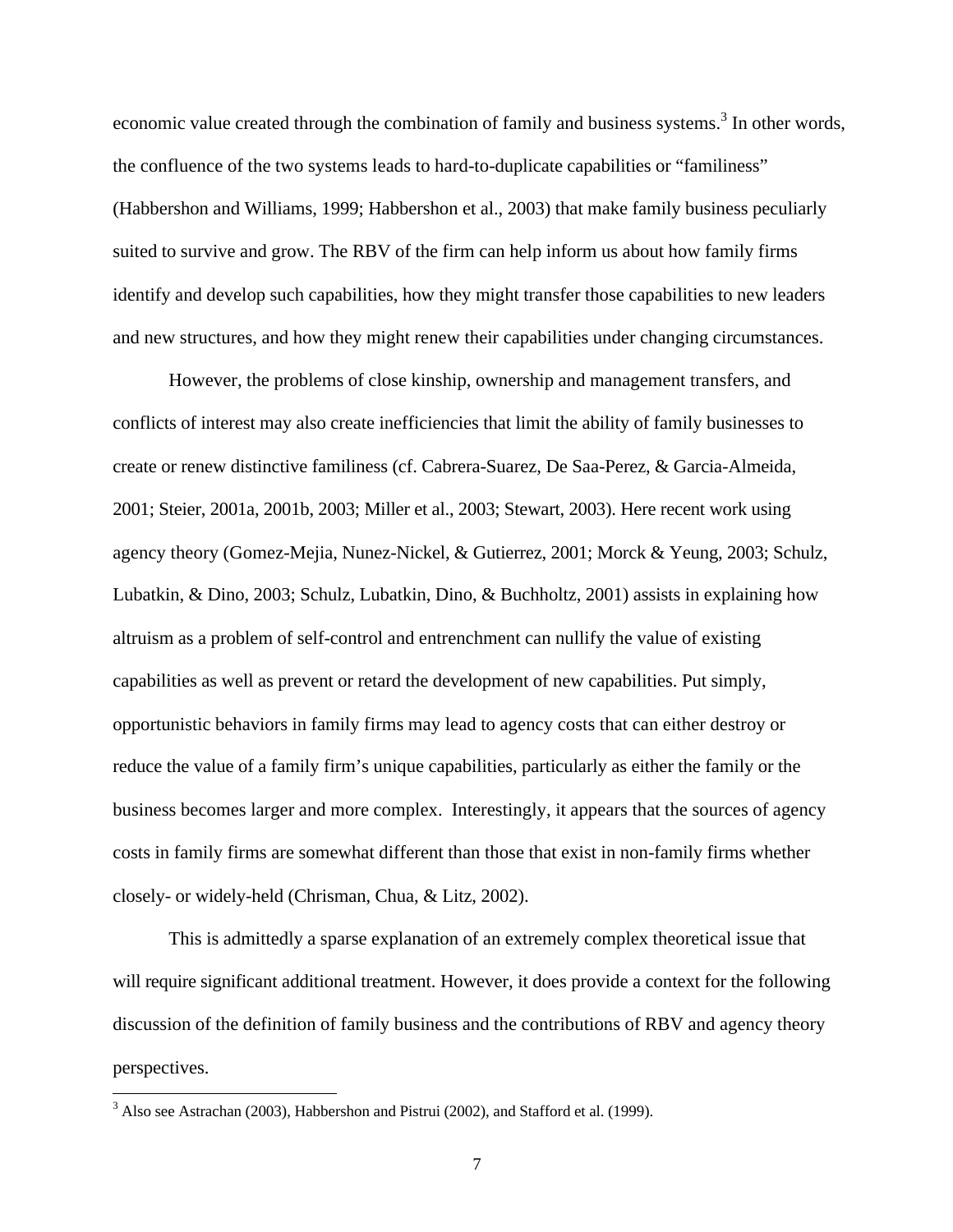economic value created through the combination of family and business systems.[3] In other words, the confluence of the two systems leads to hard-to-duplicate capabilities or "familiness" (Habbershon and Williams, 1999; Habbershon et al., 2003) that make family business peculiarly suited to survive and grow. The RBV of the firm can help inform us about how family firms identify and develop such capabilities, how they might transfer those capabilities to new leaders and new structures, and how they might renew their capabilities under changing circumstances.

However, the problems of close kinship, ownership and management transfers, and conflicts of interest may also create inefficiencies that limit the ability of family businesses to create or renew distinctive familiness (cf. Cabrera-Suarez, De Saa-Perez, & Garcia-Almeida, 2001; Steier, 2001a, 2001b, 2003; Miller et al., 2003; Stewart, 2003). Here recent work using agency theory (Gomez-Mejia, Nunez-Nickel, & Gutierrez, 2001; Morck & Yeung, 2003; Schulz, Lubatkin, & Dino, 2003; Schulz, Lubatkin, Dino, & Buchholtz, 2001) assists in explaining how altruism as a problem of self-control and entrenchment can nullify the value of existing capabilities as well as prevent or retard the development of new capabilities. Put simply, opportunistic behaviors in family firms may lead to agency costs that can either destroy or reduce the value of a family firm's unique capabilities, particularly as either the family or the business becomes larger and more complex. Interestingly, it appears that the sources of agency costs in family firms are somewhat different than those that exist in non-family firms whether closely- or widely-held (Chrisman, Chua, & Litz, 2002).

This is admittedly a sparse explanation of an extremely complex theoretical issue that will require significant additional treatment. However, it does provide a context for the following discussion of the definition of family business and the contributions of RBV and agency theory perspectives.

[3] Also see Astrachan (2003), Habbershon and Pistrui (2002), and Stafford et al. (1999).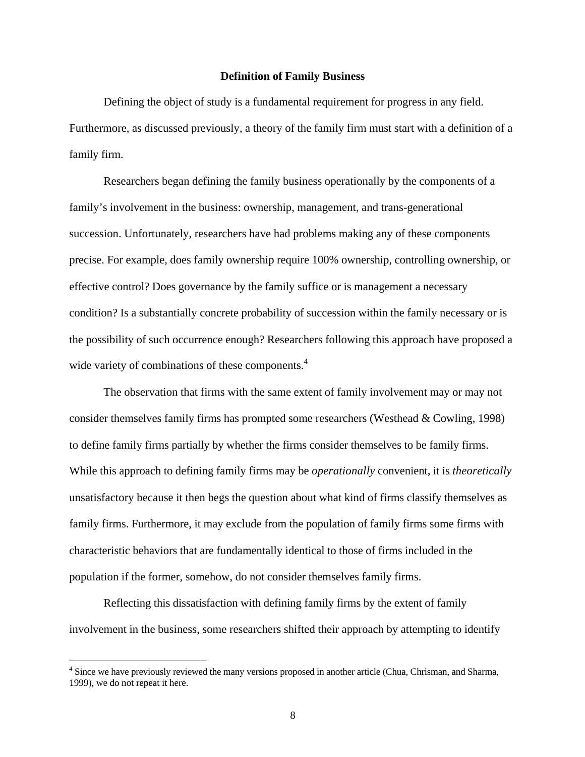## Definition of Family Business

Defining the object of study is a fundamental requirement for progress in any field. Furthermore, as discussed previously, a theory of the family firm must start with a definition of a family firm.

Researchers began defining the family business operationally by the components of a family's involvement in the business: ownership, management, and trans-generational succession. Unfortunately, researchers have had problems making any of these components precise. For example, does family ownership require 100% ownership, controlling ownership, or effective control? Does governance by the family suffice or is management a necessary condition? Is a substantially concrete probability of succession within the family necessary or is the possibility of such occurrence enough? Researchers following this approach have proposed a wide variety of combinations of these components.[4]

The observation that firms with the same extent of family involvement may or may not consider themselves family firms has prompted some researchers (Westhead & Cowling, 1998) to define family firms partially by whether the firms consider themselves to be family firms. While this approach to defining family firms may be *operationally* convenient, it is *theoretically* unsatisfactory because it then begs the question about what kind of firms classify themselves as family firms. Furthermore, it may exclude from the population of family firms some firms with characteristic behaviors that are fundamentally identical to those of firms included in the population if the former, somehow, do not consider themselves family firms.

Reflecting this dissatisfaction with defining family firms by the extent of family involvement in the business, some researchers shifted their approach by attempting to identify

[4] Since we have previously reviewed the many versions proposed in another article (Chua, Chrisman, and Sharma, 1999), we do not repeat it here.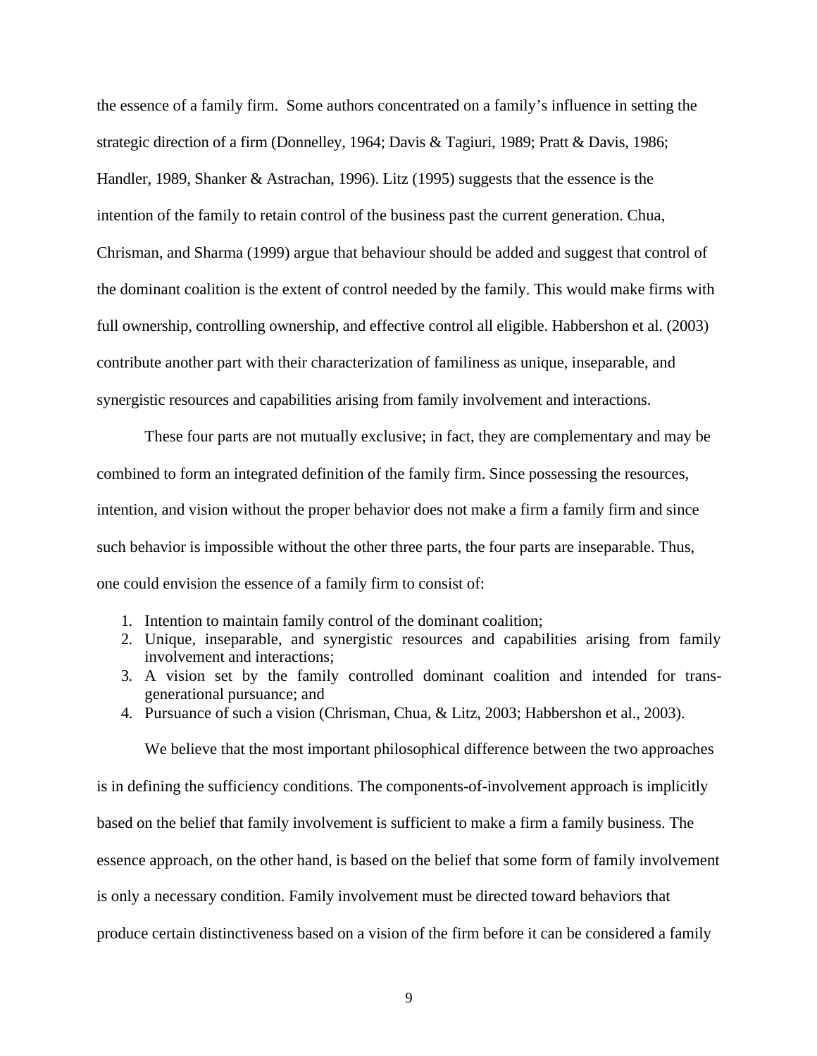the essence of a family firm. Some authors concentrated on a family's influence in setting the strategic direction of a firm (Donnelley, 1964; Davis & Tagiuri, 1989; Pratt & Davis, 1986; Handler, 1989, Shanker & Astrachan, 1996). Litz (1995) suggests that the essence is the intention of the family to retain control of the business past the current generation. Chua, Chrisman, and Sharma (1999) argue that behaviour should be added and suggest that control of the dominant coalition is the extent of control needed by the family. This would make firms with full ownership, controlling ownership, and effective control all eligible. Habbershon et al. (2003) contribute another part with their characterization of familiness as unique, inseparable, and synergistic resources and capabilities arising from family involvement and interactions.

These four parts are not mutually exclusive; in fact, they are complementary and may be combined to form an integrated definition of the family firm. Since possessing the resources, intention, and vision without the proper behavior does not make a firm a family firm and since such behavior is impossible without the other three parts, the four parts are inseparable. Thus, one could envision the essence of a family firm to consist of:

1. Intention to maintain family control of the dominant coalition;
2. Unique, inseparable, and synergistic resources and capabilities arising from family involvement and interactions;
3. A vision set by the family controlled dominant coalition and intended for trans-generational pursuance; and
4. Pursuance of such a vision (Chrisman, Chua, & Litz, 2003; Habbershon et al., 2003).

We believe that the most important philosophical difference between the two approaches is in defining the sufficiency conditions. The components-of-involvement approach is implicitly based on the belief that family involvement is sufficient to make a firm a family business. The essence approach, on the other hand, is based on the belief that some form of family involvement is only a necessary condition. Family involvement must be directed toward behaviors that produce certain distinctiveness based on a vision of the firm before it can be considered a family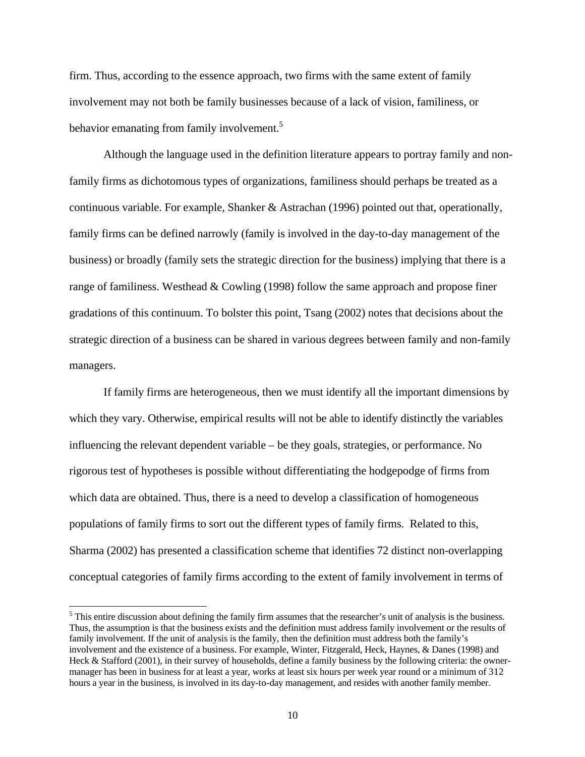firm. Thus, according to the essence approach, two firms with the same extent of family involvement may not both be family businesses because of a lack of vision, familiness, or behavior emanating from family involvement.[5]

Although the language used in the definition literature appears to portray family and non-family firms as dichotomous types of organizations, familiness should perhaps be treated as a continuous variable. For example, Shanker & Astrachan (1996) pointed out that, operationally, family firms can be defined narrowly (family is involved in the day-to-day management of the business) or broadly (family sets the strategic direction for the business) implying that there is a range of familiness. Westhead & Cowling (1998) follow the same approach and propose finer gradations of this continuum. To bolster this point, Tsang (2002) notes that decisions about the strategic direction of a business can be shared in various degrees between family and non-family managers.

If family firms are heterogeneous, then we must identify all the important dimensions by which they vary. Otherwise, empirical results will not be able to identify distinctly the variables influencing the relevant dependent variable – be they goals, strategies, or performance. No rigorous test of hypotheses is possible without differentiating the hodgepodge of firms from which data are obtained. Thus, there is a need to develop a classification of homogeneous populations of family firms to sort out the different types of family firms. Related to this, Sharma (2002) has presented a classification scheme that identifies 72 distinct non-overlapping conceptual categories of family firms according to the extent of family involvement in terms of

---

[5] This entire discussion about defining the family firm assumes that the researcher's unit of analysis is the business. Thus, the assumption is that the business exists and the definition must address family involvement or the results of family involvement. If the unit of analysis is the family, then the definition must address both the family's involvement and the existence of a business. For example, Winter, Fitzgerald, Heck, Haynes, & Danes (1998) and Heck & Stafford (2001), in their survey of households, define a family business by the following criteria: the owner-manager has been in business for at least a year, works at least six hours per week year round or a minimum of 312 hours a year in the business, is involved in its day-to-day management, and resides with another family member.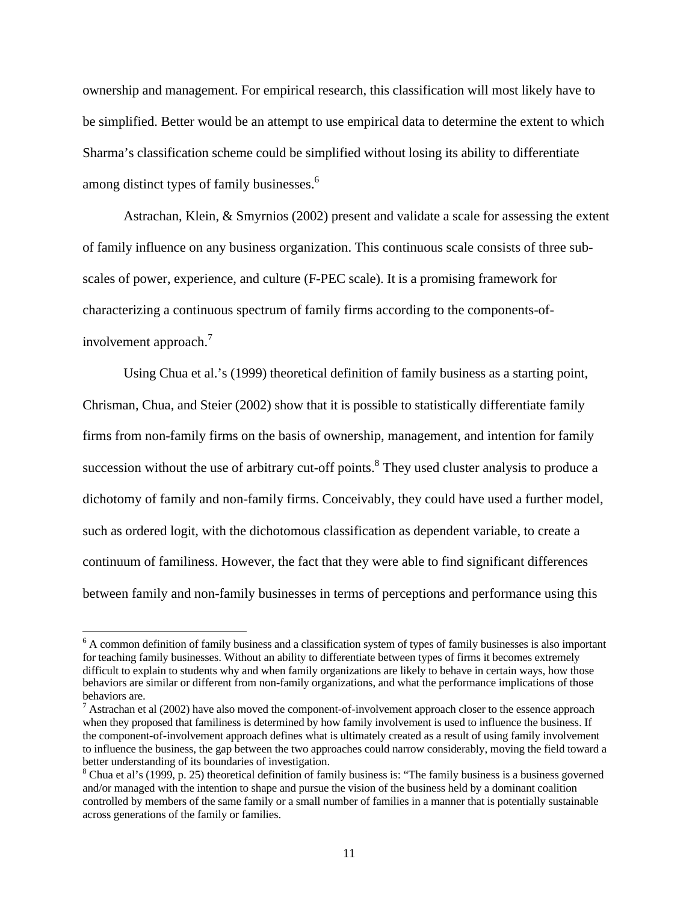ownership and management. For empirical research, this classification will most likely have to be simplified. Better would be an attempt to use empirical data to determine the extent to which Sharma's classification scheme could be simplified without losing its ability to differentiate among distinct types of family businesses.[6]

Astrachan, Klein, & Smyrnios (2002) present and validate a scale for assessing the extent of family influence on any business organization. This continuous scale consists of three sub-scales of power, experience, and culture (F-PEC scale). It is a promising framework for characterizing a continuous spectrum of family firms according to the components-of-involvement approach.[7]

Using Chua et al.'s (1999) theoretical definition of family business as a starting point, Chrisman, Chua, and Steier (2002) show that it is possible to statistically differentiate family firms from non-family firms on the basis of ownership, management, and intention for family succession without the use of arbitrary cut-off points.[8] They used cluster analysis to produce a dichotomy of family and non-family firms. Conceivably, they could have used a further model, such as ordered logit, with the dichotomous classification as dependent variable, to create a continuum of familiness. However, the fact that they were able to find significant differences between family and non-family businesses in terms of perceptions and performance using this

---

[6] A common definition of family business and a classification system of types of family businesses is also important for teaching family businesses. Without an ability to differentiate between types of firms it becomes extremely difficult to explain to students why and when family organizations are likely to behave in certain ways, how those behaviors are similar or different from non-family organizations, and what the performance implications of those behaviors are.

[7] Astrachan et al (2002) have also moved the component-of-involvement approach closer to the essence approach when they proposed that familiness is determined by how family involvement is used to influence the business. If the component-of-involvement approach defines what is ultimately created as a result of using family involvement to influence the business, the gap between the two approaches could narrow considerably, moving the field toward a better understanding of its boundaries of investigation.

[8] Chua et al's (1999, p. 25) theoretical definition of family business is: "The family business is a business governed and/or managed with the intention to shape and pursue the vision of the business held by a dominant coalition controlled by members of the same family or a small number of families in a manner that is potentially sustainable across generations of the family or families.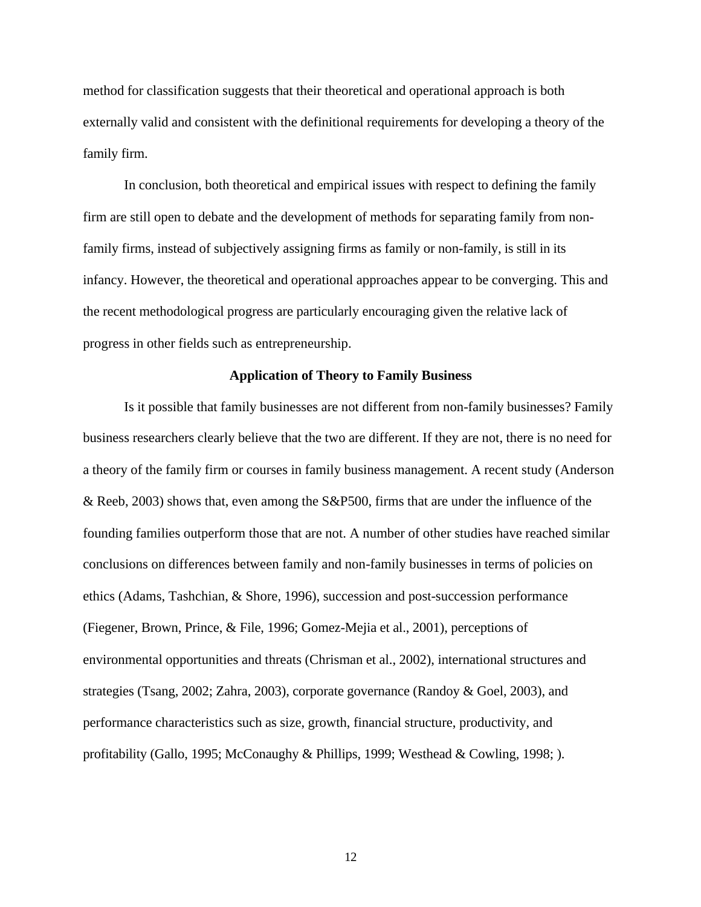method for classification suggests that their theoretical and operational approach is both externally valid and consistent with the definitional requirements for developing a theory of the family firm.

In conclusion, both theoretical and empirical issues with respect to defining the family firm are still open to debate and the development of methods for separating family from non-family firms, instead of subjectively assigning firms as family or non-family, is still in its infancy. However, the theoretical and operational approaches appear to be converging. This and the recent methodological progress are particularly encouraging given the relative lack of progress in other fields such as entrepreneurship.

## Application of Theory to Family Business

Is it possible that family businesses are not different from non-family businesses? Family business researchers clearly believe that the two are different. If they are not, there is no need for a theory of the family firm or courses in family business management. A recent study (Anderson & Reeb, 2003) shows that, even among the S&P500, firms that are under the influence of the founding families outperform those that are not. A number of other studies have reached similar conclusions on differences between family and non-family businesses in terms of policies on ethics (Adams, Tashchian, & Shore, 1996), succession and post-succession performance (Fiegener, Brown, Prince, & File, 1996; Gomez-Mejia et al., 2001), perceptions of environmental opportunities and threats (Chrisman et al., 2002), international structures and strategies (Tsang, 2002; Zahra, 2003), corporate governance (Randoy & Goel, 2003), and performance characteristics such as size, growth, financial structure, productivity, and profitability (Gallo, 1995; McConaughy & Phillips, 1999; Westhead & Cowling, 1998; ).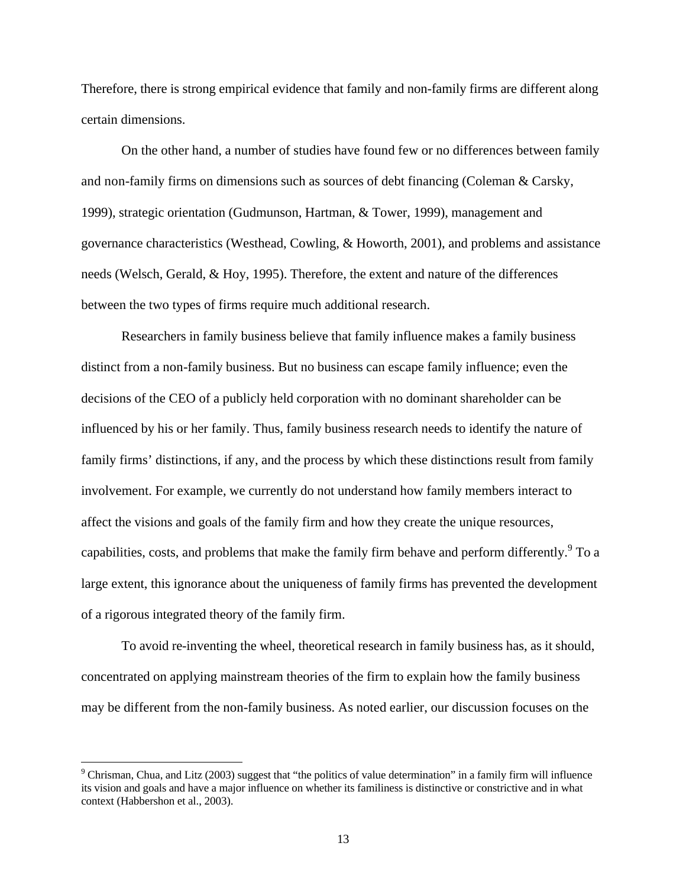Therefore, there is strong empirical evidence that family and non-family firms are different along certain dimensions.

On the other hand, a number of studies have found few or no differences between family and non-family firms on dimensions such as sources of debt financing (Coleman & Carsky, 1999), strategic orientation (Gudmunson, Hartman, & Tower, 1999), management and governance characteristics (Westhead, Cowling, & Howorth, 2001), and problems and assistance needs (Welsch, Gerald, & Hoy, 1995). Therefore, the extent and nature of the differences between the two types of firms require much additional research.

Researchers in family business believe that family influence makes a family business distinct from a non-family business. But no business can escape family influence; even the decisions of the CEO of a publicly held corporation with no dominant shareholder can be influenced by his or her family. Thus, family business research needs to identify the nature of family firms' distinctions, if any, and the process by which these distinctions result from family involvement. For example, we currently do not understand how family members interact to affect the visions and goals of the family firm and how they create the unique resources, capabilities, costs, and problems that make the family firm behave and perform differently.[9] To a large extent, this ignorance about the uniqueness of family firms has prevented the development of a rigorous integrated theory of the family firm.

To avoid re-inventing the wheel, theoretical research in family business has, as it should, concentrated on applying mainstream theories of the firm to explain how the family business may be different from the non-family business. As noted earlier, our discussion focuses on the

---

[9] Chrisman, Chua, and Litz (2003) suggest that "the politics of value determination" in a family firm will influence its vision and goals and have a major influence on whether its familiness is distinctive or constrictive and in what context (Habbershon et al., 2003).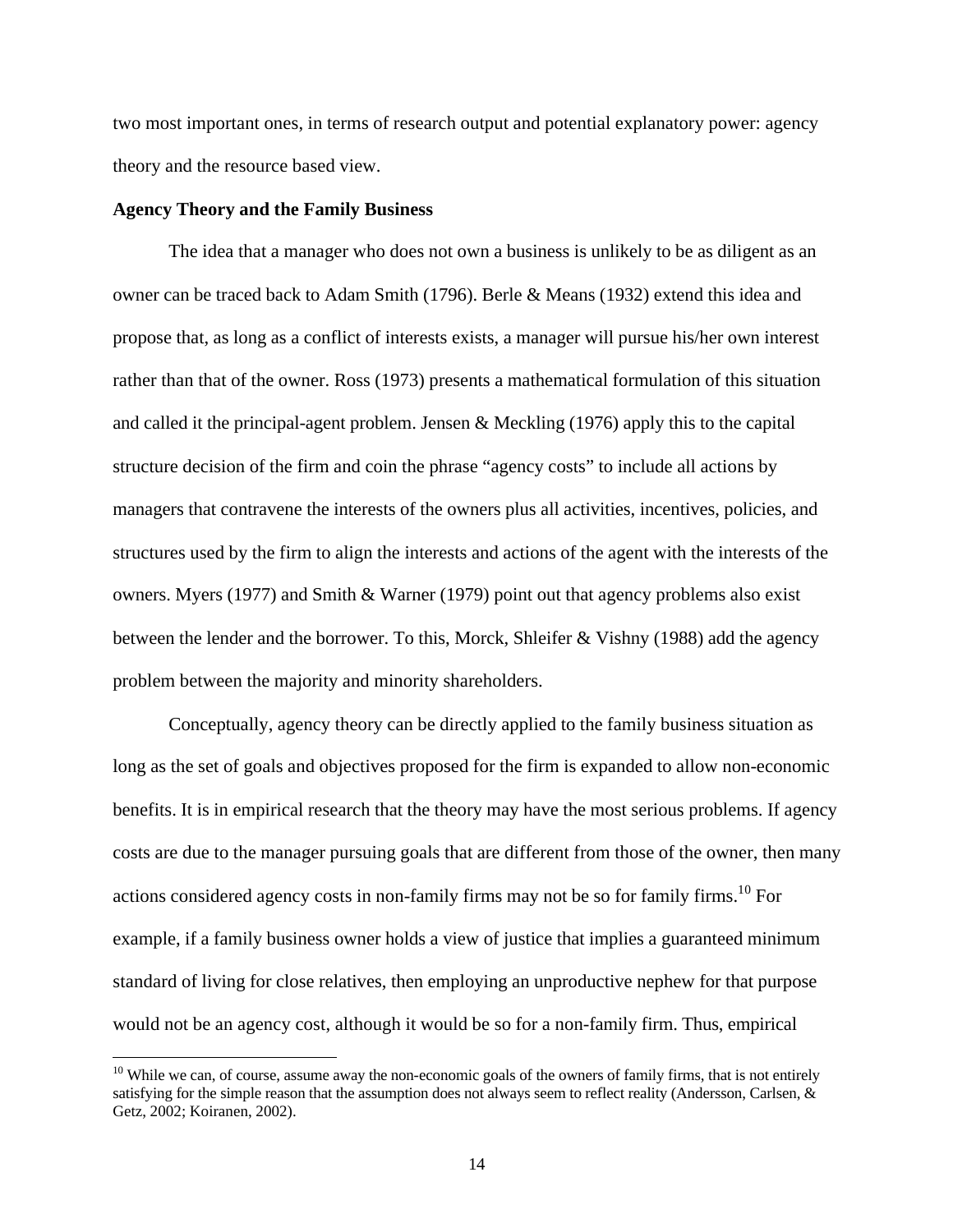two most important ones, in terms of research output and potential explanatory power: agency theory and the resource based view.

**Agency Theory and the Family Business**

The idea that a manager who does not own a business is unlikely to be as diligent as an owner can be traced back to Adam Smith (1796). Berle & Means (1932) extend this idea and propose that, as long as a conflict of interests exists, a manager will pursue his/her own interest rather than that of the owner. Ross (1973) presents a mathematical formulation of this situation and called it the principal-agent problem. Jensen & Meckling (1976) apply this to the capital structure decision of the firm and coin the phrase "agency costs" to include all actions by managers that contravene the interests of the owners plus all activities, incentives, policies, and structures used by the firm to align the interests and actions of the agent with the interests of the owners. Myers (1977) and Smith & Warner (1979) point out that agency problems also exist between the lender and the borrower. To this, Morck, Shleifer & Vishny (1988) add the agency problem between the majority and minority shareholders.

Conceptually, agency theory can be directly applied to the family business situation as long as the set of goals and objectives proposed for the firm is expanded to allow non-economic benefits. It is in empirical research that the theory may have the most serious problems. If agency costs are due to the manager pursuing goals that are different from those of the owner, then many actions considered agency costs in non-family firms may not be so for family firms.[10] For example, if a family business owner holds a view of justice that implies a guaranteed minimum standard of living for close relatives, then employing an unproductive nephew for that purpose would not be an agency cost, although it would be so for a non-family firm. Thus, empirical

[10] While we can, of course, assume away the non-economic goals of the owners of family firms, that is not entirely satisfying for the simple reason that the assumption does not always seem to reflect reality (Andersson, Carlsen, & Getz, 2002; Koiranen, 2002).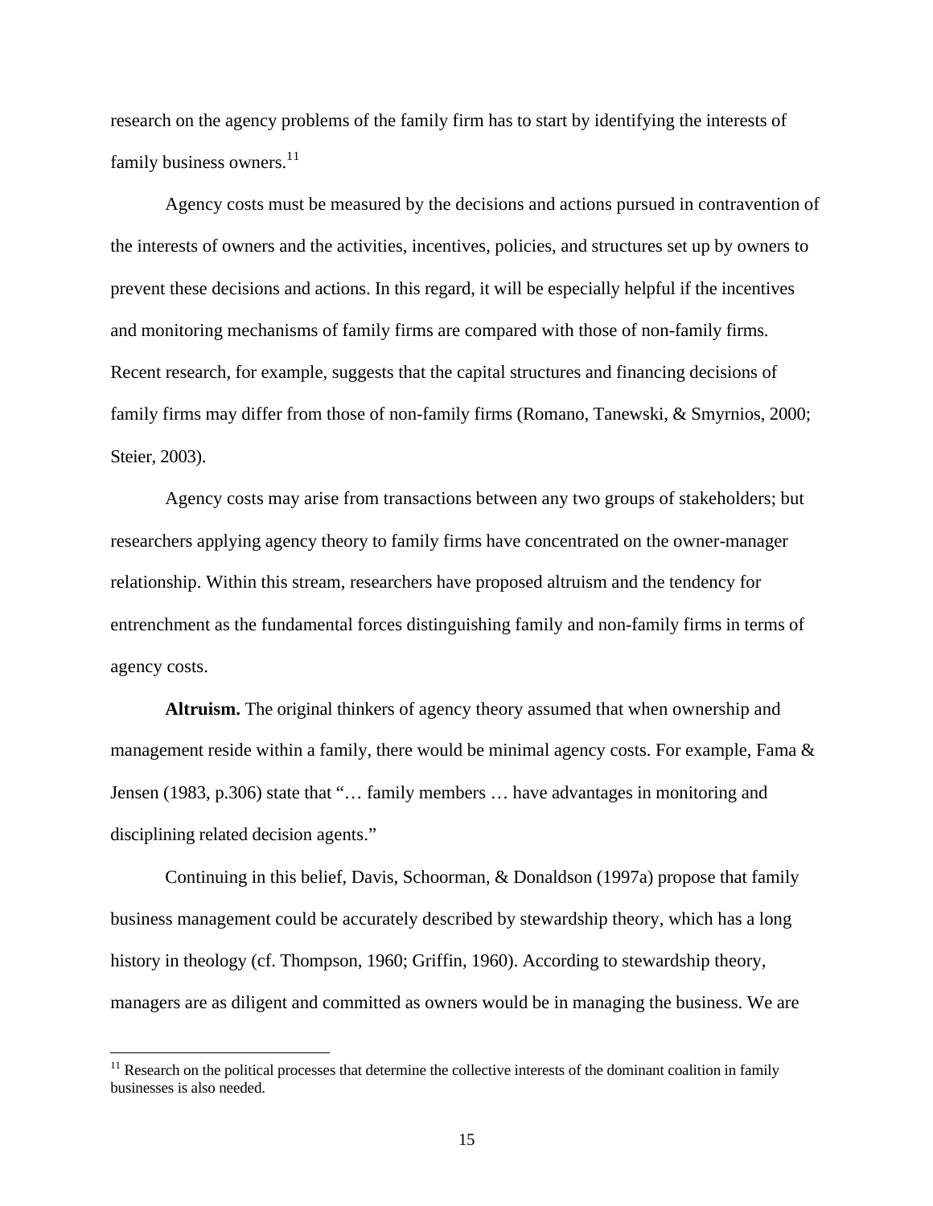research on the agency problems of the family firm has to start by identifying the interests of family business owners.[11]

Agency costs must be measured by the decisions and actions pursued in contravention of the interests of owners and the activities, incentives, policies, and structures set up by owners to prevent these decisions and actions. In this regard, it will be especially helpful if the incentives and monitoring mechanisms of family firms are compared with those of non-family firms. Recent research, for example, suggests that the capital structures and financing decisions of family firms may differ from those of non-family firms (Romano, Tanewski, & Smyrnios, 2000; Steier, 2003).

Agency costs may arise from transactions between any two groups of stakeholders; but researchers applying agency theory to family firms have concentrated on the owner-manager relationship. Within this stream, researchers have proposed altruism and the tendency for entrenchment as the fundamental forces distinguishing family and non-family firms in terms of agency costs.

**Altruism.** The original thinkers of agency theory assumed that when ownership and management reside within a family, there would be minimal agency costs. For example, Fama & Jensen (1983, p.306) state that "… family members … have advantages in monitoring and disciplining related decision agents."

Continuing in this belief, Davis, Schoorman, & Donaldson (1997a) propose that family business management could be accurately described by stewardship theory, which has a long history in theology (cf. Thompson, 1960; Griffin, 1960). According to stewardship theory, managers are as diligent and committed as owners would be in managing the business. We are

---

[11] Research on the political processes that determine the collective interests of the dominant coalition in family businesses is also needed.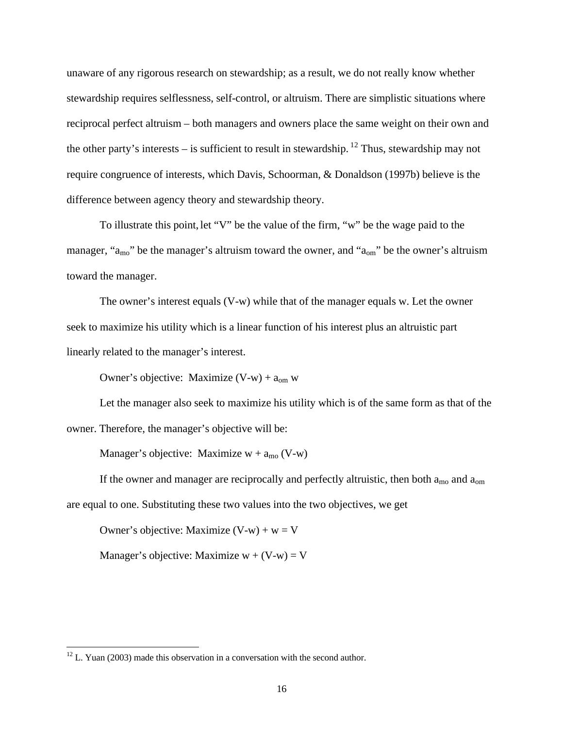unaware of any rigorous research on stewardship; as a result, we do not really know whether stewardship requires selflessness, self-control, or altruism. There are simplistic situations where reciprocal perfect altruism – both managers and owners place the same weight on their own and the other party's interests – is sufficient to result in stewardship.[12] Thus, stewardship may not require congruence of interests, which Davis, Schoorman, & Donaldson (1997b) believe is the difference between agency theory and stewardship theory.

To illustrate this point, let "V" be the value of the firm, "w" be the wage paid to the manager, "$a_{mo}$" be the manager's altruism toward the owner, and "$a_{om}$" be the owner's altruism toward the manager.

The owner's interest equals (V-w) while that of the manager equals w. Let the owner seek to maximize his utility which is a linear function of his interest plus an altruistic part linearly related to the manager's interest.

Owner's objective: Maximize $(V-w) + a_{om}\,w$

Let the manager also seek to maximize his utility which is of the same form as that of the owner. Therefore, the manager's objective will be:

Manager's objective: Maximize $w + a_{mo}\,(V-w)$

If the owner and manager are reciprocally and perfectly altruistic, then both $a_{mo}$ and $a_{om}$ are equal to one. Substituting these two values into the two objectives, we get

Owner's objective: Maximize $(V-w) + w = V$

Manager's objective: Maximize $w + (V-w) = V$

---

[12] L. Yuan (2003) made this observation in a conversation with the second author.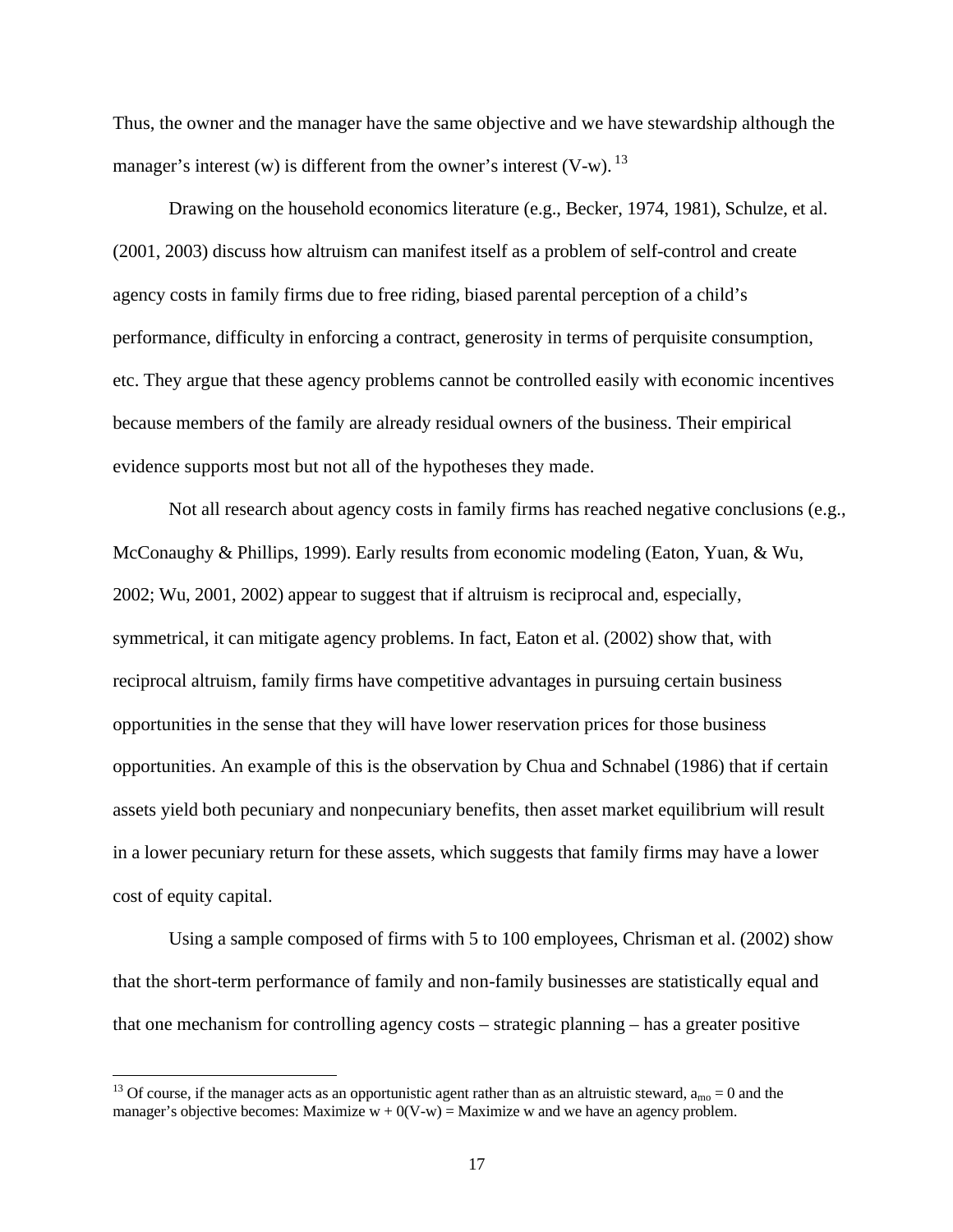Thus, the owner and the manager have the same objective and we have stewardship although the manager's interest (w) is different from the owner's interest (V-w). [13]

Drawing on the household economics literature (e.g., Becker, 1974, 1981), Schulze, et al. (2001, 2003) discuss how altruism can manifest itself as a problem of self-control and create agency costs in family firms due to free riding, biased parental perception of a child's performance, difficulty in enforcing a contract, generosity in terms of perquisite consumption, etc. They argue that these agency problems cannot be controlled easily with economic incentives because members of the family are already residual owners of the business. Their empirical evidence supports most but not all of the hypotheses they made.

Not all research about agency costs in family firms has reached negative conclusions (e.g., McConaughy & Phillips, 1999). Early results from economic modeling (Eaton, Yuan, & Wu, 2002; Wu, 2001, 2002) appear to suggest that if altruism is reciprocal and, especially, symmetrical, it can mitigate agency problems. In fact, Eaton et al. (2002) show that, with reciprocal altruism, family firms have competitive advantages in pursuing certain business opportunities in the sense that they will have lower reservation prices for those business opportunities. An example of this is the observation by Chua and Schnabel (1986) that if certain assets yield both pecuniary and nonpecuniary benefits, then asset market equilibrium will result in a lower pecuniary return for these assets, which suggests that family firms may have a lower cost of equity capital.

Using a sample composed of firms with 5 to 100 employees, Chrisman et al. (2002) show that the short-term performance of family and non-family businesses are statistically equal and that one mechanism for controlling agency costs – strategic planning – has a greater positive

---

[13] Of course, if the manager acts as an opportunistic agent rather than as an altruistic steward, $a_{mo} = 0$ and the manager's objective becomes: Maximize $w + 0(V\text{-}w)$ = Maximize $w$ and we have an agency problem.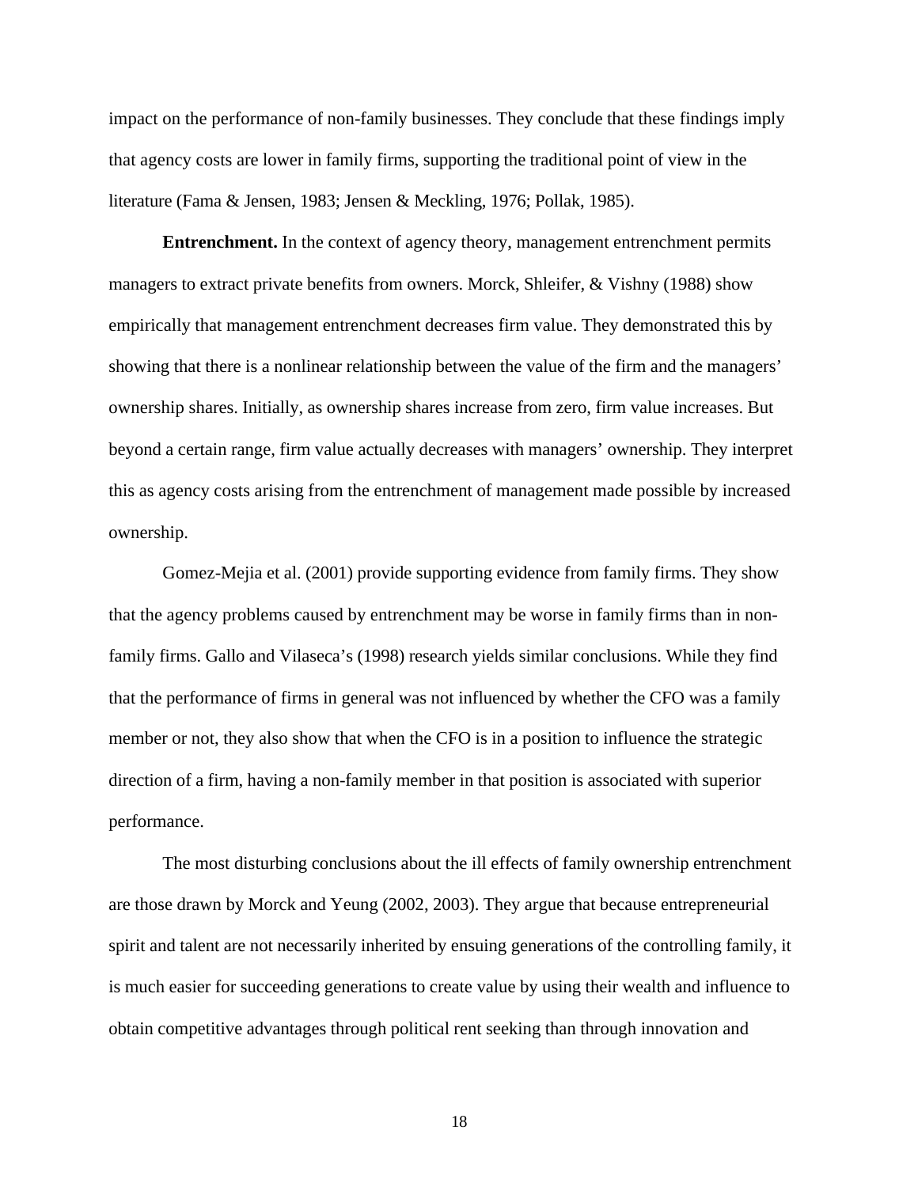impact on the performance of non-family businesses. They conclude that these findings imply that agency costs are lower in family firms, supporting the traditional point of view in the literature (Fama & Jensen, 1983; Jensen & Meckling, 1976; Pollak, 1985).

**Entrenchment.** In the context of agency theory, management entrenchment permits managers to extract private benefits from owners. Morck, Shleifer, & Vishny (1988) show empirically that management entrenchment decreases firm value. They demonstrated this by showing that there is a nonlinear relationship between the value of the firm and the managers' ownership shares. Initially, as ownership shares increase from zero, firm value increases. But beyond a certain range, firm value actually decreases with managers' ownership. They interpret this as agency costs arising from the entrenchment of management made possible by increased ownership.

Gomez-Mejia et al. (2001) provide supporting evidence from family firms. They show that the agency problems caused by entrenchment may be worse in family firms than in non-family firms. Gallo and Vilaseca's (1998) research yields similar conclusions. While they find that the performance of firms in general was not influenced by whether the CFO was a family member or not, they also show that when the CFO is in a position to influence the strategic direction of a firm, having a non-family member in that position is associated with superior performance.

The most disturbing conclusions about the ill effects of family ownership entrenchment are those drawn by Morck and Yeung (2002, 2003). They argue that because entrepreneurial spirit and talent are not necessarily inherited by ensuing generations of the controlling family, it is much easier for succeeding generations to create value by using their wealth and influence to obtain competitive advantages through political rent seeking than through innovation and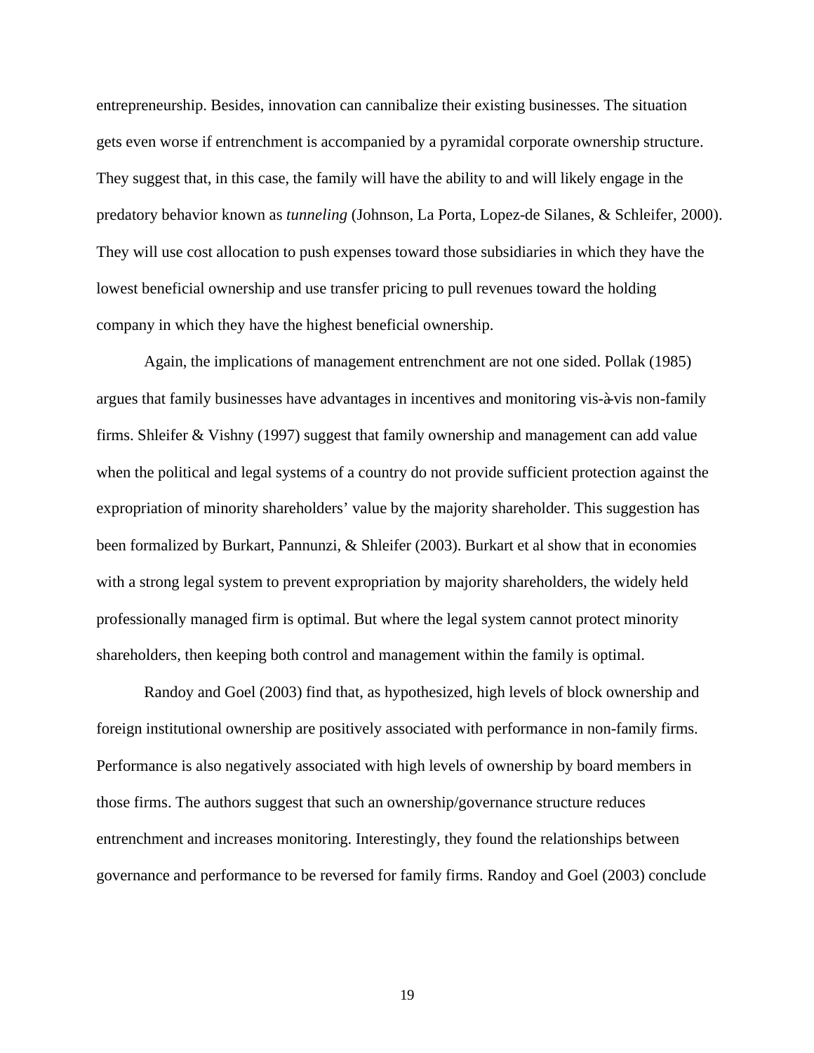entrepreneurship. Besides, innovation can cannibalize their existing businesses. The situation gets even worse if entrenchment is accompanied by a pyramidal corporate ownership structure. They suggest that, in this case, the family will have the ability to and will likely engage in the predatory behavior known as *tunneling* (Johnson, La Porta, Lopez-de Silanes, & Schleifer, 2000). They will use cost allocation to push expenses toward those subsidiaries in which they have the lowest beneficial ownership and use transfer pricing to pull revenues toward the holding company in which they have the highest beneficial ownership.

Again, the implications of management entrenchment are not one sided. Pollak (1985) argues that family businesses have advantages in incentives and monitoring vis-à-vis non-family firms. Shleifer & Vishny (1997) suggest that family ownership and management can add value when the political and legal systems of a country do not provide sufficient protection against the expropriation of minority shareholders' value by the majority shareholder. This suggestion has been formalized by Burkart, Pannunzi, & Shleifer (2003). Burkart et al show that in economies with a strong legal system to prevent expropriation by majority shareholders, the widely held professionally managed firm is optimal. But where the legal system cannot protect minority shareholders, then keeping both control and management within the family is optimal.

Randoy and Goel (2003) find that, as hypothesized, high levels of block ownership and foreign institutional ownership are positively associated with performance in non-family firms. Performance is also negatively associated with high levels of ownership by board members in those firms. The authors suggest that such an ownership/governance structure reduces entrenchment and increases monitoring. Interestingly, they found the relationships between governance and performance to be reversed for family firms. Randoy and Goel (2003) conclude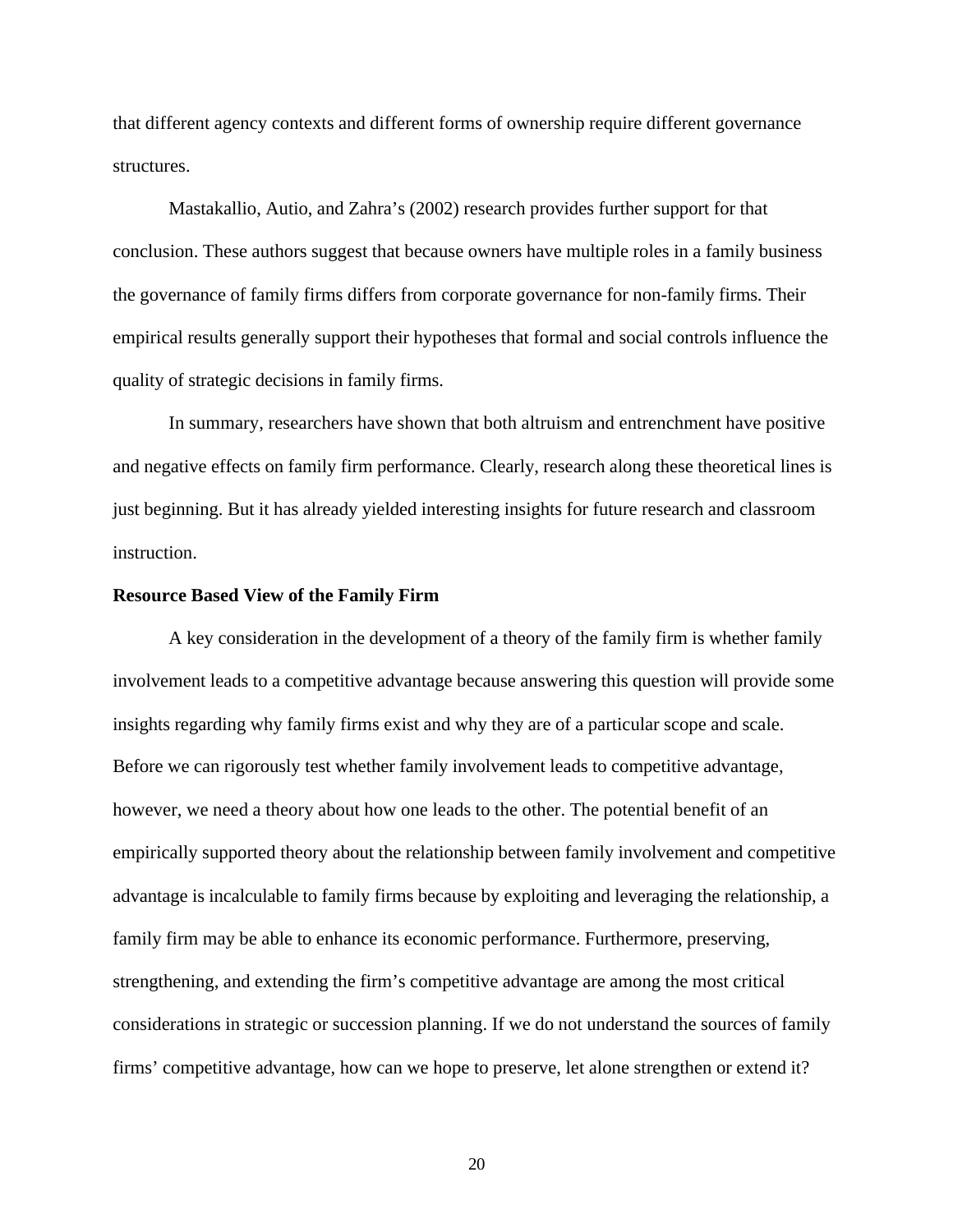that different agency contexts and different forms of ownership require different governance structures.

Mastakallio, Autio, and Zahra's (2002) research provides further support for that conclusion. These authors suggest that because owners have multiple roles in a family business the governance of family firms differs from corporate governance for non-family firms. Their empirical results generally support their hypotheses that formal and social controls influence the quality of strategic decisions in family firms.

In summary, researchers have shown that both altruism and entrenchment have positive and negative effects on family firm performance. Clearly, research along these theoretical lines is just beginning. But it has already yielded interesting insights for future research and classroom instruction.

**Resource Based View of the Family Firm**

A key consideration in the development of a theory of the family firm is whether family involvement leads to a competitive advantage because answering this question will provide some insights regarding why family firms exist and why they are of a particular scope and scale. Before we can rigorously test whether family involvement leads to competitive advantage, however, we need a theory about how one leads to the other. The potential benefit of an empirically supported theory about the relationship between family involvement and competitive advantage is incalculable to family firms because by exploiting and leveraging the relationship, a family firm may be able to enhance its economic performance. Furthermore, preserving, strengthening, and extending the firm's competitive advantage are among the most critical considerations in strategic or succession planning. If we do not understand the sources of family firms' competitive advantage, how can we hope to preserve, let alone strengthen or extend it?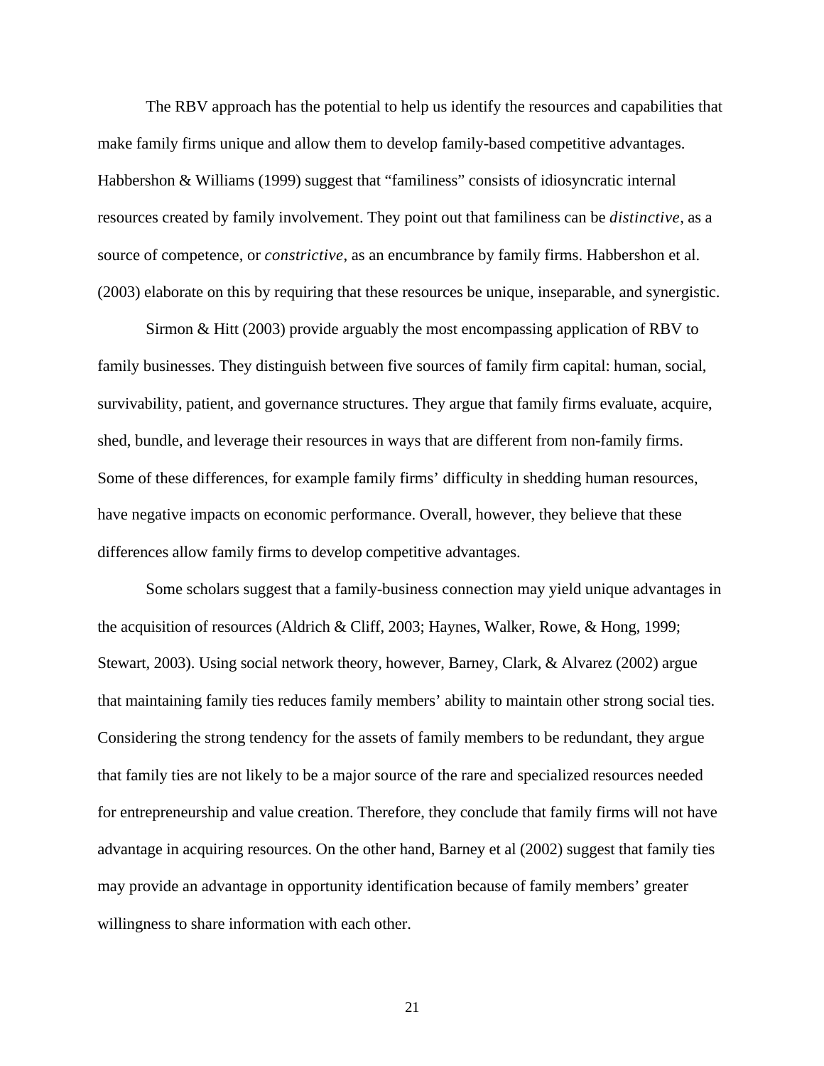The RBV approach has the potential to help us identify the resources and capabilities that make family firms unique and allow them to develop family-based competitive advantages. Habbershon & Williams (1999) suggest that "familiness" consists of idiosyncratic internal resources created by family involvement. They point out that familiness can be *distinctive*, as a source of competence, or *constrictive*, as an encumbrance by family firms. Habbershon et al. (2003) elaborate on this by requiring that these resources be unique, inseparable, and synergistic.

Sirmon & Hitt (2003) provide arguably the most encompassing application of RBV to family businesses. They distinguish between five sources of family firm capital: human, social, survivability, patient, and governance structures. They argue that family firms evaluate, acquire, shed, bundle, and leverage their resources in ways that are different from non-family firms. Some of these differences, for example family firms' difficulty in shedding human resources, have negative impacts on economic performance. Overall, however, they believe that these differences allow family firms to develop competitive advantages.

Some scholars suggest that a family-business connection may yield unique advantages in the acquisition of resources (Aldrich & Cliff, 2003; Haynes, Walker, Rowe, & Hong, 1999; Stewart, 2003). Using social network theory, however, Barney, Clark, & Alvarez (2002) argue that maintaining family ties reduces family members' ability to maintain other strong social ties. Considering the strong tendency for the assets of family members to be redundant, they argue that family ties are not likely to be a major source of the rare and specialized resources needed for entrepreneurship and value creation. Therefore, they conclude that family firms will not have advantage in acquiring resources. On the other hand, Barney et al (2002) suggest that family ties may provide an advantage in opportunity identification because of family members' greater willingness to share information with each other.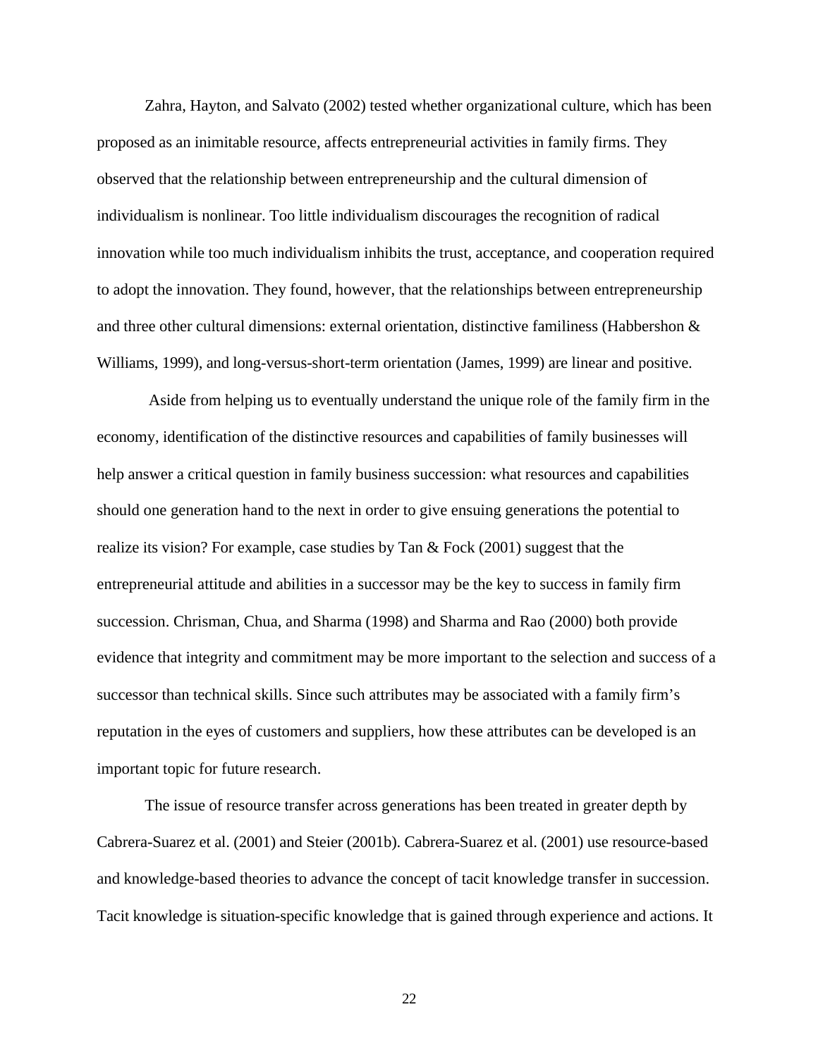Zahra, Hayton, and Salvato (2002) tested whether organizational culture, which has been proposed as an inimitable resource, affects entrepreneurial activities in family firms. They observed that the relationship between entrepreneurship and the cultural dimension of individualism is nonlinear. Too little individualism discourages the recognition of radical innovation while too much individualism inhibits the trust, acceptance, and cooperation required to adopt the innovation. They found, however, that the relationships between entrepreneurship and three other cultural dimensions: external orientation, distinctive familiness (Habbershon & Williams, 1999), and long-versus-short-term orientation (James, 1999) are linear and positive.

Aside from helping us to eventually understand the unique role of the family firm in the economy, identification of the distinctive resources and capabilities of family businesses will help answer a critical question in family business succession: what resources and capabilities should one generation hand to the next in order to give ensuing generations the potential to realize its vision? For example, case studies by Tan & Fock (2001) suggest that the entrepreneurial attitude and abilities in a successor may be the key to success in family firm succession. Chrisman, Chua, and Sharma (1998) and Sharma and Rao (2000) both provide evidence that integrity and commitment may be more important to the selection and success of a successor than technical skills. Since such attributes may be associated with a family firm's reputation in the eyes of customers and suppliers, how these attributes can be developed is an important topic for future research.

The issue of resource transfer across generations has been treated in greater depth by Cabrera-Suarez et al. (2001) and Steier (2001b). Cabrera-Suarez et al. (2001) use resource-based and knowledge-based theories to advance the concept of tacit knowledge transfer in succession. Tacit knowledge is situation-specific knowledge that is gained through experience and actions. It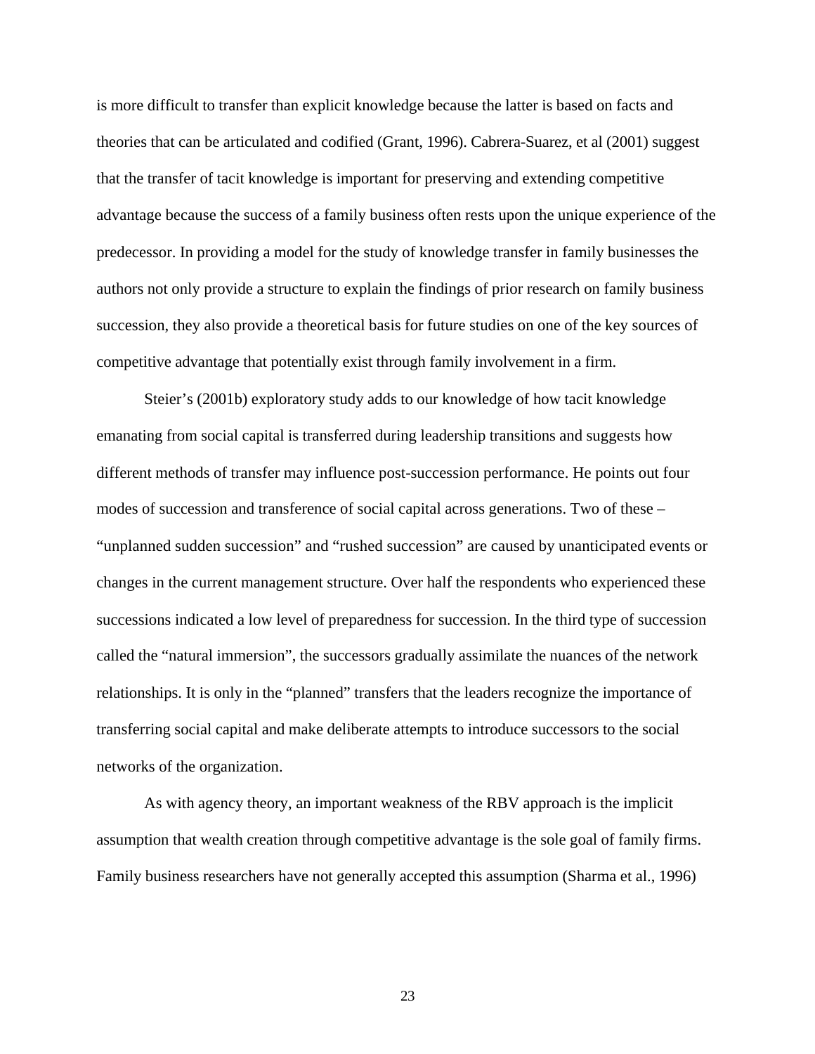is more difficult to transfer than explicit knowledge because the latter is based on facts and theories that can be articulated and codified (Grant, 1996). Cabrera-Suarez, et al (2001) suggest that the transfer of tacit knowledge is important for preserving and extending competitive advantage because the success of a family business often rests upon the unique experience of the predecessor. In providing a model for the study of knowledge transfer in family businesses the authors not only provide a structure to explain the findings of prior research on family business succession, they also provide a theoretical basis for future studies on one of the key sources of competitive advantage that potentially exist through family involvement in a firm.

Steier's (2001b) exploratory study adds to our knowledge of how tacit knowledge emanating from social capital is transferred during leadership transitions and suggests how different methods of transfer may influence post-succession performance. He points out four modes of succession and transference of social capital across generations. Two of these – "unplanned sudden succession" and "rushed succession" are caused by unanticipated events or changes in the current management structure. Over half the respondents who experienced these successions indicated a low level of preparedness for succession. In the third type of succession called the "natural immersion", the successors gradually assimilate the nuances of the network relationships. It is only in the "planned" transfers that the leaders recognize the importance of transferring social capital and make deliberate attempts to introduce successors to the social networks of the organization.

As with agency theory, an important weakness of the RBV approach is the implicit assumption that wealth creation through competitive advantage is the sole goal of family firms. Family business researchers have not generally accepted this assumption (Sharma et al., 1996)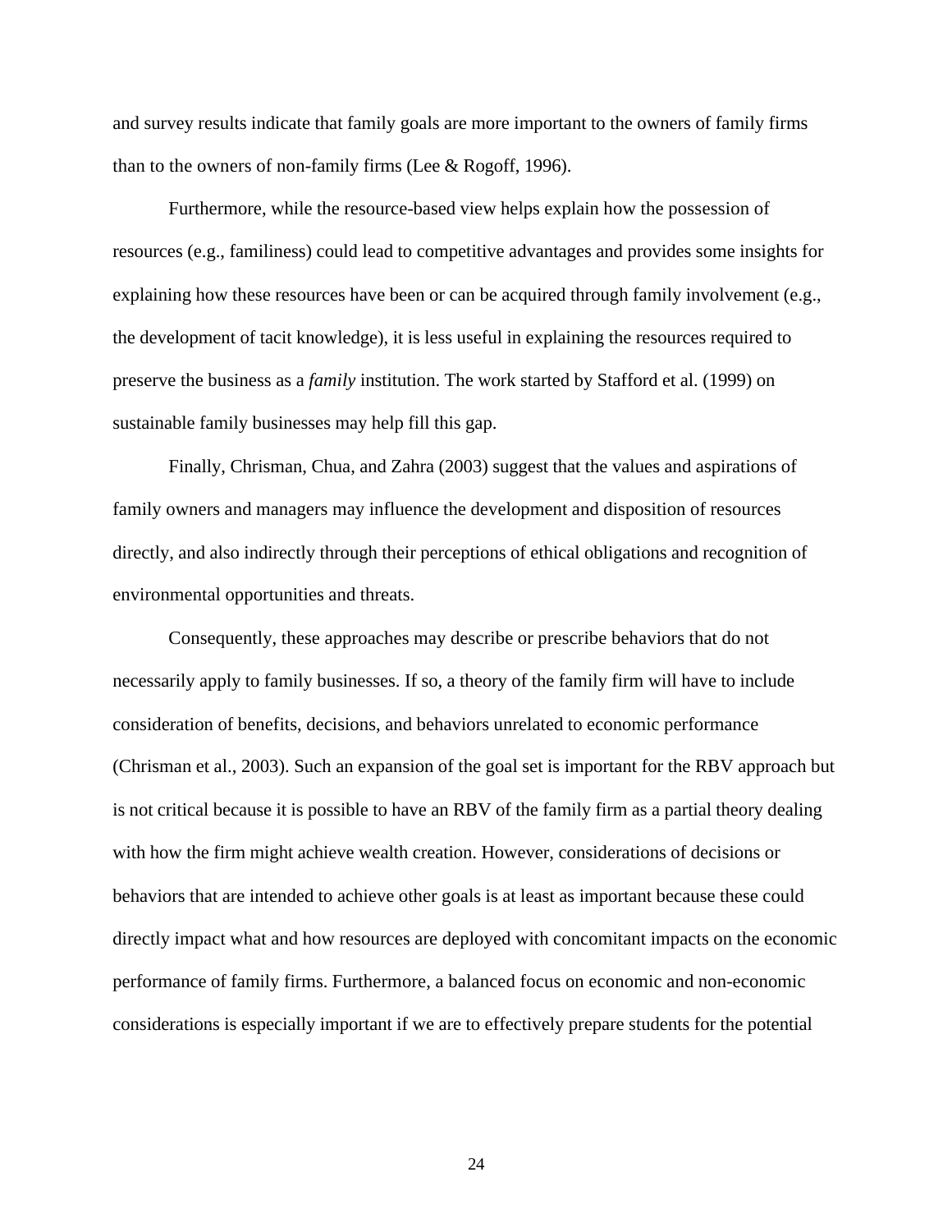and survey results indicate that family goals are more important to the owners of family firms than to the owners of non-family firms (Lee & Rogoff, 1996).

Furthermore, while the resource-based view helps explain how the possession of resources (e.g., familiness) could lead to competitive advantages and provides some insights for explaining how these resources have been or can be acquired through family involvement (e.g., the development of tacit knowledge), it is less useful in explaining the resources required to preserve the business as a *family* institution. The work started by Stafford et al. (1999) on sustainable family businesses may help fill this gap.

Finally, Chrisman, Chua, and Zahra (2003) suggest that the values and aspirations of family owners and managers may influence the development and disposition of resources directly, and also indirectly through their perceptions of ethical obligations and recognition of environmental opportunities and threats.

Consequently, these approaches may describe or prescribe behaviors that do not necessarily apply to family businesses. If so, a theory of the family firm will have to include consideration of benefits, decisions, and behaviors unrelated to economic performance (Chrisman et al., 2003). Such an expansion of the goal set is important for the RBV approach but is not critical because it is possible to have an RBV of the family firm as a partial theory dealing with how the firm might achieve wealth creation. However, considerations of decisions or behaviors that are intended to achieve other goals is at least as important because these could directly impact what and how resources are deployed with concomitant impacts on the economic performance of family firms. Furthermore, a balanced focus on economic and non-economic considerations is especially important if we are to effectively prepare students for the potential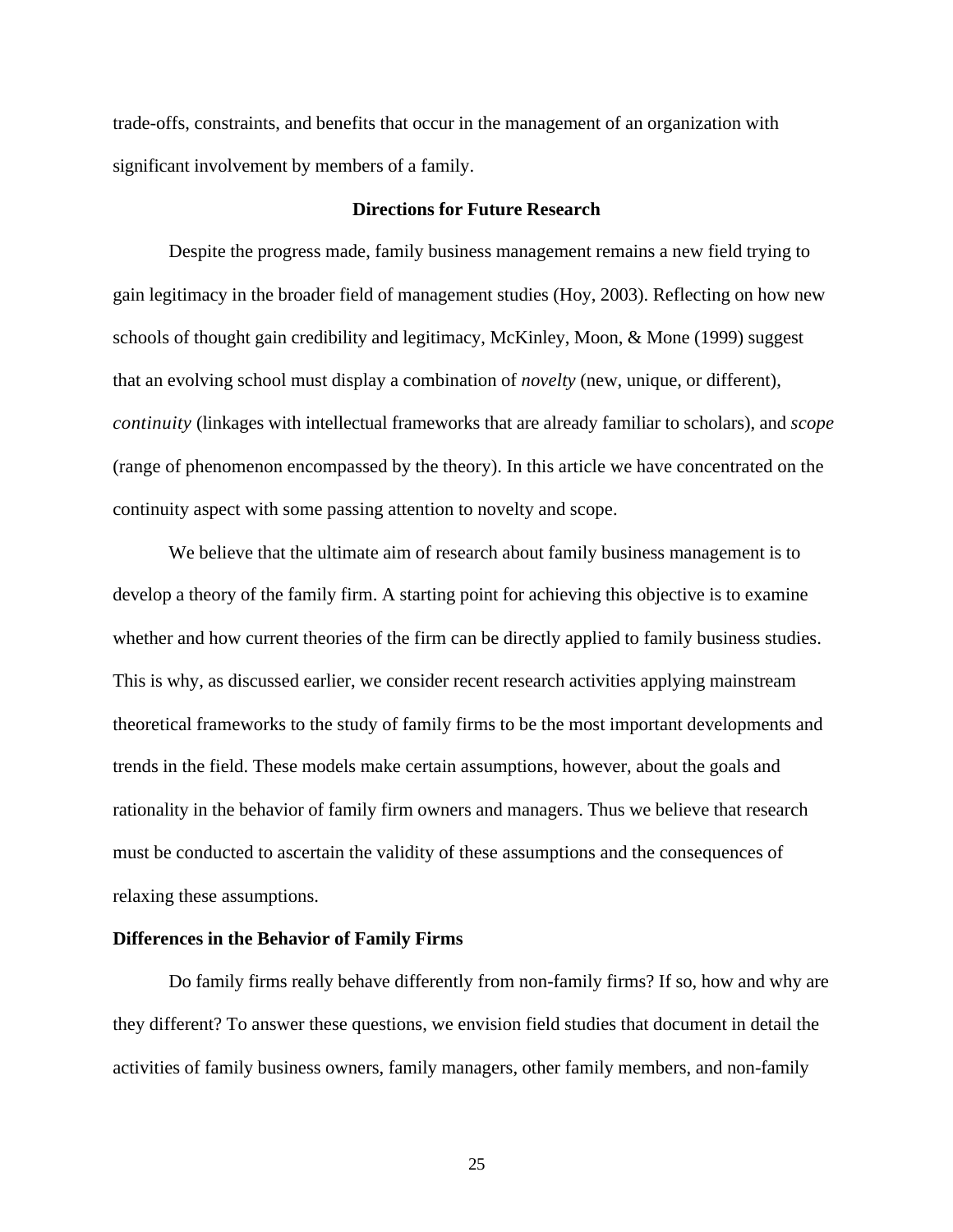trade-offs, constraints, and benefits that occur in the management of an organization with significant involvement by members of a family.

## Directions for Future Research

Despite the progress made, family business management remains a new field trying to gain legitimacy in the broader field of management studies (Hoy, 2003). Reflecting on how new schools of thought gain credibility and legitimacy, McKinley, Moon, & Mone (1999) suggest that an evolving school must display a combination of *novelty* (new, unique, or different), *continuity* (linkages with intellectual frameworks that are already familiar to scholars), and *scope* (range of phenomenon encompassed by the theory). In this article we have concentrated on the continuity aspect with some passing attention to novelty and scope.

We believe that the ultimate aim of research about family business management is to develop a theory of the family firm. A starting point for achieving this objective is to examine whether and how current theories of the firm can be directly applied to family business studies. This is why, as discussed earlier, we consider recent research activities applying mainstream theoretical frameworks to the study of family firms to be the most important developments and trends in the field. These models make certain assumptions, however, about the goals and rationality in the behavior of family firm owners and managers. Thus we believe that research must be conducted to ascertain the validity of these assumptions and the consequences of relaxing these assumptions.

### Differences in the Behavior of Family Firms

Do family firms really behave differently from non-family firms? If so, how and why are they different? To answer these questions, we envision field studies that document in detail the activities of family business owners, family managers, other family members, and non-family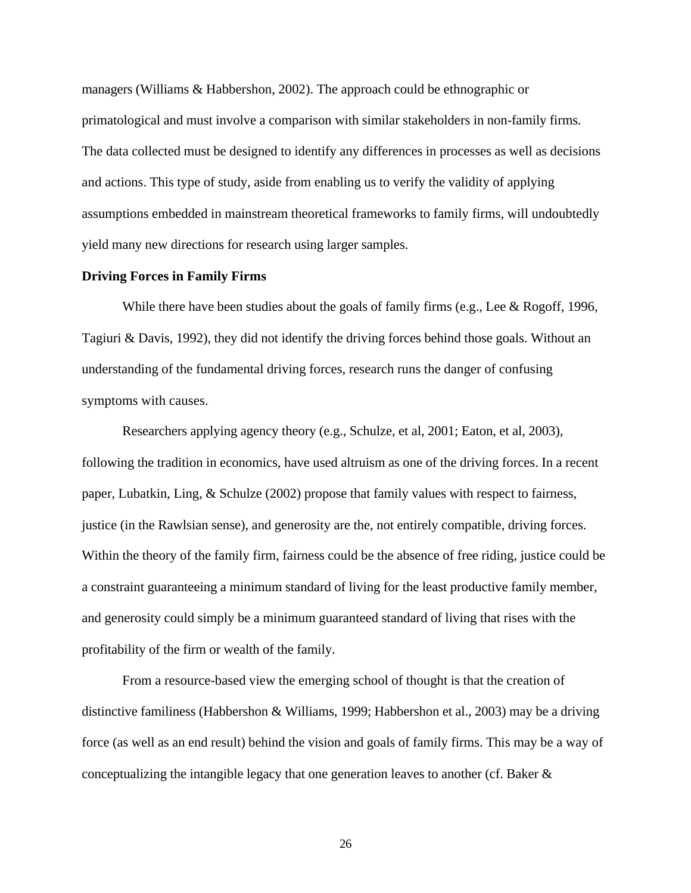managers (Williams & Habbershon, 2002). The approach could be ethnographic or primatological and must involve a comparison with similar stakeholders in non-family firms. The data collected must be designed to identify any differences in processes as well as decisions and actions. This type of study, aside from enabling us to verify the validity of applying assumptions embedded in mainstream theoretical frameworks to family firms, will undoubtedly yield many new directions for research using larger samples.

**Driving Forces in Family Firms**

While there have been studies about the goals of family firms (e.g., Lee & Rogoff, 1996, Tagiuri & Davis, 1992), they did not identify the driving forces behind those goals. Without an understanding of the fundamental driving forces, research runs the danger of confusing symptoms with causes.

Researchers applying agency theory (e.g., Schulze, et al, 2001; Eaton, et al, 2003), following the tradition in economics, have used altruism as one of the driving forces. In a recent paper, Lubatkin, Ling, & Schulze (2002) propose that family values with respect to fairness, justice (in the Rawlsian sense), and generosity are the, not entirely compatible, driving forces. Within the theory of the family firm, fairness could be the absence of free riding, justice could be a constraint guaranteeing a minimum standard of living for the least productive family member, and generosity could simply be a minimum guaranteed standard of living that rises with the profitability of the firm or wealth of the family.

From a resource-based view the emerging school of thought is that the creation of distinctive familiness (Habbershon & Williams, 1999; Habbershon et al., 2003) may be a driving force (as well as an end result) behind the vision and goals of family firms. This may be a way of conceptualizing the intangible legacy that one generation leaves to another (cf. Baker &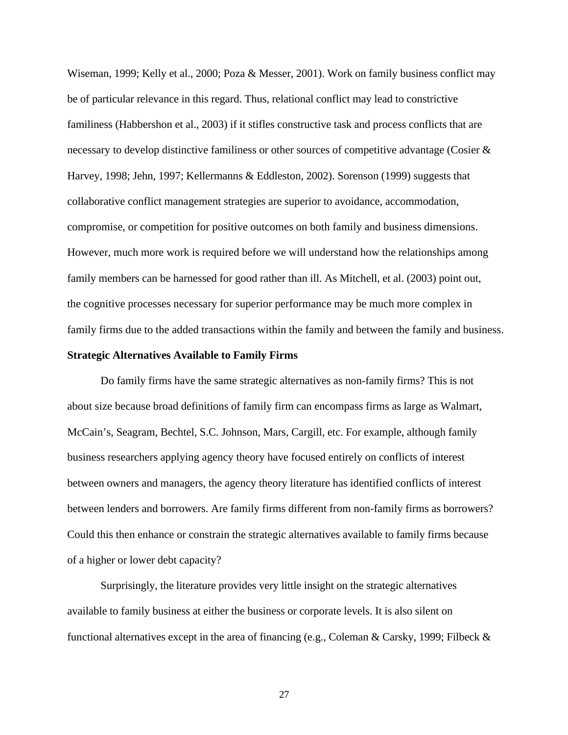Wiseman, 1999; Kelly et al., 2000; Poza & Messer, 2001). Work on family business conflict may be of particular relevance in this regard. Thus, relational conflict may lead to constrictive familiness (Habbershon et al., 2003) if it stifles constructive task and process conflicts that are necessary to develop distinctive familiness or other sources of competitive advantage (Cosier & Harvey, 1998; Jehn, 1997; Kellermanns & Eddleston, 2002). Sorenson (1999) suggests that collaborative conflict management strategies are superior to avoidance, accommodation, compromise, or competition for positive outcomes on both family and business dimensions. However, much more work is required before we will understand how the relationships among family members can be harnessed for good rather than ill. As Mitchell, et al. (2003) point out, the cognitive processes necessary for superior performance may be much more complex in family firms due to the added transactions within the family and between the family and business.

**Strategic Alternatives Available to Family Firms**

Do family firms have the same strategic alternatives as non-family firms? This is not about size because broad definitions of family firm can encompass firms as large as Walmart, McCain's, Seagram, Bechtel, S.C. Johnson, Mars, Cargill, etc. For example, although family business researchers applying agency theory have focused entirely on conflicts of interest between owners and managers, the agency theory literature has identified conflicts of interest between lenders and borrowers. Are family firms different from non-family firms as borrowers? Could this then enhance or constrain the strategic alternatives available to family firms because of a higher or lower debt capacity?

Surprisingly, the literature provides very little insight on the strategic alternatives available to family business at either the business or corporate levels. It is also silent on functional alternatives except in the area of financing (e.g., Coleman & Carsky, 1999; Filbeck &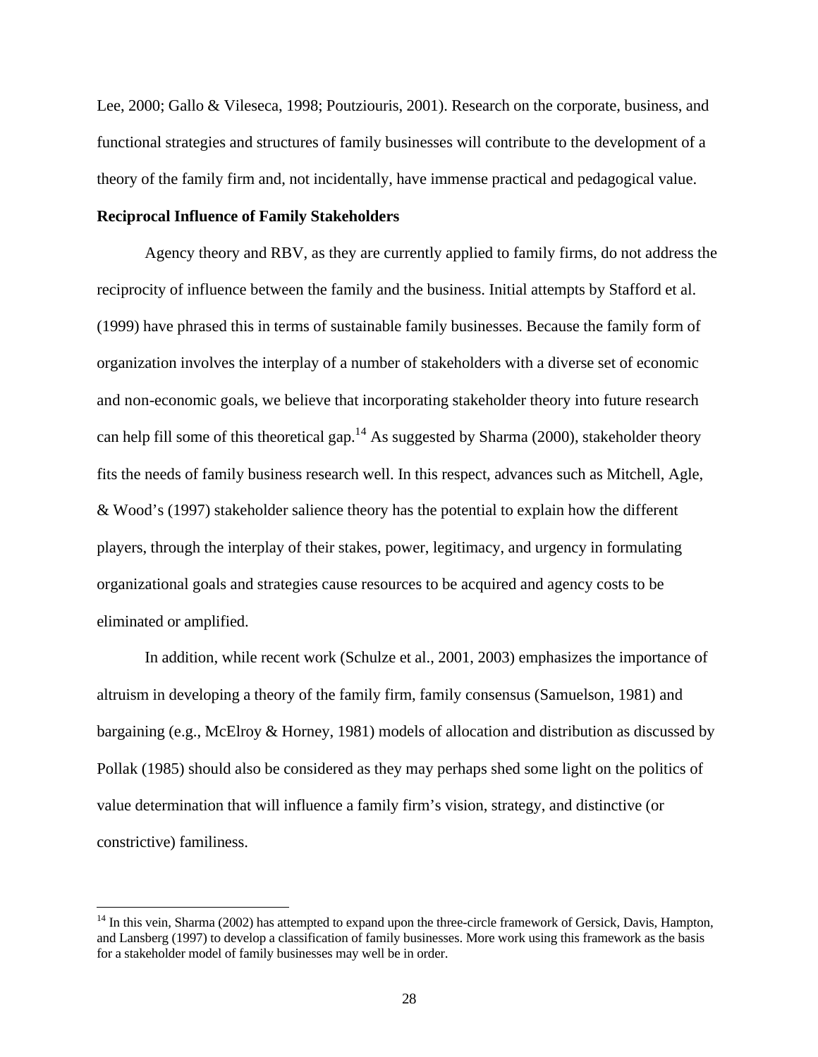Lee, 2000; Gallo & Vileseca, 1998; Poutziouris, 2001). Research on the corporate, business, and functional strategies and structures of family businesses will contribute to the development of a theory of the family firm and, not incidentally, have immense practical and pedagogical value.

**Reciprocal Influence of Family Stakeholders**

Agency theory and RBV, as they are currently applied to family firms, do not address the reciprocity of influence between the family and the business. Initial attempts by Stafford et al. (1999) have phrased this in terms of sustainable family businesses. Because the family form of organization involves the interplay of a number of stakeholders with a diverse set of economic and non-economic goals, we believe that incorporating stakeholder theory into future research can help fill some of this theoretical gap.[14] As suggested by Sharma (2000), stakeholder theory fits the needs of family business research well. In this respect, advances such as Mitchell, Agle, & Wood's (1997) stakeholder salience theory has the potential to explain how the different players, through the interplay of their stakes, power, legitimacy, and urgency in formulating organizational goals and strategies cause resources to be acquired and agency costs to be eliminated or amplified.

In addition, while recent work (Schulze et al., 2001, 2003) emphasizes the importance of altruism in developing a theory of the family firm, family consensus (Samuelson, 1981) and bargaining (e.g., McElroy & Horney, 1981) models of allocation and distribution as discussed by Pollak (1985) should also be considered as they may perhaps shed some light on the politics of value determination that will influence a family firm's vision, strategy, and distinctive (or constrictive) familiness.

---

[14] In this vein, Sharma (2002) has attempted to expand upon the three-circle framework of Gersick, Davis, Hampton, and Lansberg (1997) to develop a classification of family businesses. More work using this framework as the basis for a stakeholder model of family businesses may well be in order.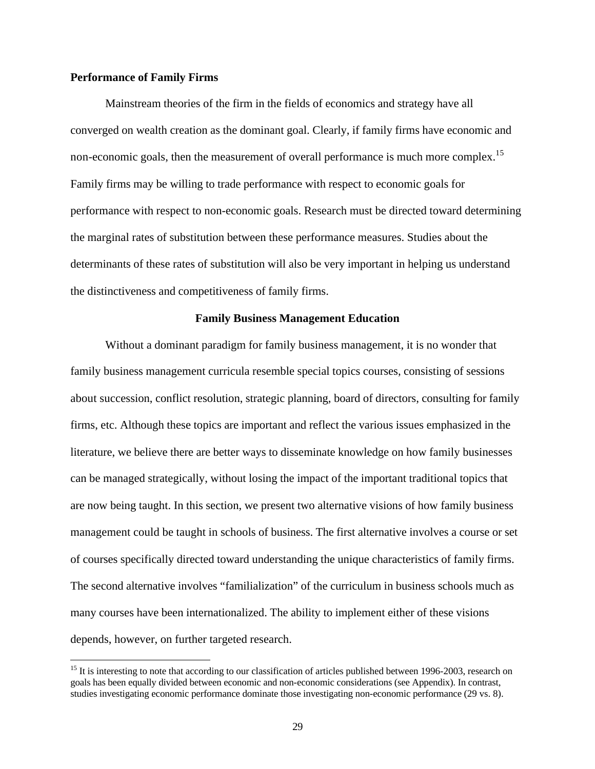**Performance of Family Firms**

Mainstream theories of the firm in the fields of economics and strategy have all converged on wealth creation as the dominant goal. Clearly, if family firms have economic and non-economic goals, then the measurement of overall performance is much more complex.[15] Family firms may be willing to trade performance with respect to economic goals for performance with respect to non-economic goals. Research must be directed toward determining the marginal rates of substitution between these performance measures. Studies about the determinants of these rates of substitution will also be very important in helping us understand the distinctiveness and competitiveness of family firms.

## Family Business Management Education

Without a dominant paradigm for family business management, it is no wonder that family business management curricula resemble special topics courses, consisting of sessions about succession, conflict resolution, strategic planning, board of directors, consulting for family firms, etc. Although these topics are important and reflect the various issues emphasized in the literature, we believe there are better ways to disseminate knowledge on how family businesses can be managed strategically, without losing the impact of the important traditional topics that are now being taught. In this section, we present two alternative visions of how family business management could be taught in schools of business. The first alternative involves a course or set of courses specifically directed toward understanding the unique characteristics of family firms. The second alternative involves "familialization" of the curriculum in business schools much as many courses have been internationalized. The ability to implement either of these visions depends, however, on further targeted research.

[15] It is interesting to note that according to our classification of articles published between 1996-2003, research on goals has been equally divided between economic and non-economic considerations (see Appendix). In contrast, studies investigating economic performance dominate those investigating non-economic performance (29 vs. 8).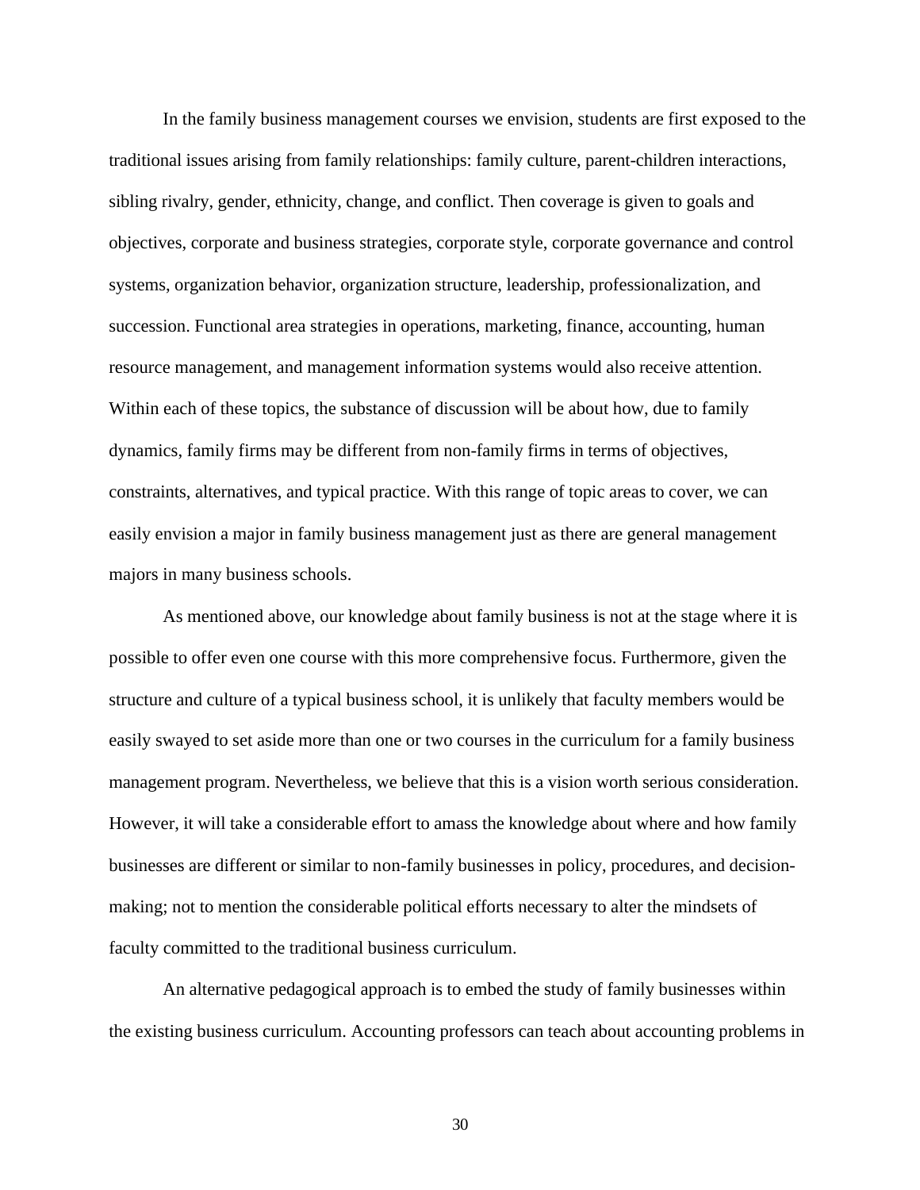In the family business management courses we envision, students are first exposed to the traditional issues arising from family relationships: family culture, parent-children interactions, sibling rivalry, gender, ethnicity, change, and conflict. Then coverage is given to goals and objectives, corporate and business strategies, corporate style, corporate governance and control systems, organization behavior, organization structure, leadership, professionalization, and succession. Functional area strategies in operations, marketing, finance, accounting, human resource management, and management information systems would also receive attention. Within each of these topics, the substance of discussion will be about how, due to family dynamics, family firms may be different from non-family firms in terms of objectives, constraints, alternatives, and typical practice. With this range of topic areas to cover, we can easily envision a major in family business management just as there are general management majors in many business schools.

As mentioned above, our knowledge about family business is not at the stage where it is possible to offer even one course with this more comprehensive focus. Furthermore, given the structure and culture of a typical business school, it is unlikely that faculty members would be easily swayed to set aside more than one or two courses in the curriculum for a family business management program. Nevertheless, we believe that this is a vision worth serious consideration. However, it will take a considerable effort to amass the knowledge about where and how family businesses are different or similar to non-family businesses in policy, procedures, and decision-making; not to mention the considerable political efforts necessary to alter the mindsets of faculty committed to the traditional business curriculum.

An alternative pedagogical approach is to embed the study of family businesses within the existing business curriculum. Accounting professors can teach about accounting problems in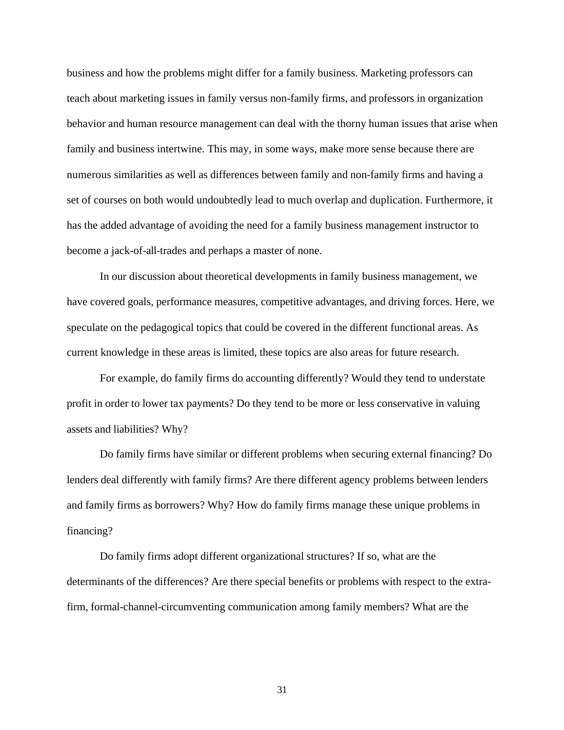business and how the problems might differ for a family business. Marketing professors can teach about marketing issues in family versus non-family firms, and professors in organization behavior and human resource management can deal with the thorny human issues that arise when family and business intertwine. This may, in some ways, make more sense because there are numerous similarities as well as differences between family and non-family firms and having a set of courses on both would undoubtedly lead to much overlap and duplication. Furthermore, it has the added advantage of avoiding the need for a family business management instructor to become a jack-of-all-trades and perhaps a master of none.

In our discussion about theoretical developments in family business management, we have covered goals, performance measures, competitive advantages, and driving forces. Here, we speculate on the pedagogical topics that could be covered in the different functional areas. As current knowledge in these areas is limited, these topics are also areas for future research.

For example, do family firms do accounting differently? Would they tend to understate profit in order to lower tax payments? Do they tend to be more or less conservative in valuing assets and liabilities? Why?

Do family firms have similar or different problems when securing external financing? Do lenders deal differently with family firms? Are there different agency problems between lenders and family firms as borrowers? Why? How do family firms manage these unique problems in financing?

Do family firms adopt different organizational structures? If so, what are the determinants of the differences? Are there special benefits or problems with respect to the extra-firm, formal-channel-circumventing communication among family members? What are the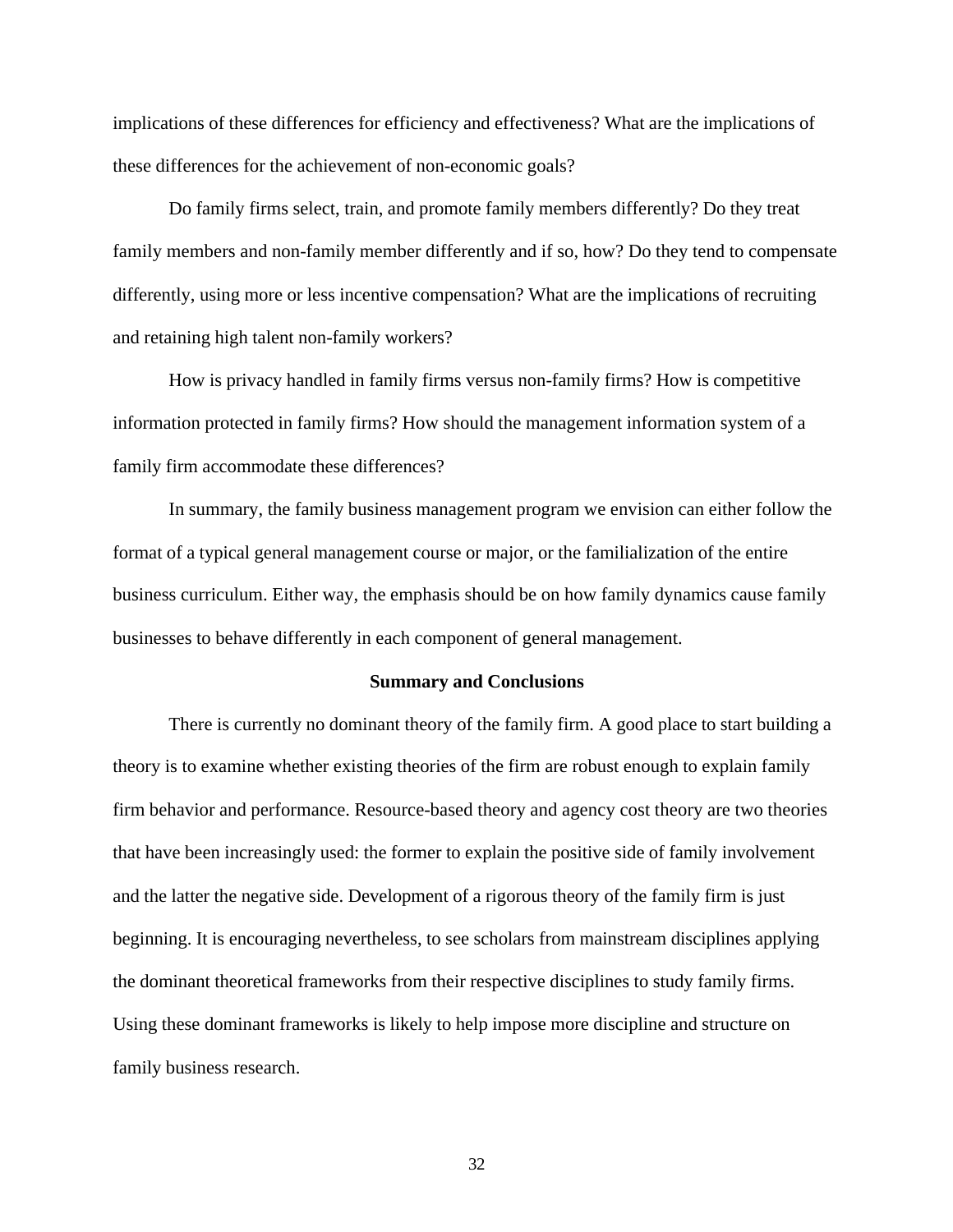implications of these differences for efficiency and effectiveness? What are the implications of these differences for the achievement of non-economic goals?

Do family firms select, train, and promote family members differently? Do they treat family members and non-family member differently and if so, how? Do they tend to compensate differently, using more or less incentive compensation? What are the implications of recruiting and retaining high talent non-family workers?

How is privacy handled in family firms versus non-family firms? How is competitive information protected in family firms? How should the management information system of a family firm accommodate these differences?

In summary, the family business management program we envision can either follow the format of a typical general management course or major, or the familialization of the entire business curriculum. Either way, the emphasis should be on how family dynamics cause family businesses to behave differently in each component of general management.

## Summary and Conclusions

There is currently no dominant theory of the family firm. A good place to start building a theory is to examine whether existing theories of the firm are robust enough to explain family firm behavior and performance. Resource-based theory and agency cost theory are two theories that have been increasingly used: the former to explain the positive side of family involvement and the latter the negative side. Development of a rigorous theory of the family firm is just beginning. It is encouraging nevertheless, to see scholars from mainstream disciplines applying the dominant theoretical frameworks from their respective disciplines to study family firms. Using these dominant frameworks is likely to help impose more discipline and structure on family business research.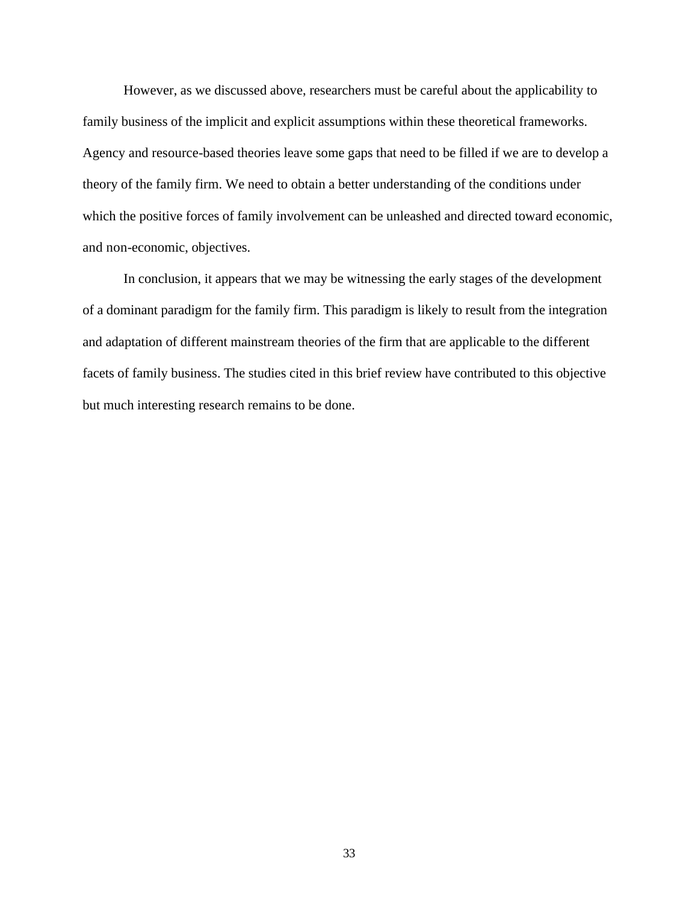However, as we discussed above, researchers must be careful about the applicability to family business of the implicit and explicit assumptions within these theoretical frameworks. Agency and resource-based theories leave some gaps that need to be filled if we are to develop a theory of the family firm. We need to obtain a better understanding of the conditions under which the positive forces of family involvement can be unleashed and directed toward economic, and non-economic, objectives.

In conclusion, it appears that we may be witnessing the early stages of the development of a dominant paradigm for the family firm. This paradigm is likely to result from the integration and adaptation of different mainstream theories of the firm that are applicable to the different facets of family business. The studies cited in this brief review have contributed to this objective but much interesting research remains to be done.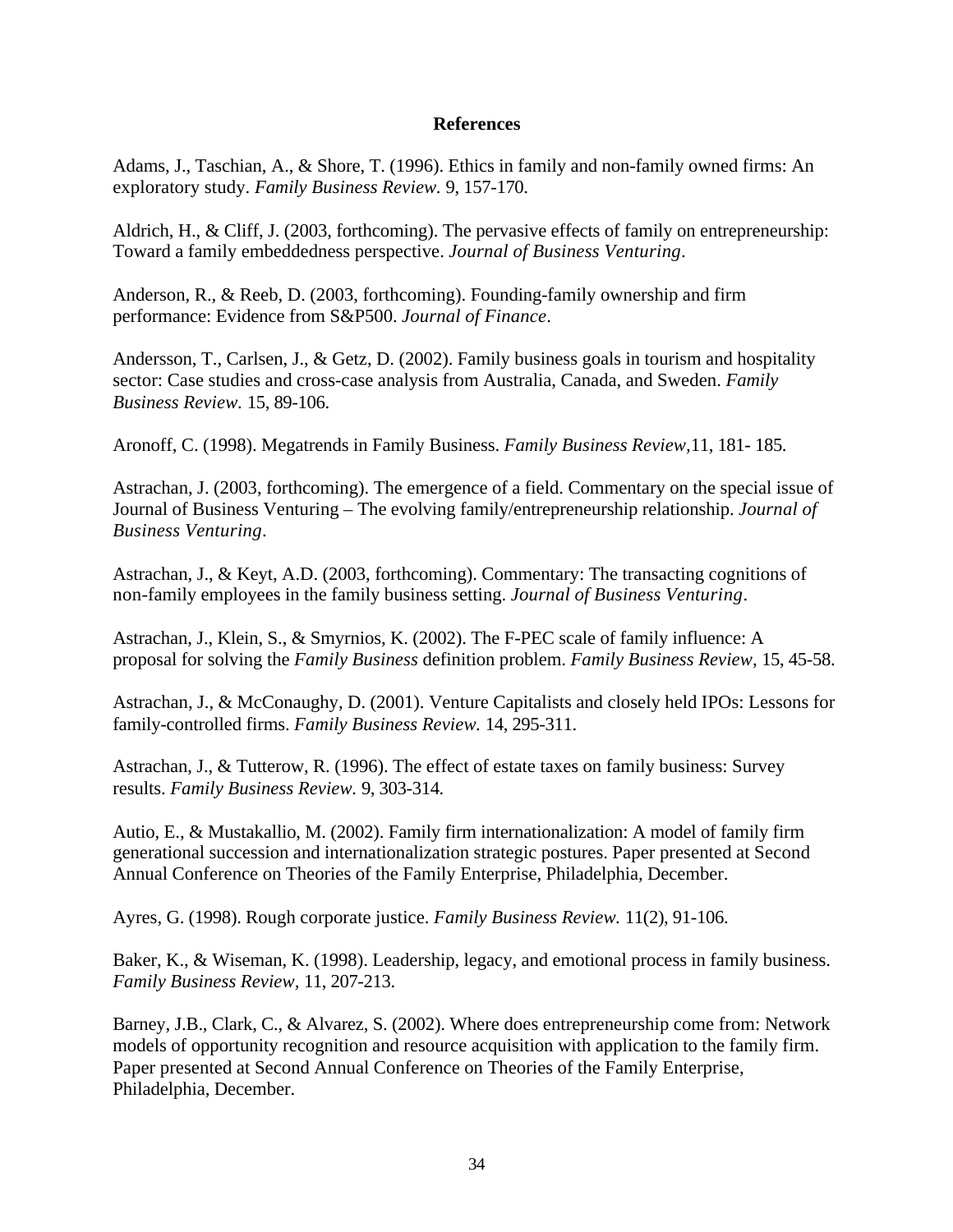# References

Adams, J., Taschian, A., & Shore, T. (1996). Ethics in family and non-family owned firms: An exploratory study. *Family Business Review.* 9, 157-170.

Aldrich, H., & Cliff, J. (2003, forthcoming). The pervasive effects of family on entrepreneurship: Toward a family embeddedness perspective. *Journal of Business Venturing*.

Anderson, R., & Reeb, D. (2003, forthcoming). Founding-family ownership and firm performance: Evidence from S&P500. *Journal of Finance*.

Andersson, T., Carlsen, J., & Getz, D. (2002). Family business goals in tourism and hospitality sector: Case studies and cross-case analysis from Australia, Canada, and Sweden. *Family Business Review.* 15, 89-106.

Aronoff, C. (1998). Megatrends in Family Business. *Family Business Review,*11, 181- 185.

Astrachan, J. (2003, forthcoming). The emergence of a field. Commentary on the special issue of Journal of Business Venturing – The evolving family/entrepreneurship relationship. *Journal of Business Venturing*.

Astrachan, J., & Keyt, A.D. (2003, forthcoming). Commentary: The transacting cognitions of non-family employees in the family business setting. *Journal of Business Venturing*.

Astrachan, J., Klein, S., & Smyrnios, K. (2002). The F-PEC scale of family influence: A proposal for solving the *Family Business* definition problem. *Family Business Review,* 15, 45-58.

Astrachan, J., & McConaughy, D. (2001). Venture Capitalists and closely held IPOs: Lessons for family-controlled firms. *Family Business Review.* 14, 295-311.

Astrachan, J., & Tutterow, R. (1996). The effect of estate taxes on family business: Survey results. *Family Business Review.* 9, 303-314.

Autio, E., & Mustakallio, M. (2002). Family firm internationalization: A model of family firm generational succession and internationalization strategic postures. Paper presented at Second Annual Conference on Theories of the Family Enterprise, Philadelphia, December.

Ayres, G. (1998). Rough corporate justice. *Family Business Review.* 11(2), 91-106.

Baker, K., & Wiseman, K. (1998). Leadership, legacy, and emotional process in family business. *Family Business Review,* 11, 207-213.

Barney, J.B., Clark, C., & Alvarez, S. (2002). Where does entrepreneurship come from: Network models of opportunity recognition and resource acquisition with application to the family firm. Paper presented at Second Annual Conference on Theories of the Family Enterprise, Philadelphia, December.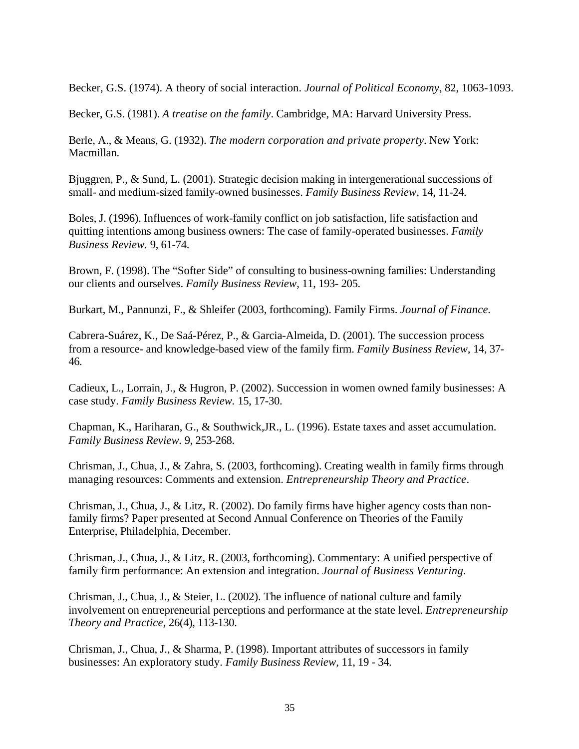Becker, G.S. (1974). A theory of social interaction. *Journal of Political Economy*, 82, 1063-1093.

Becker, G.S. (1981). *A treatise on the family*. Cambridge, MA: Harvard University Press.

Berle, A., & Means, G. (1932). *The modern corporation and private property*. New York: Macmillan.

Bjuggren, P., & Sund, L. (2001). Strategic decision making in intergenerational successions of small- and medium-sized family-owned businesses. *Family Business Review*, 14, 11-24.

Boles, J. (1996). Influences of work-family conflict on job satisfaction, life satisfaction and quitting intentions among business owners: The case of family-operated businesses. *Family Business Review.* 9, 61-74.

Brown, F. (1998). The "Softer Side" of consulting to business-owning families: Understanding our clients and ourselves. *Family Business Review*, 11, 193- 205.

Burkart, M., Pannunzi, F., & Shleifer (2003, forthcoming). Family Firms. *Journal of Finance.*

Cabrera-Suárez, K., De Saá-Pérez, P., & Garcia-Almeida, D. (2001). The succession process from a resource- and knowledge-based view of the family firm. *Family Business Review*, 14, 37-46.

Cadieux, L., Lorrain, J., & Hugron, P. (2002). Succession in women owned family businesses: A case study. *Family Business Review.* 15, 17-30.

Chapman, K., Hariharan, G., & Southwick,JR., L. (1996). Estate taxes and asset accumulation. *Family Business Review.* 9, 253-268.

Chrisman, J., Chua, J., & Zahra, S. (2003, forthcoming). Creating wealth in family firms through managing resources: Comments and extension. *Entrepreneurship Theory and Practice*.

Chrisman, J., Chua, J., & Litz, R. (2002). Do family firms have higher agency costs than non-family firms? Paper presented at Second Annual Conference on Theories of the Family Enterprise, Philadelphia, December.

Chrisman, J., Chua, J., & Litz, R. (2003, forthcoming). Commentary: A unified perspective of family firm performance: An extension and integration. *Journal of Business Venturing*.

Chrisman, J., Chua, J., & Steier, L. (2002). The influence of national culture and family involvement on entrepreneurial perceptions and performance at the state level. *Entrepreneurship Theory and Practice*, 26(4), 113-130.

Chrisman, J., Chua, J., & Sharma, P. (1998). Important attributes of successors in family businesses: An exploratory study. *Family Business Review*, 11, 19 - 34.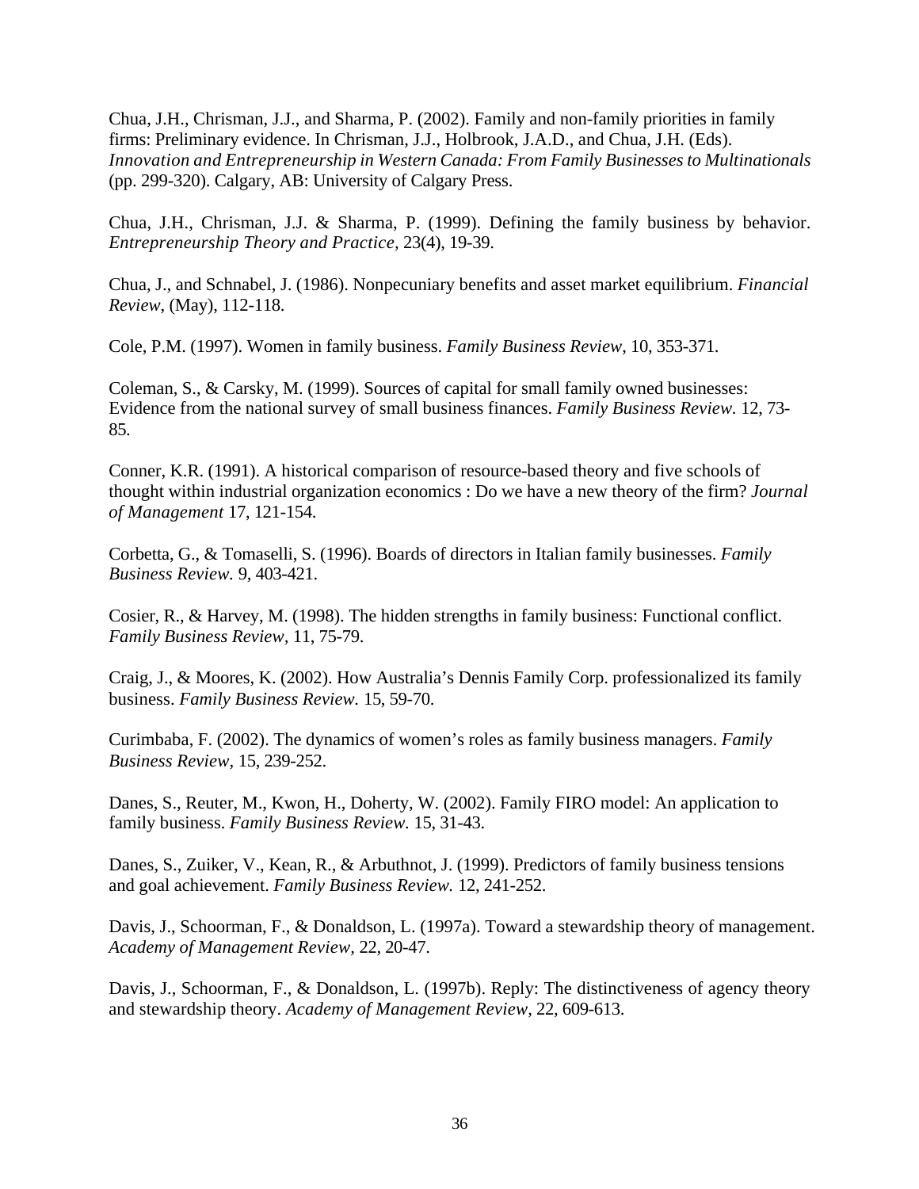Chua, J.H., Chrisman, J.J., and Sharma, P. (2002). Family and non-family priorities in family firms: Preliminary evidence. In Chrisman, J.J., Holbrook, J.A.D., and Chua, J.H. (Eds). *Innovation and Entrepreneurship in Western Canada: From Family Businesses to Multinationals* (pp. 299-320). Calgary, AB: University of Calgary Press.

Chua, J.H., Chrisman, J.J. & Sharma, P. (1999). Defining the family business by behavior. *Entrepreneurship Theory and Practice,* 23(4), 19-39.

Chua, J., and Schnabel, J. (1986). Nonpecuniary benefits and asset market equilibrium. *Financial Review,* (May), 112-118.

Cole, P.M. (1997). Women in family business. *Family Business Review*, 10, 353-371.

Coleman, S., & Carsky, M. (1999). Sources of capital for small family owned businesses: Evidence from the national survey of small business finances. *Family Business Review.* 12, 73-85.

Conner, K.R. (1991). A historical comparison of resource-based theory and five schools of thought within industrial organization economics : Do we have a new theory of the firm? *Journal of Management* 17, 121-154.

Corbetta, G., & Tomaselli, S. (1996). Boards of directors in Italian family businesses. *Family Business Review.* 9, 403-421.

Cosier, R., & Harvey, M. (1998). The hidden strengths in family business: Functional conflict. *Family Business Review,* 11, 75-79.

Craig, J., & Moores, K. (2002). How Australia's Dennis Family Corp. professionalized its family business. *Family Business Review.* 15, 59-70.

Curimbaba, F. (2002). The dynamics of women's roles as family business managers. *Family Business Review,* 15, 239-252.

Danes, S., Reuter, M., Kwon, H., Doherty, W. (2002). Family FIRO model: An application to family business. *Family Business Review.* 15, 31-43.

Danes, S., Zuiker, V., Kean, R., & Arbuthnot, J. (1999). Predictors of family business tensions and goal achievement. *Family Business Review.* 12, 241-252.

Davis, J., Schoorman, F., & Donaldson, L. (1997a). Toward a stewardship theory of management. *Academy of Management Review,* 22, 20-47.

Davis, J., Schoorman, F., & Donaldson, L. (1997b). Reply: The distinctiveness of agency theory and stewardship theory. *Academy of Management Review*, 22, 609-613.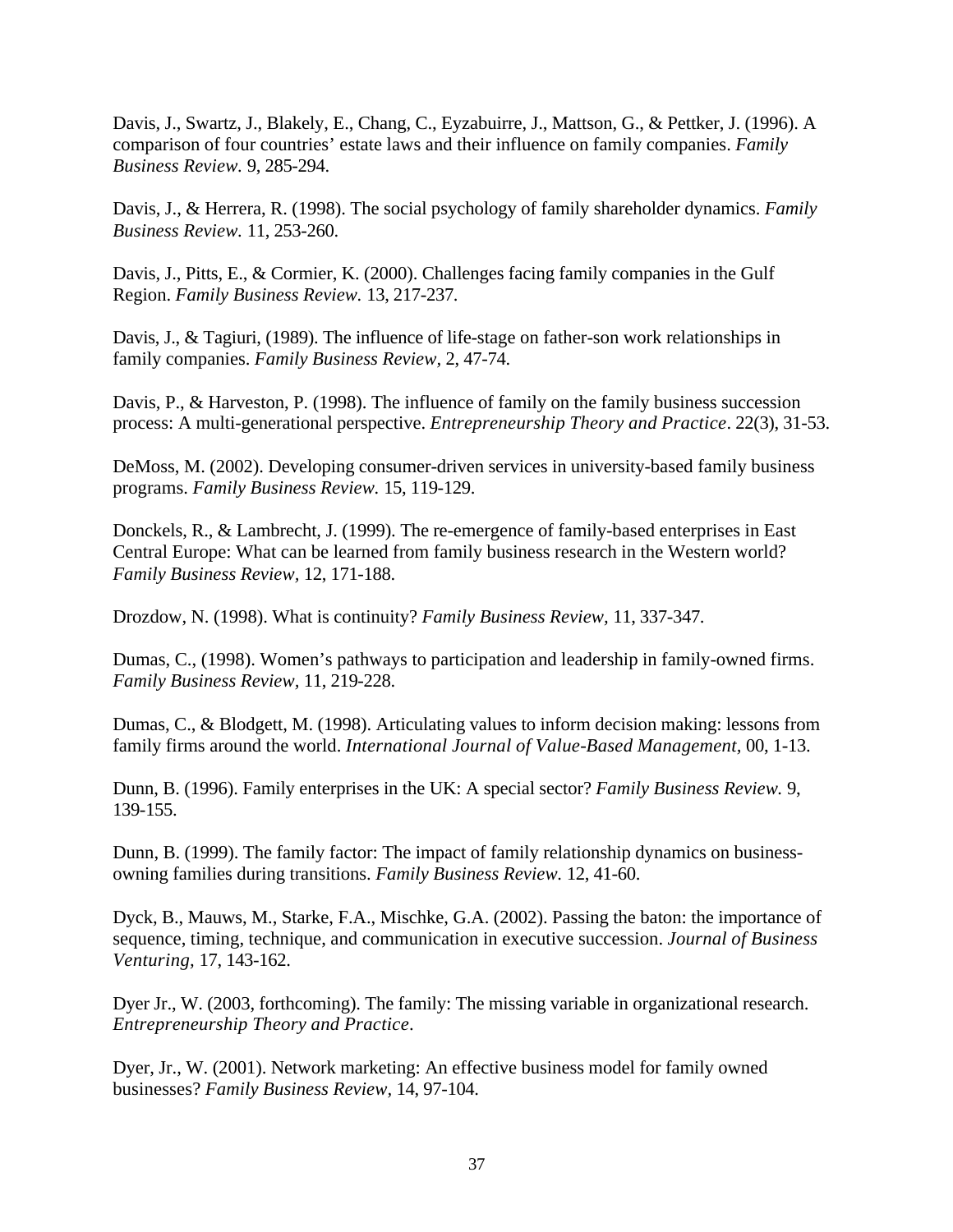Davis, J., Swartz, J., Blakely, E., Chang, C., Eyzabuirre, J., Mattson, G., & Pettker, J. (1996). A comparison of four countries' estate laws and their influence on family companies. *Family Business Review.* 9, 285-294.

Davis, J., & Herrera, R. (1998). The social psychology of family shareholder dynamics. *Family Business Review.* 11, 253-260.

Davis, J., Pitts, E., & Cormier, K. (2000). Challenges facing family companies in the Gulf Region. *Family Business Review.* 13, 217-237.

Davis, J., & Tagiuri, (1989). The influence of life-stage on father-son work relationships in family companies. *Family Business Review,* 2, 47-74.

Davis, P., & Harveston, P. (1998). The influence of family on the family business succession process: A multi-generational perspective. *Entrepreneurship Theory and Practice*. 22(3), 31-53.

DeMoss, M. (2002). Developing consumer-driven services in university-based family business programs. *Family Business Review.* 15, 119-129.

Donckels, R., & Lambrecht, J. (1999). The re-emergence of family-based enterprises in East Central Europe: What can be learned from family business research in the Western world? *Family Business Review,* 12, 171-188.

Drozdow, N. (1998). What is continuity? *Family Business Review,* 11, 337-347.

Dumas, C., (1998). Women's pathways to participation and leadership in family-owned firms. *Family Business Review,* 11, 219-228.

Dumas, C., & Blodgett, M. (1998). Articulating values to inform decision making: lessons from family firms around the world. *International Journal of Value-Based Management,* 00, 1-13.

Dunn, B. (1996). Family enterprises in the UK: A special sector? *Family Business Review.* 9, 139-155.

Dunn, B. (1999). The family factor: The impact of family relationship dynamics on business-owning families during transitions. *Family Business Review.* 12, 41-60.

Dyck, B., Mauws, M., Starke, F.A., Mischke, G.A. (2002). Passing the baton: the importance of sequence, timing, technique, and communication in executive succession. *Journal of Business Venturing,* 17, 143-162.

Dyer Jr., W. (2003, forthcoming). The family: The missing variable in organizational research. *Entrepreneurship Theory and Practice*.

Dyer, Jr., W. (2001). Network marketing: An effective business model for family owned businesses? *Family Business Review*, 14, 97-104.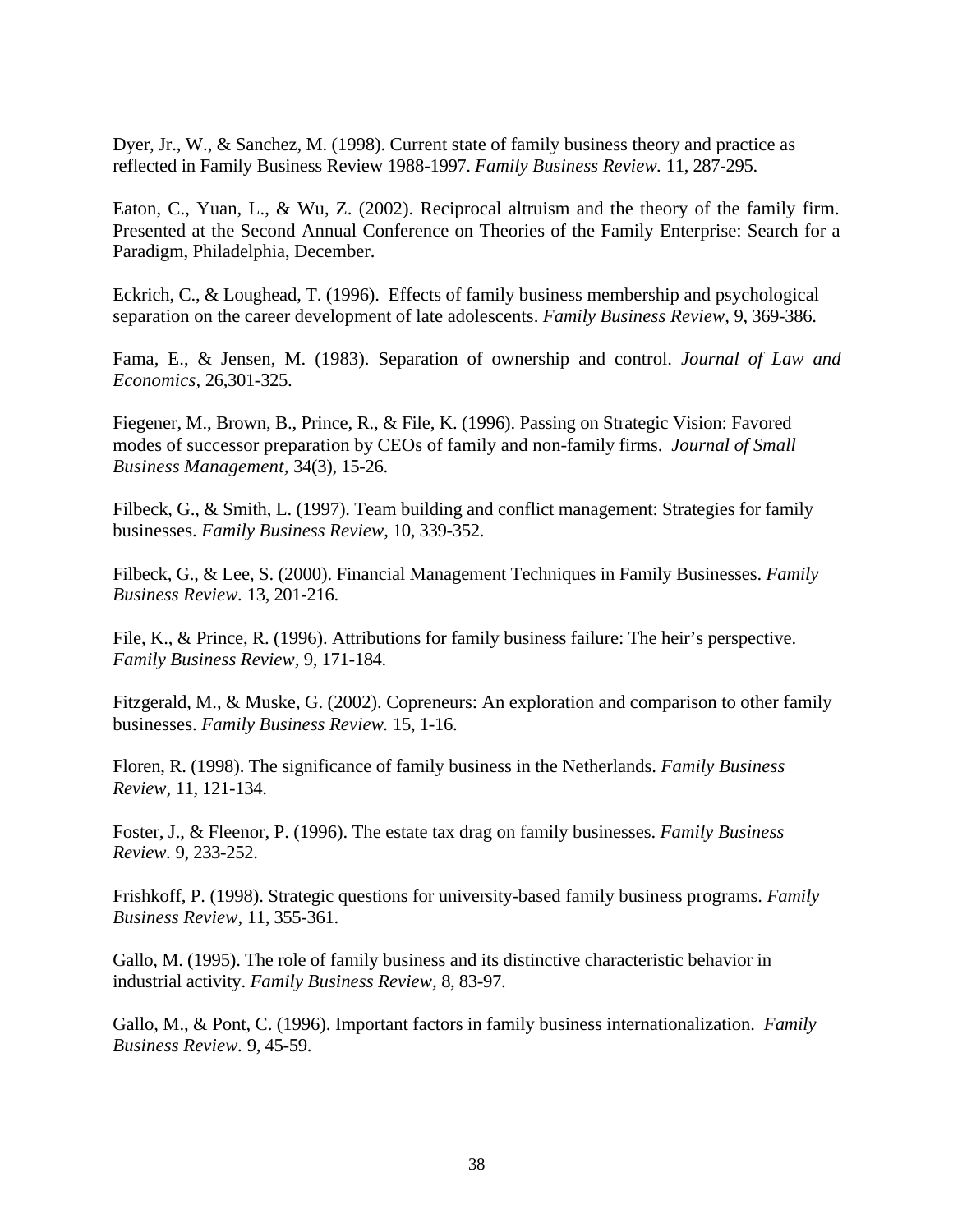Dyer, Jr., W., & Sanchez, M. (1998). Current state of family business theory and practice as reflected in Family Business Review 1988-1997. *Family Business Review.* 11, 287-295.

Eaton, C., Yuan, L., & Wu, Z. (2002). Reciprocal altruism and the theory of the family firm. Presented at the Second Annual Conference on Theories of the Family Enterprise: Search for a Paradigm, Philadelphia, December.

Eckrich, C., & Loughead, T. (1996). Effects of family business membership and psychological separation on the career development of late adolescents. *Family Business Review,* 9, 369-386.

Fama, E., & Jensen, M. (1983). Separation of ownership and control. *Journal of Law and Economics*, 26,301-325.

Fiegener, M., Brown, B., Prince, R., & File, K. (1996). Passing on Strategic Vision: Favored modes of successor preparation by CEOs of family and non-family firms. *Journal of Small Business Management,* 34(3), 15-26.

Filbeck, G., & Smith, L. (1997). Team building and conflict management: Strategies for family businesses. *Family Business Review*, 10, 339-352.

Filbeck, G., & Lee, S. (2000). Financial Management Techniques in Family Businesses. *Family Business Review.* 13, 201-216.

File, K., & Prince, R. (1996). Attributions for family business failure: The heir's perspective. *Family Business Review,* 9, 171-184.

Fitzgerald, M., & Muske, G. (2002). Copreneurs: An exploration and comparison to other family businesses. *Family Business Review.* 15, 1-16.

Floren, R. (1998). The significance of family business in the Netherlands. *Family Business Review,* 11, 121-134.

Foster, J., & Fleenor, P. (1996). The estate tax drag on family businesses. *Family Business Review.* 9, 233-252.

Frishkoff, P. (1998). Strategic questions for university-based family business programs. *Family Business Review,* 11, 355-361.

Gallo, M. (1995). The role of family business and its distinctive characteristic behavior in industrial activity. *Family Business Review,* 8, 83-97.

Gallo, M., & Pont, C. (1996). Important factors in family business internationalization. *Family Business Review.* 9, 45-59.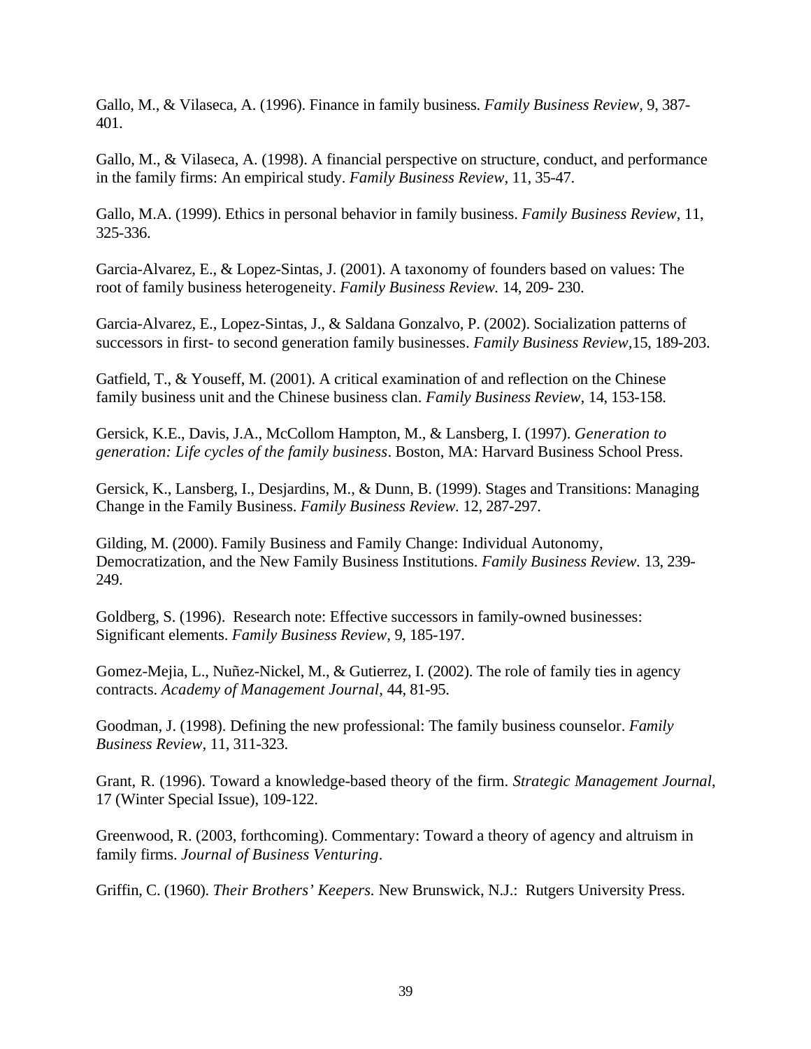Gallo, M., & Vilaseca, A. (1996). Finance in family business. *Family Business Review,* 9, 387-401.

Gallo, M., & Vilaseca, A. (1998). A financial perspective on structure, conduct, and performance in the family firms: An empirical study. *Family Business Review*, 11, 35-47.

Gallo, M.A. (1999). Ethics in personal behavior in family business. *Family Business Review*, 11, 325-336.

Garcia-Alvarez, E., & Lopez-Sintas, J. (2001). A taxonomy of founders based on values: The root of family business heterogeneity. *Family Business Review.* 14, 209- 230.

Garcia-Alvarez, E., Lopez-Sintas, J., & Saldana Gonzalvo, P. (2002). Socialization patterns of successors in first- to second generation family businesses. *Family Business Review,*15, 189-203.

Gatfield, T., & Youseff, M. (2001). A critical examination of and reflection on the Chinese family business unit and the Chinese business clan. *Family Business Review,* 14, 153-158.

Gersick, K.E., Davis, J.A., McCollom Hampton, M., & Lansberg, I. (1997). *Generation to generation: Life cycles of the family business*. Boston, MA: Harvard Business School Press.

Gersick, K., Lansberg, I., Desjardins, M., & Dunn, B. (1999). Stages and Transitions: Managing Change in the Family Business. *Family Business Review.* 12, 287-297.

Gilding, M. (2000). Family Business and Family Change: Individual Autonomy, Democratization, and the New Family Business Institutions. *Family Business Review.* 13, 239-249.

Goldberg, S. (1996). Research note: Effective successors in family-owned businesses: Significant elements. *Family Business Review,* 9, 185-197.

Gomez-Mejia, L., Nuñez-Nickel, M., & Gutierrez, I. (2002). The role of family ties in agency contracts. *Academy of Management Journal*, 44, 81-95.

Goodman, J. (1998). Defining the new professional: The family business counselor. *Family Business Review*, 11, 311-323.

Grant, R. (1996). Toward a knowledge-based theory of the firm. *Strategic Management Journal*, 17 (Winter Special Issue), 109-122.

Greenwood, R. (2003, forthcoming). Commentary: Toward a theory of agency and altruism in family firms. *Journal of Business Venturing*.

Griffin, C. (1960). *Their Brothers' Keepers.* New Brunswick, N.J.: Rutgers University Press.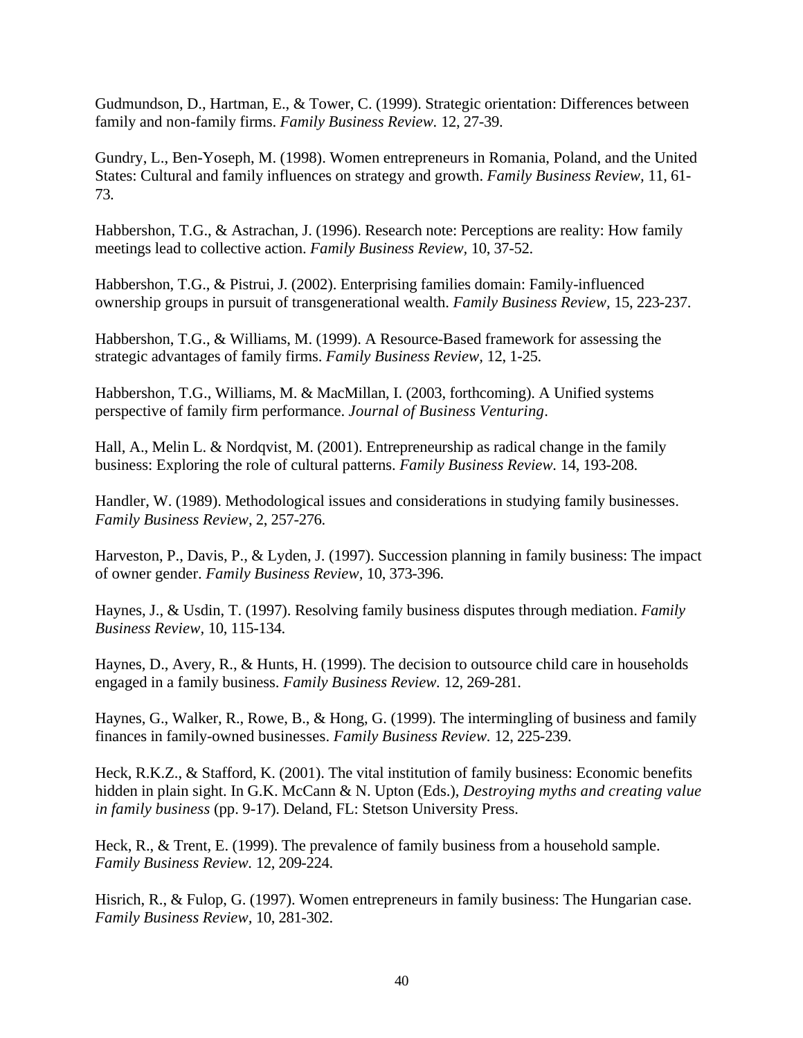Gudmundson, D., Hartman, E., & Tower, C. (1999). Strategic orientation: Differences between family and non-family firms. *Family Business Review.* 12, 27-39.

Gundry, L., Ben-Yoseph, M. (1998). Women entrepreneurs in Romania, Poland, and the United States: Cultural and family influences on strategy and growth. *Family Business Review,* 11, 61-73.

Habbershon, T.G., & Astrachan, J. (1996). Research note: Perceptions are reality: How family meetings lead to collective action. *Family Business Review,* 10, 37-52.

Habbershon, T.G., & Pistrui, J. (2002). Enterprising families domain: Family-influenced ownership groups in pursuit of transgenerational wealth. *Family Business Review,* 15, 223-237.

Habbershon, T.G., & Williams, M. (1999). A Resource-Based framework for assessing the strategic advantages of family firms. *Family Business Review,* 12, 1-25.

Habbershon, T.G., Williams, M. & MacMillan, I. (2003, forthcoming). A Unified systems perspective of family firm performance. *Journal of Business Venturing*.

Hall, A., Melin L. & Nordqvist, M. (2001). Entrepreneurship as radical change in the family business: Exploring the role of cultural patterns. *Family Business Review.* 14, 193-208.

Handler, W. (1989). Methodological issues and considerations in studying family businesses. *Family Business Review*, 2, 257-276.

Harveston, P., Davis, P., & Lyden, J. (1997). Succession planning in family business: The impact of owner gender. *Family Business Review,* 10, 373-396.

Haynes, J., & Usdin, T. (1997). Resolving family business disputes through mediation. *Family Business Review,* 10, 115-134.

Haynes, D., Avery, R., & Hunts, H. (1999). The decision to outsource child care in households engaged in a family business. *Family Business Review.* 12, 269-281.

Haynes, G., Walker, R., Rowe, B., & Hong, G. (1999). The intermingling of business and family finances in family-owned businesses. *Family Business Review.* 12, 225-239.

Heck, R.K.Z., & Stafford, K. (2001). The vital institution of family business: Economic benefits hidden in plain sight. In G.K. McCann & N. Upton (Eds.), *Destroying myths and creating value in family business* (pp. 9-17). Deland, FL: Stetson University Press.

Heck, R., & Trent, E. (1999). The prevalence of family business from a household sample. *Family Business Review.* 12, 209-224.

Hisrich, R., & Fulop, G. (1997). Women entrepreneurs in family business: The Hungarian case. *Family Business Review,* 10, 281-302.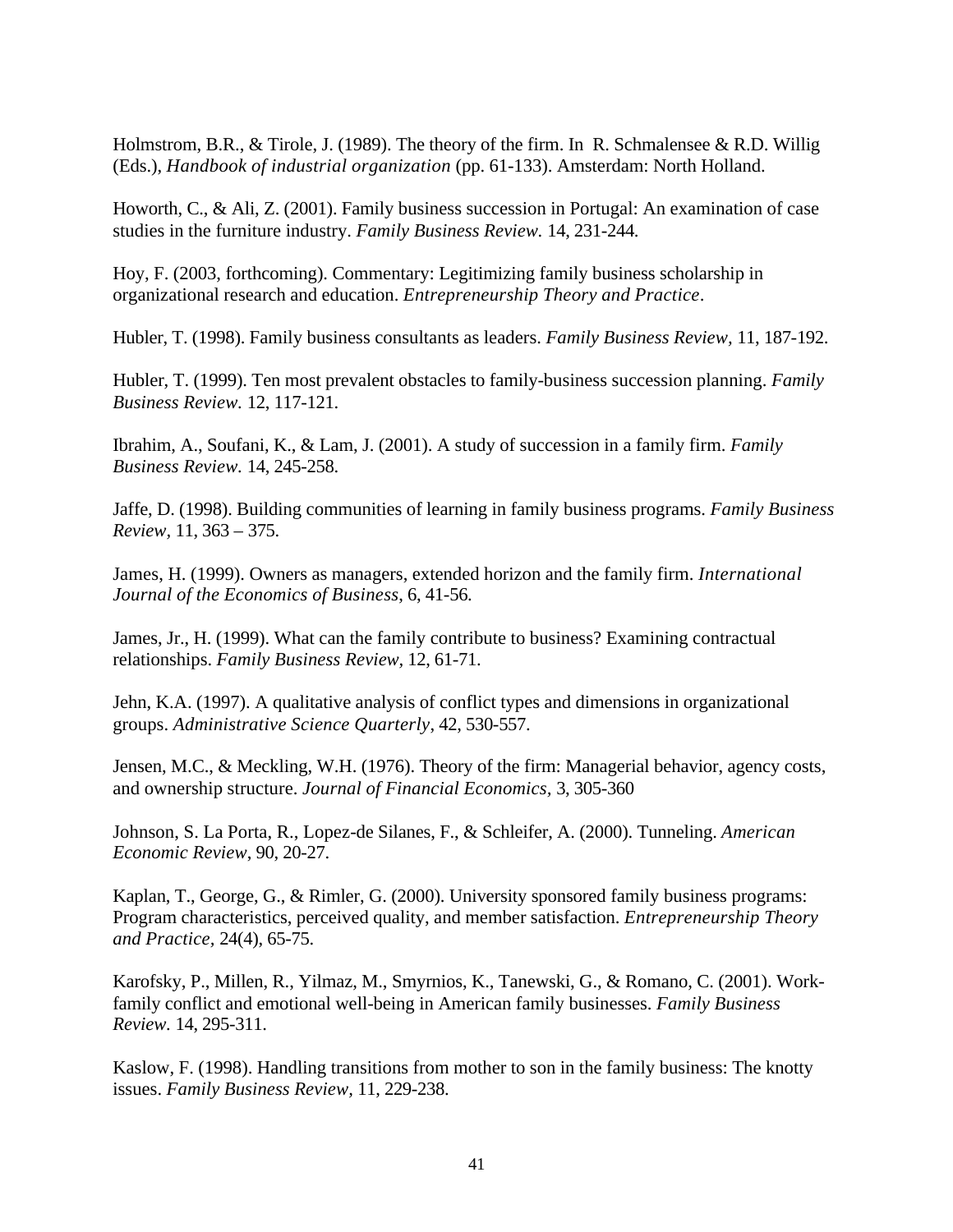Holmstrom, B.R., & Tirole, J. (1989). The theory of the firm. In R. Schmalensee & R.D. Willig (Eds.), *Handbook of industrial organization* (pp. 61-133). Amsterdam: North Holland.

Howorth, C., & Ali, Z. (2001). Family business succession in Portugal: An examination of case studies in the furniture industry. *Family Business Review.* 14, 231-244.

Hoy, F. (2003, forthcoming). Commentary: Legitimizing family business scholarship in organizational research and education. *Entrepreneurship Theory and Practice*.

Hubler, T. (1998). Family business consultants as leaders. *Family Business Review,* 11, 187-192.

Hubler, T. (1999). Ten most prevalent obstacles to family-business succession planning. *Family Business Review.* 12, 117-121.

Ibrahim, A., Soufani, K., & Lam, J. (2001). A study of succession in a family firm. *Family Business Review.* 14, 245-258.

Jaffe, D. (1998). Building communities of learning in family business programs. *Family Business Review*, 11, 363 – 375.

James, H. (1999). Owners as managers, extended horizon and the family firm. *International Journal of the Economics of Business*, 6, 41-56.

James, Jr., H. (1999). What can the family contribute to business? Examining contractual relationships. *Family Business Review*, 12, 61-71.

Jehn, K.A. (1997). A qualitative analysis of conflict types and dimensions in organizational groups. *Administrative Science Quarterly*, 42, 530-557.

Jensen, M.C., & Meckling, W.H. (1976). Theory of the firm: Managerial behavior, agency costs, and ownership structure. *Journal of Financial Economics,* 3, 305-360

Johnson, S. La Porta, R., Lopez-de Silanes, F., & Schleifer, A. (2000). Tunneling. *American Economic Review*, 90, 20-27.

Kaplan, T., George, G., & Rimler, G. (2000). University sponsored family business programs: Program characteristics, perceived quality, and member satisfaction. *Entrepreneurship Theory and Practice*, 24(4), 65-75.

Karofsky, P., Millen, R., Yilmaz, M., Smyrnios, K., Tanewski, G., & Romano, C. (2001). Work-family conflict and emotional well-being in American family businesses. *Family Business Review.* 14, 295-311.

Kaslow, F. (1998). Handling transitions from mother to son in the family business: The knotty issues. *Family Business Review,* 11, 229-238.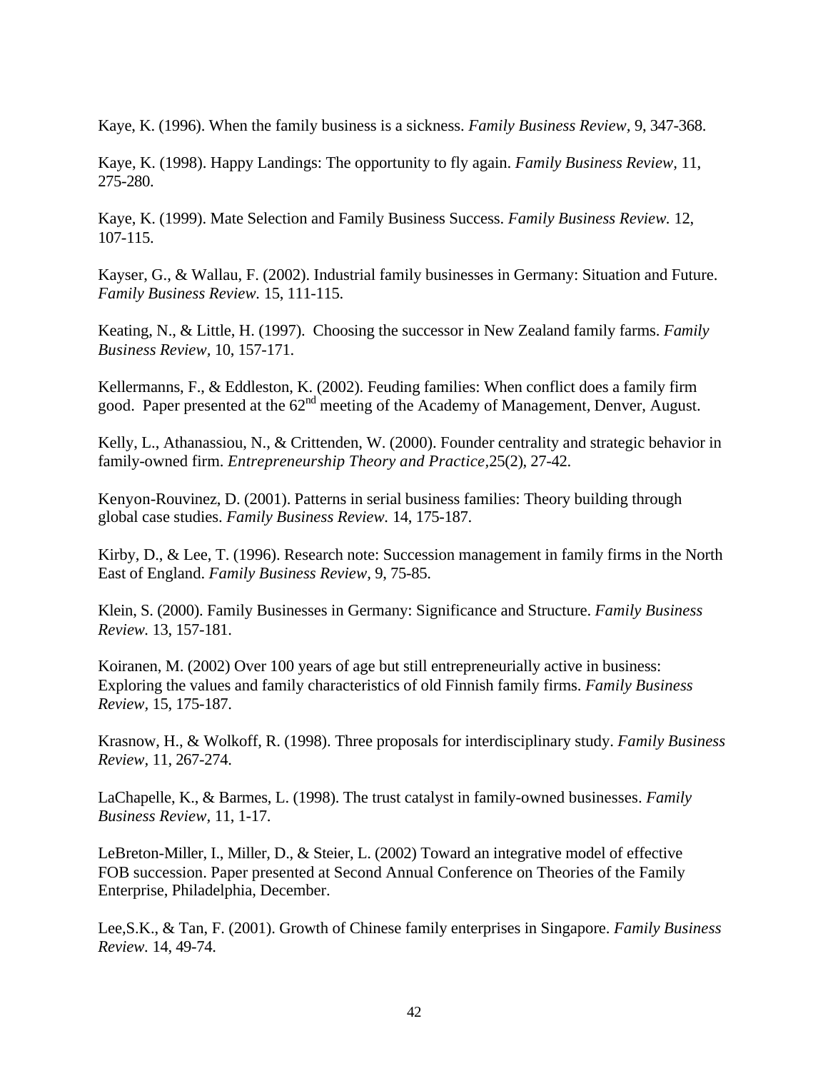Kaye, K. (1996). When the family business is a sickness. *Family Business Review*, 9, 347-368.

Kaye, K. (1998). Happy Landings: The opportunity to fly again. *Family Business Review*, 11, 275-280.

Kaye, K. (1999). Mate Selection and Family Business Success. *Family Business Review.* 12, 107-115.

Kayser, G., & Wallau, F. (2002). Industrial family businesses in Germany: Situation and Future. *Family Business Review.* 15, 111-115.

Keating, N., & Little, H. (1997). Choosing the successor in New Zealand family farms. *Family Business Review*, 10, 157-171.

Kellermanns, F., & Eddleston, K. (2002). Feuding families: When conflict does a family firm good. Paper presented at the 62nd meeting of the Academy of Management, Denver, August.

Kelly, L., Athanassiou, N., & Crittenden, W. (2000). Founder centrality and strategic behavior in family-owned firm. *Entrepreneurship Theory and Practice*,25(2), 27-42.

Kenyon-Rouvinez, D. (2001). Patterns in serial business families: Theory building through global case studies. *Family Business Review.* 14, 175-187.

Kirby, D., & Lee, T. (1996). Research note: Succession management in family firms in the North East of England. *Family Business Review*, 9, 75-85.

Klein, S. (2000). Family Businesses in Germany: Significance and Structure. *Family Business Review.* 13, 157-181.

Koiranen, M. (2002) Over 100 years of age but still entrepreneurially active in business: Exploring the values and family characteristics of old Finnish family firms. *Family Business Review*, 15, 175-187.

Krasnow, H., & Wolkoff, R. (1998). Three proposals for interdisciplinary study. *Family Business Review*, 11, 267-274.

LaChapelle, K., & Barmes, L. (1998). The trust catalyst in family-owned businesses. *Family Business Review*, 11, 1-17.

LeBreton-Miller, I., Miller, D., & Steier, L. (2002) Toward an integrative model of effective FOB succession. Paper presented at Second Annual Conference on Theories of the Family Enterprise, Philadelphia, December.

Lee,S.K., & Tan, F. (2001). Growth of Chinese family enterprises in Singapore. *Family Business Review.* 14, 49-74.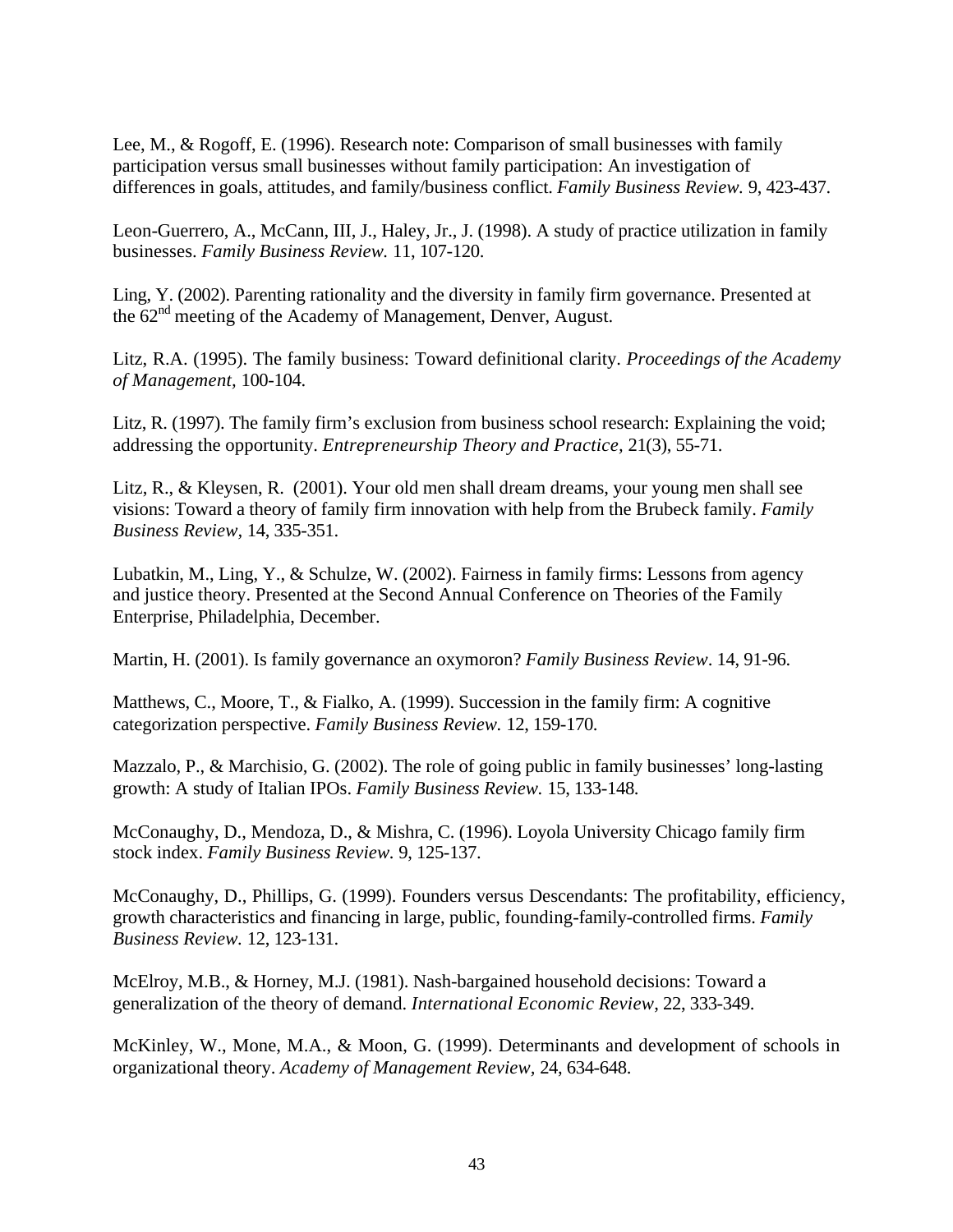Lee, M., & Rogoff, E. (1996). Research note: Comparison of small businesses with family participation versus small businesses without family participation: An investigation of differences in goals, attitudes, and family/business conflict. *Family Business Review.* 9, 423-437.

Leon-Guerrero, A., McCann, III, J., Haley, Jr., J. (1998). A study of practice utilization in family businesses. *Family Business Review.* 11, 107-120.

Ling, Y. (2002). Parenting rationality and the diversity in family firm governance. Presented at the 62nd meeting of the Academy of Management, Denver, August.

Litz, R.A. (1995). The family business: Toward definitional clarity. *Proceedings of the Academy of Management*, 100-104.

Litz, R. (1997). The family firm's exclusion from business school research: Explaining the void; addressing the opportunity. *Entrepreneurship Theory and Practice,* 21(3), 55-71.

Litz, R., & Kleysen, R. (2001). Your old men shall dream dreams, your young men shall see visions: Toward a theory of family firm innovation with help from the Brubeck family. *Family Business Review,* 14, 335-351.

Lubatkin, M., Ling, Y., & Schulze, W. (2002). Fairness in family firms: Lessons from agency and justice theory. Presented at the Second Annual Conference on Theories of the Family Enterprise, Philadelphia, December.

Martin, H. (2001). Is family governance an oxymoron? *Family Business Review*. 14, 91-96.

Matthews, C., Moore, T., & Fialko, A. (1999). Succession in the family firm: A cognitive categorization perspective. *Family Business Review.* 12, 159-170.

Mazzalo, P., & Marchisio, G. (2002). The role of going public in family businesses' long-lasting growth: A study of Italian IPOs. *Family Business Review.* 15, 133-148.

McConaughy, D., Mendoza, D., & Mishra, C. (1996). Loyola University Chicago family firm stock index. *Family Business Review.* 9, 125-137.

McConaughy, D., Phillips, G. (1999). Founders versus Descendants: The profitability, efficiency, growth characteristics and financing in large, public, founding-family-controlled firms. *Family Business Review.* 12, 123-131.

McElroy, M.B., & Horney, M.J. (1981). Nash-bargained household decisions: Toward a generalization of the theory of demand. *International Economic Review*, 22, 333-349.

McKinley, W., Mone, M.A., & Moon, G. (1999). Determinants and development of schools in organizational theory. *Academy of Management Review*, 24, 634-648.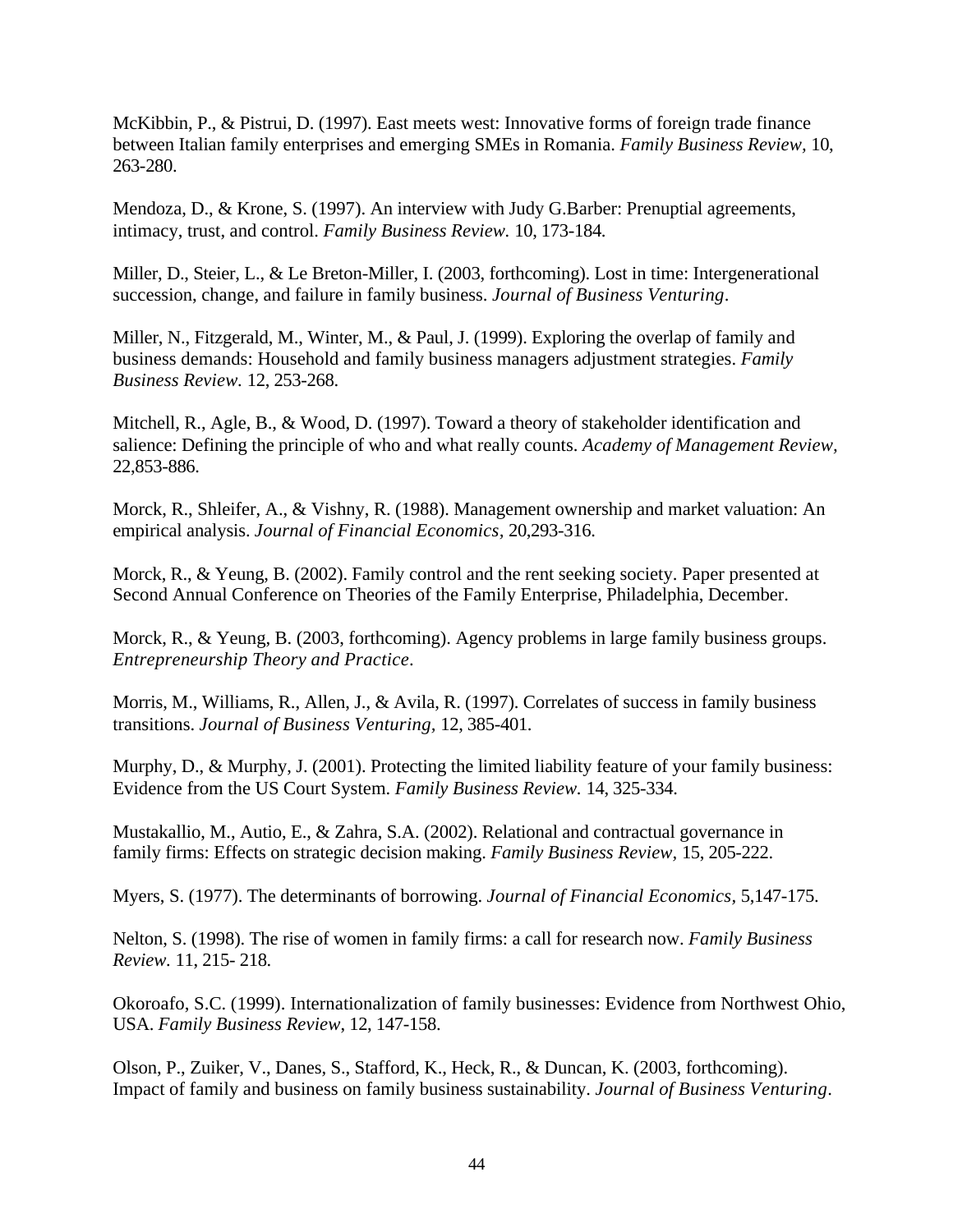McKibbin, P., & Pistrui, D. (1997). East meets west: Innovative forms of foreign trade finance between Italian family enterprises and emerging SMEs in Romania. *Family Business Review,* 10, 263-280.

Mendoza, D., & Krone, S. (1997). An interview with Judy G.Barber: Prenuptial agreements, intimacy, trust, and control. *Family Business Review.* 10, 173-184.

Miller, D., Steier, L., & Le Breton-Miller, I. (2003, forthcoming). Lost in time: Intergenerational succession, change, and failure in family business. *Journal of Business Venturing*.

Miller, N., Fitzgerald, M., Winter, M., & Paul, J. (1999). Exploring the overlap of family and business demands: Household and family business managers adjustment strategies. *Family Business Review.* 12, 253-268.

Mitchell, R., Agle, B., & Wood, D. (1997). Toward a theory of stakeholder identification and salience: Defining the principle of who and what really counts. *Academy of Management Review*, 22,853-886.

Morck, R., Shleifer, A., & Vishny, R. (1988). Management ownership and market valuation: An empirical analysis. *Journal of Financial Economics*, 20,293-316.

Morck, R., & Yeung, B. (2002). Family control and the rent seeking society. Paper presented at Second Annual Conference on Theories of the Family Enterprise, Philadelphia, December.

Morck, R., & Yeung, B. (2003, forthcoming). Agency problems in large family business groups. *Entrepreneurship Theory and Practice*.

Morris, M., Williams, R., Allen, J., & Avila, R. (1997). Correlates of success in family business transitions. *Journal of Business Venturing,* 12, 385-401.

Murphy, D., & Murphy, J. (2001). Protecting the limited liability feature of your family business: Evidence from the US Court System. *Family Business Review.* 14, 325-334.

Mustakallio, M., Autio, E., & Zahra, S.A. (2002). Relational and contractual governance in family firms: Effects on strategic decision making. *Family Business Review*, 15, 205-222.

Myers, S. (1977). The determinants of borrowing. *Journal of Financial Economics*, 5,147-175.

Nelton, S. (1998). The rise of women in family firms: a call for research now. *Family Business Review.* 11, 215- 218.

Okoroafo, S.C. (1999). Internationalization of family businesses: Evidence from Northwest Ohio, USA. *Family Business Review*, 12, 147-158.

Olson, P., Zuiker, V., Danes, S., Stafford, K., Heck, R., & Duncan, K. (2003, forthcoming). Impact of family and business on family business sustainability. *Journal of Business Venturing*.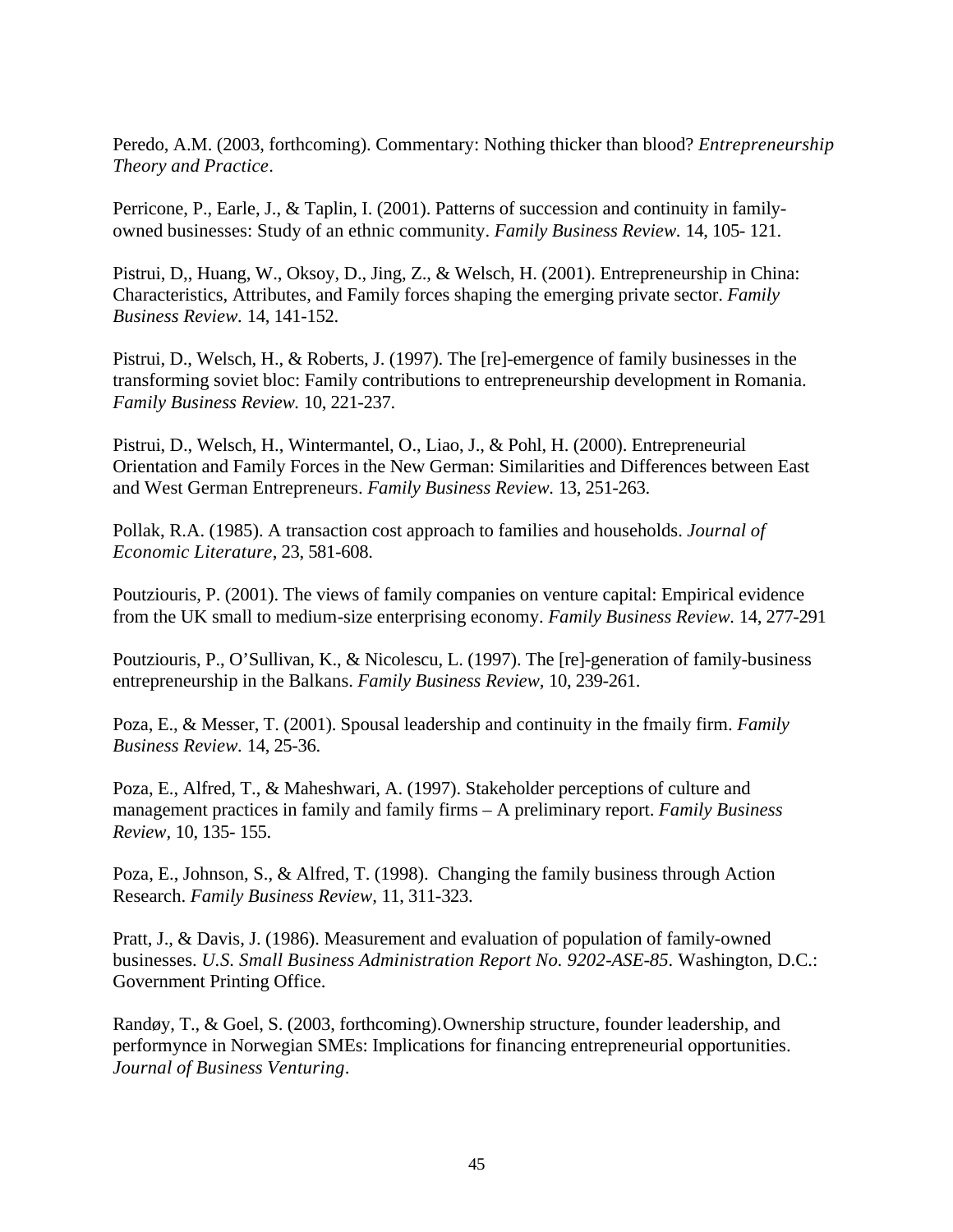Peredo, A.M. (2003, forthcoming). Commentary: Nothing thicker than blood? *Entrepreneurship Theory and Practice*.

Perricone, P., Earle, J., & Taplin, I. (2001). Patterns of succession and continuity in family-owned businesses: Study of an ethnic community. *Family Business Review.* 14, 105- 121.

Pistrui, D,, Huang, W., Oksoy, D., Jing, Z., & Welsch, H. (2001). Entrepreneurship in China: Characteristics, Attributes, and Family forces shaping the emerging private sector. *Family Business Review.* 14, 141-152.

Pistrui, D., Welsch, H., & Roberts, J. (1997). The [re]-emergence of family businesses in the transforming soviet bloc: Family contributions to entrepreneurship development in Romania. *Family Business Review.* 10, 221-237.

Pistrui, D., Welsch, H., Wintermantel, O., Liao, J., & Pohl, H. (2000). Entrepreneurial Orientation and Family Forces in the New German: Similarities and Differences between East and West German Entrepreneurs. *Family Business Review.* 13, 251-263.

Pollak, R.A. (1985). A transaction cost approach to families and households. *Journal of Economic Literature*, 23, 581-608.

Poutziouris, P. (2001). The views of family companies on venture capital: Empirical evidence from the UK small to medium-size enterprising economy. *Family Business Review.* 14, 277-291

Poutziouris, P., O'Sullivan, K., & Nicolescu, L. (1997). The [re]-generation of family-business entrepreneurship in the Balkans. *Family Business Review,* 10, 239-261.

Poza, E., & Messer, T. (2001). Spousal leadership and continuity in the fmaily firm. *Family Business Review.* 14, 25-36.

Poza, E., Alfred, T., & Maheshwari, A. (1997). Stakeholder perceptions of culture and management practices in family and family firms – A preliminary report. *Family Business Review*, 10, 135- 155.

Poza, E., Johnson, S., & Alfred, T. (1998). Changing the family business through Action Research. *Family Business Review,* 11, 311-323.

Pratt, J., & Davis, J. (1986). Measurement and evaluation of population of family-owned businesses. *U.S. Small Business Administration Report No. 9202-ASE-85.* Washington, D.C.: Government Printing Office.

Randøy, T., & Goel, S. (2003, forthcoming).Ownership structure, founder leadership, and performynce in Norwegian SMEs: Implications for financing entrepreneurial opportunities. *Journal of Business Venturing*.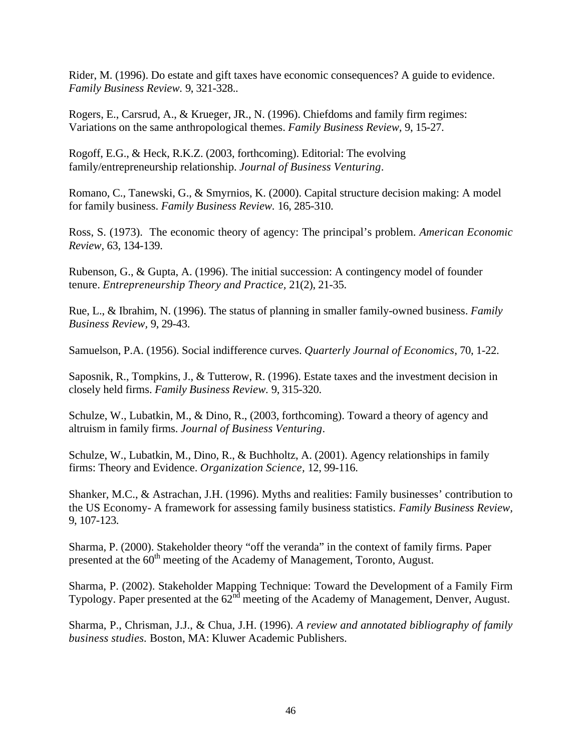Rider, M. (1996). Do estate and gift taxes have economic consequences? A guide to evidence. *Family Business Review.* 9, 321-328..

Rogers, E., Carsrud, A., & Krueger, JR., N. (1996). Chiefdoms and family firm regimes: Variations on the same anthropological themes. *Family Business Review,* 9, 15-27.

Rogoff, E.G., & Heck, R.K.Z. (2003, forthcoming). Editorial: The evolving family/entrepreneurship relationship. *Journal of Business Venturing*.

Romano, C., Tanewski, G., & Smyrnios, K. (2000). Capital structure decision making: A model for family business. *Family Business Review.* 16, 285-310.

Ross, S. (1973). The economic theory of agency: The principal's problem. *American Economic Review,* 63, 134-139.

Rubenson, G., & Gupta, A. (1996). The initial succession: A contingency model of founder tenure. *Entrepreneurship Theory and Practice,* 21(2), 21-35.

Rue, L., & Ibrahim, N. (1996). The status of planning in smaller family-owned business. *Family Business Review,* 9, 29-43.

Samuelson, P.A. (1956). Social indifference curves. *Quarterly Journal of Economics*, 70, 1-22.

Saposnik, R., Tompkins, J., & Tutterow, R. (1996). Estate taxes and the investment decision in closely held firms. *Family Business Review.* 9, 315-320.

Schulze, W., Lubatkin, M., & Dino, R., (2003, forthcoming). Toward a theory of agency and altruism in family firms. *Journal of Business Venturing*.

Schulze, W., Lubatkin, M., Dino, R., & Buchholtz, A. (2001). Agency relationships in family firms: Theory and Evidence. *Organization Science,* 12, 99-116.

Shanker, M.C., & Astrachan, J.H. (1996). Myths and realities: Family businesses' contribution to the US Economy- A framework for assessing family business statistics. *Family Business Review*, 9, 107-123.

Sharma, P. (2000). Stakeholder theory "off the veranda" in the context of family firms. Paper presented at the 60th meeting of the Academy of Management, Toronto, August.

Sharma, P. (2002). Stakeholder Mapping Technique: Toward the Development of a Family Firm Typology. Paper presented at the 62nd meeting of the Academy of Management, Denver, August.

Sharma, P., Chrisman, J.J., & Chua, J.H. (1996). *A review and annotated bibliography of family business studies*. Boston, MA: Kluwer Academic Publishers.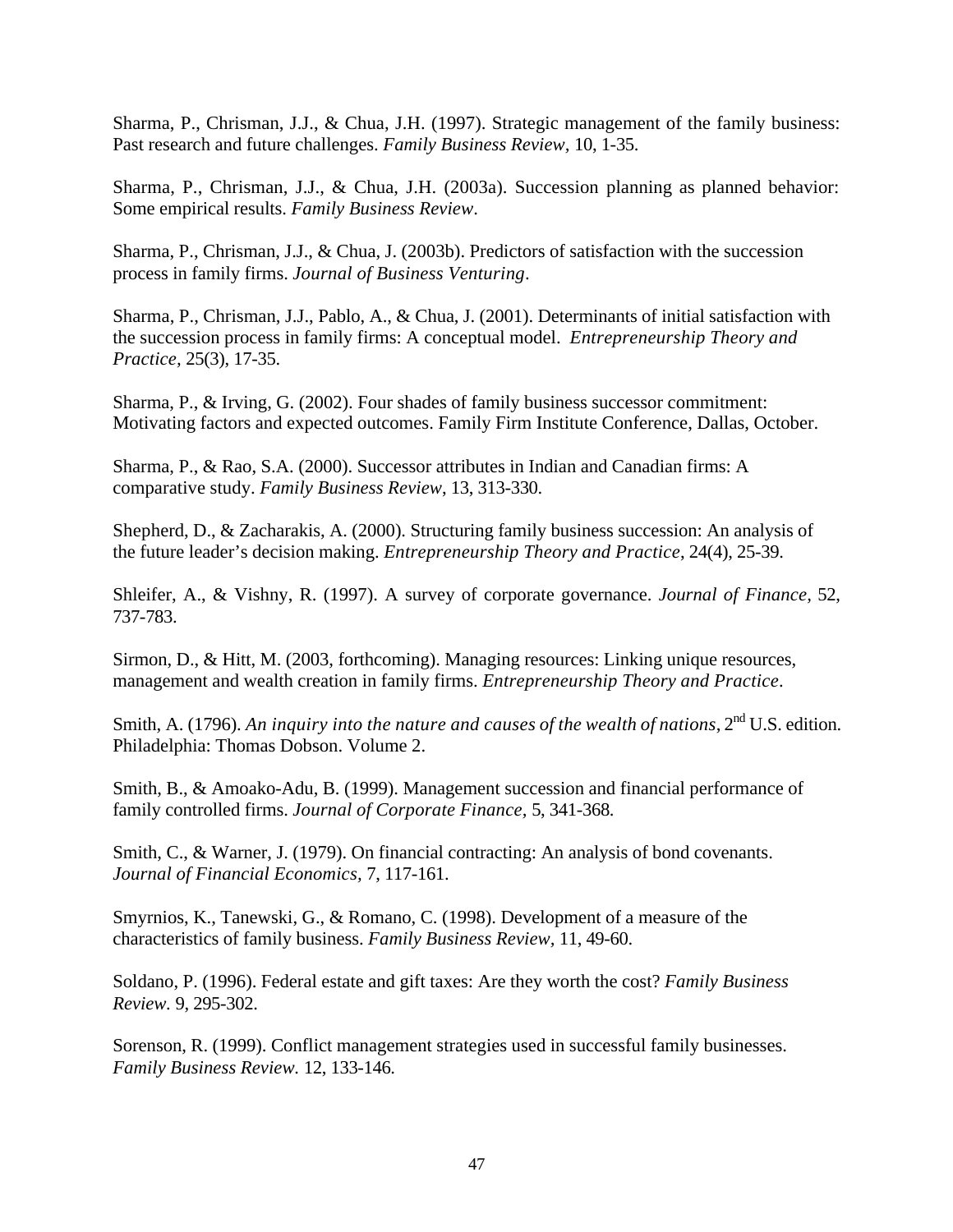Sharma, P., Chrisman, J.J., & Chua, J.H. (1997). Strategic management of the family business: Past research and future challenges. *Family Business Review,* 10, 1-35.

Sharma, P., Chrisman, J.J., & Chua, J.H. (2003a). Succession planning as planned behavior: Some empirical results. *Family Business Review*.

Sharma, P., Chrisman, J.J., & Chua, J. (2003b). Predictors of satisfaction with the succession process in family firms. *Journal of Business Venturing*.

Sharma, P., Chrisman, J.J., Pablo, A., & Chua, J. (2001). Determinants of initial satisfaction with the succession process in family firms: A conceptual model. *Entrepreneurship Theory and Practice,* 25(3), 17-35.

Sharma, P., & Irving, G. (2002). Four shades of family business successor commitment: Motivating factors and expected outcomes. Family Firm Institute Conference, Dallas, October.

Sharma, P., & Rao, S.A. (2000). Successor attributes in Indian and Canadian firms: A comparative study. *Family Business Review,* 13, 313-330.

Shepherd, D., & Zacharakis, A. (2000). Structuring family business succession: An analysis of the future leader's decision making. *Entrepreneurship Theory and Practice*, 24(4), 25-39.

Shleifer, A., & Vishny, R. (1997). A survey of corporate governance. *Journal of Finance,* 52, 737-783.

Sirmon, D., & Hitt, M. (2003, forthcoming). Managing resources: Linking unique resources, management and wealth creation in family firms. *Entrepreneurship Theory and Practice*.

Smith, A. (1796). *An inquiry into the nature and causes of the wealth of nations*, 2nd U.S. edition. Philadelphia: Thomas Dobson. Volume 2.

Smith, B., & Amoako-Adu, B. (1999). Management succession and financial performance of family controlled firms. *Journal of Corporate Finance,* 5, 341-368.

Smith, C., & Warner, J. (1979). On financial contracting: An analysis of bond covenants. *Journal of Financial Economics,* 7, 117-161.

Smyrnios, K., Tanewski, G., & Romano, C. (1998). Development of a measure of the characteristics of family business. *Family Business Review,* 11, 49-60.

Soldano, P. (1996). Federal estate and gift taxes: Are they worth the cost? *Family Business Review.* 9, 295-302.

Sorenson, R. (1999). Conflict management strategies used in successful family businesses. *Family Business Review.* 12, 133-146.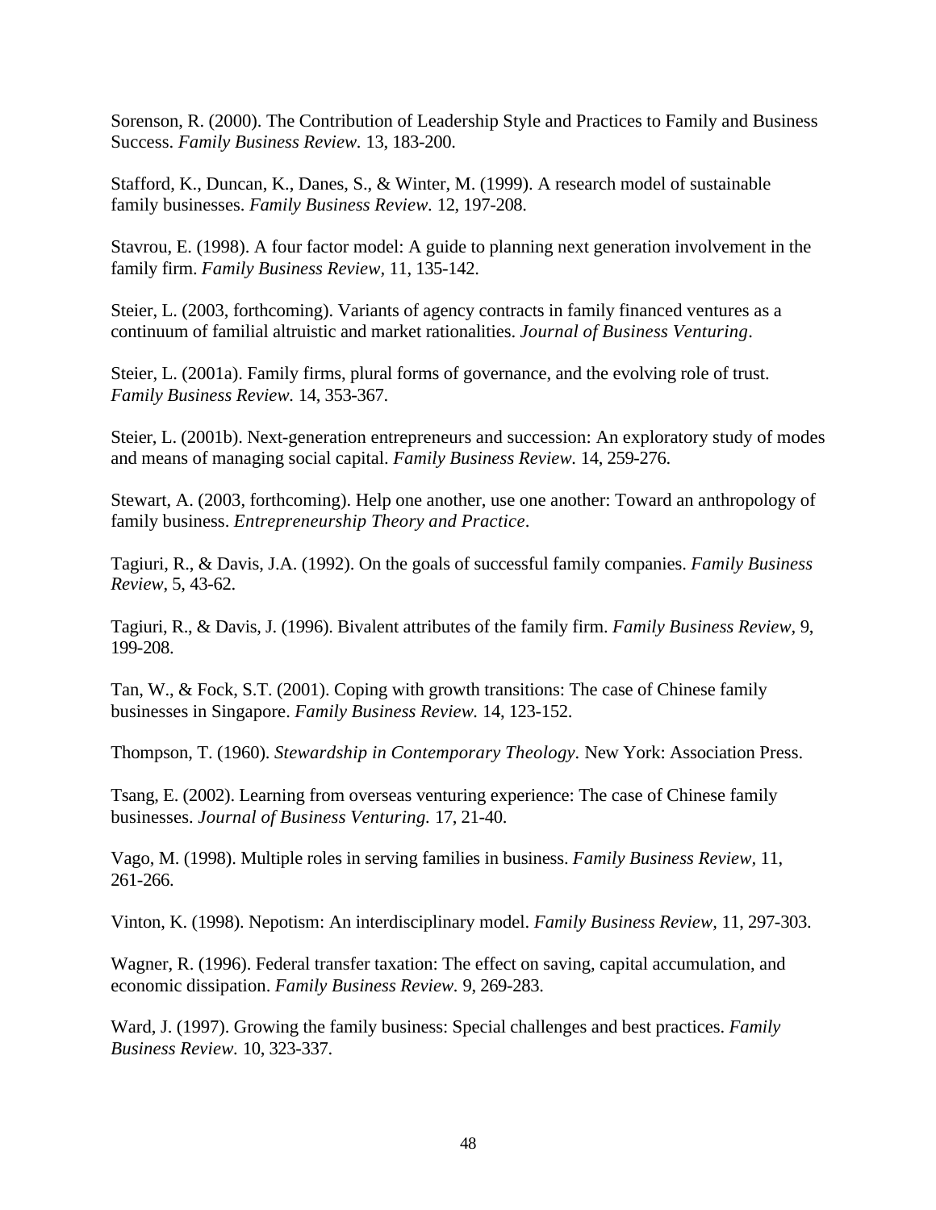Sorenson, R. (2000). The Contribution of Leadership Style and Practices to Family and Business Success. *Family Business Review.* 13, 183-200.

Stafford, K., Duncan, K., Danes, S., & Winter, M. (1999). A research model of sustainable family businesses. *Family Business Review.* 12, 197-208.

Stavrou, E. (1998). A four factor model: A guide to planning next generation involvement in the family firm. *Family Business Review*, 11, 135-142.

Steier, L. (2003, forthcoming). Variants of agency contracts in family financed ventures as a continuum of familial altruistic and market rationalities. *Journal of Business Venturing*.

Steier, L. (2001a). Family firms, plural forms of governance, and the evolving role of trust. *Family Business Review.* 14, 353-367.

Steier, L. (2001b). Next-generation entrepreneurs and succession: An exploratory study of modes and means of managing social capital. *Family Business Review.* 14, 259-276.

Stewart, A. (2003, forthcoming). Help one another, use one another: Toward an anthropology of family business. *Entrepreneurship Theory and Practice*.

Tagiuri, R., & Davis, J.A. (1992). On the goals of successful family companies. *Family Business Review*, 5, 43-62.

Tagiuri, R., & Davis, J. (1996). Bivalent attributes of the family firm. *Family Business Review*, 9, 199-208.

Tan, W., & Fock, S.T. (2001). Coping with growth transitions: The case of Chinese family businesses in Singapore. *Family Business Review.* 14, 123-152.

Thompson, T. (1960). *Stewardship in Contemporary Theology.* New York: Association Press.

Tsang, E. (2002). Learning from overseas venturing experience: The case of Chinese family businesses. *Journal of Business Venturing.* 17, 21-40.

Vago, M. (1998). Multiple roles in serving families in business. *Family Business Review*, 11, 261-266.

Vinton, K. (1998). Nepotism: An interdisciplinary model. *Family Business Review*, 11, 297-303.

Wagner, R. (1996). Federal transfer taxation: The effect on saving, capital accumulation, and economic dissipation. *Family Business Review.* 9, 269-283.

Ward, J. (1997). Growing the family business: Special challenges and best practices. *Family Business Review.* 10, 323-337.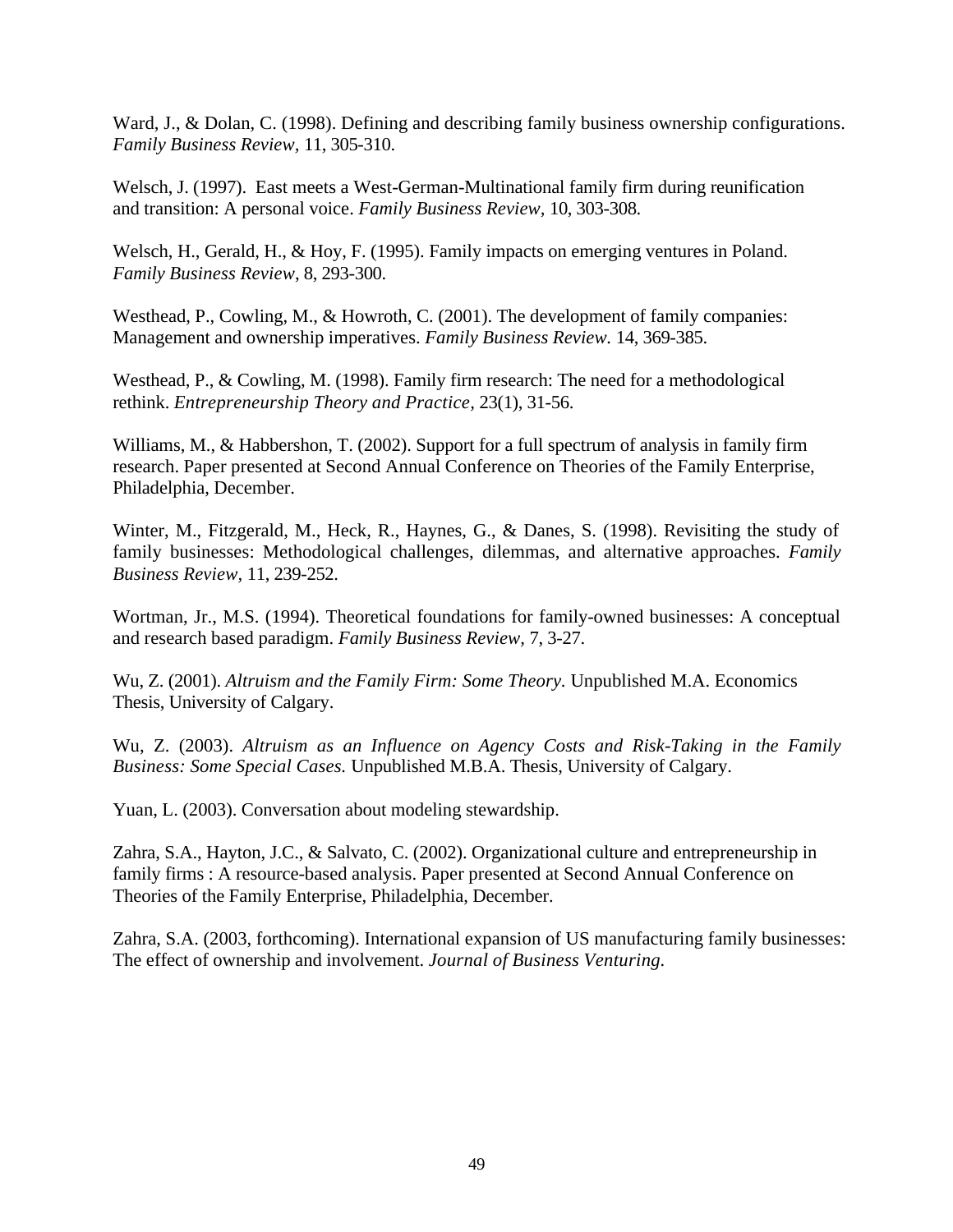Ward, J., & Dolan, C. (1998). Defining and describing family business ownership configurations. *Family Business Review,* 11, 305-310.

Welsch, J. (1997). East meets a West-German-Multinational family firm during reunification and transition: A personal voice. *Family Business Review,* 10, 303-308.

Welsch, H., Gerald, H., & Hoy, F. (1995). Family impacts on emerging ventures in Poland. *Family Business Review*, 8, 293-300.

Westhead, P., Cowling, M., & Howroth, C. (2001). The development of family companies: Management and ownership imperatives. *Family Business Review.* 14, 369-385.

Westhead, P., & Cowling, M. (1998). Family firm research: The need for a methodological rethink. *Entrepreneurship Theory and Practice,* 23(1), 31-56.

Williams, M., & Habbershon, T. (2002). Support for a full spectrum of analysis in family firm research. Paper presented at Second Annual Conference on Theories of the Family Enterprise, Philadelphia, December.

Winter, M., Fitzgerald, M., Heck, R., Haynes, G., & Danes, S. (1998). Revisiting the study of family businesses: Methodological challenges, dilemmas, and alternative approaches. *Family Business Review,* 11, 239-252.

Wortman, Jr., M.S. (1994). Theoretical foundations for family-owned businesses: A conceptual and research based paradigm. *Family Business Review,* 7, 3-27.

Wu, Z. (2001). *Altruism and the Family Firm: Some Theory.* Unpublished M.A. Economics Thesis, University of Calgary.

Wu, Z. (2003). *Altruism as an Influence on Agency Costs and Risk-Taking in the Family Business: Some Special Cases.* Unpublished M.B.A. Thesis, University of Calgary.

Yuan, L. (2003). Conversation about modeling stewardship.

Zahra, S.A., Hayton, J.C., & Salvato, C. (2002). Organizational culture and entrepreneurship in family firms : A resource-based analysis. Paper presented at Second Annual Conference on Theories of the Family Enterprise, Philadelphia, December.

Zahra, S.A. (2003, forthcoming). International expansion of US manufacturing family businesses: The effect of ownership and involvement. *Journal of Business Venturing.*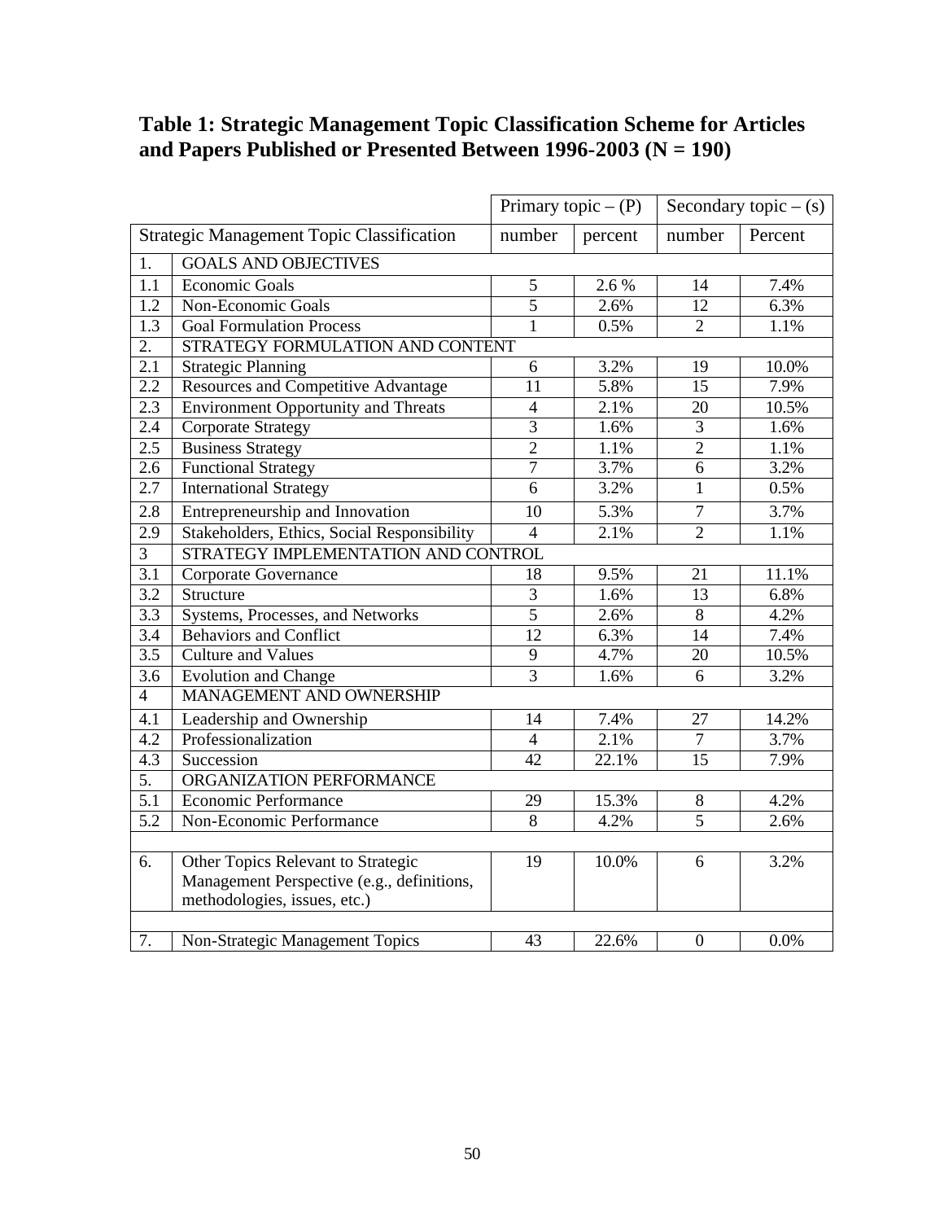**Table 1: Strategic Management Topic Classification Scheme for Articles and Papers Published or Presented Between 1996-2003 (N = 190)**

| | | Primary topic – (P) | | Secondary topic – (s) | |
|---|---|---|---|---|---|
| Strategic Management Topic Classification | | number | percent | number | Percent |
| 1. | GOALS AND OBJECTIVES | | | | |
| 1.1 | Economic Goals | 5 | 2.6 % | 14 | 7.4% |
| 1.2 | Non-Economic Goals | 5 | 2.6% | 12 | 6.3% |
| 1.3 | Goal Formulation Process | 1 | 0.5% | 2 | 1.1% |
| 2. | STRATEGY FORMULATION AND CONTENT | | | | |
| 2.1 | Strategic Planning | 6 | 3.2% | 19 | 10.0% |
| 2.2 | Resources and Competitive Advantage | 11 | 5.8% | 15 | 7.9% |
| 2.3 | Environment Opportunity and Threats | 4 | 2.1% | 20 | 10.5% |
| 2.4 | Corporate Strategy | 3 | 1.6% | 3 | 1.6% |
| 2.5 | Business Strategy | 2 | 1.1% | 2 | 1.1% |
| 2.6 | Functional Strategy | 7 | 3.7% | 6 | 3.2% |
| 2.7 | International Strategy | 6 | 3.2% | 1 | 0.5% |
| 2.8 | Entrepreneurship and Innovation | 10 | 5.3% | 7 | 3.7% |
| 2.9 | Stakeholders, Ethics, Social Responsibility | 4 | 2.1% | 2 | 1.1% |
| 3 | STRATEGY IMPLEMENTATION AND CONTROL | | | | |
| 3.1 | Corporate Governance | 18 | 9.5% | 21 | 11.1% |
| 3.2 | Structure | 3 | 1.6% | 13 | 6.8% |
| 3.3 | Systems, Processes, and Networks | 5 | 2.6% | 8 | 4.2% |
| 3.4 | Behaviors and Conflict | 12 | 6.3% | 14 | 7.4% |
| 3.5 | Culture and Values | 9 | 4.7% | 20 | 10.5% |
| 3.6 | Evolution and Change | 3 | 1.6% | 6 | 3.2% |
| 4 | MANAGEMENT AND OWNERSHIP | | | | |
| 4.1 | Leadership and Ownership | 14 | 7.4% | 27 | 14.2% |
| 4.2 | Professionalization | 4 | 2.1% | 7 | 3.7% |
| 4.3 | Succession | 42 | 22.1% | 15 | 7.9% |
| 5. | ORGANIZATION PERFORMANCE | | | | |
| 5.1 | Economic Performance | 29 | 15.3% | 8 | 4.2% |
| 5.2 | Non-Economic Performance | 8 | 4.2% | 5 | 2.6% |
| | | | | | |
| 6. | Other Topics Relevant to Strategic Management Perspective (e.g., definitions, methodologies, issues, etc.) | 19 | 10.0% | 6 | 3.2% |
| | | | | | |
| 7. | Non-Strategic Management Topics | 43 | 22.6% | 0 | 0.0% |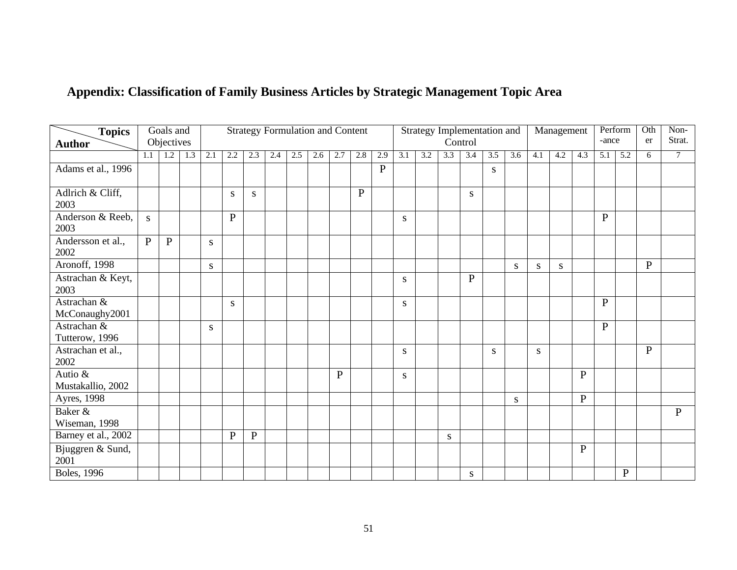## Appendix: Classification of Family Business Articles by Strategic Management Topic Area

| Topics / Author | Goals and Objectives | | | Strategy Formulation and Content | | | | | | | | | Strategy Implementation and Control | | | | | | Management | | | Perform-ance | | Other | Non-Strat. |
|---|---|---|---|---|---|---|---|---|---|---|---|---|---|---|---|---|---|---|---|---|---|---|---|---|---|
| | 1.1 | 1.2 | 1.3 | 2.1 | 2.2 | 2.3 | 2.4 | 2.5 | 2.6 | 2.7 | 2.8 | 2.9 | 3.1 | 3.2 | 3.3 | 3.4 | 3.5 | 3.6 | 4.1 | 4.2 | 4.3 | 5.1 | 5.2 | 6 | 7 |
| Adams et al., 1996 | | | | | | | | | | | | P | | | | | s | | | | | | | | |
| Adlrich & Cliff, 2003 | | | | | s | s | | | | | P | | | | | s | | | | | | | | | |
| Anderson & Reeb, 2003 | s | | | | P | | | | | | | | s | | | | | | | | | P | | | |
| Andersson et al., 2002 | P | P | | s | | | | | | | | | | | | | | | | | | | | | |
| Aronoff, 1998 | | | | s | | | | | | | | | | | | | | s | s | s | | | | P | |
| Astrachan & Keyt, 2003 | | | | | | | | | | | | | s | | | P | | | | | | | | | |
| Astrachan & McConaughy2001 | | | | | s | | | | | | | | s | | | | | | | | | P | | | |
| Astrachan & Tutterow, 1996 | | | | s | | | | | | | | | | | | | | | | | | P | | | |
| Astrachan et al., 2002 | | | | | | | | | | | | | s | | | | s | | s | | | | | P | |
| Autio & Mustakallio, 2002 | | | | | | | | | | P | | | s | | | | | | | | P | | | | |
| Ayres, 1998 | | | | | | | | | | | | | | | | | | s | | | P | | | | |
| Baker & Wiseman, 1998 | | | | | | | | | | | | | | | | | | | | | | | | | P |
| Barney et al., 2002 | | | | | P | P | | | | | | | | | s | | | | | | | | | | |
| Bjuggren & Sund, 2001 | | | | | | | | | | | | | | | | | | | | | P | | | | |
| Boles, 1996 | | | | | | | | | | | | | | | | s | | | | | | | P | | |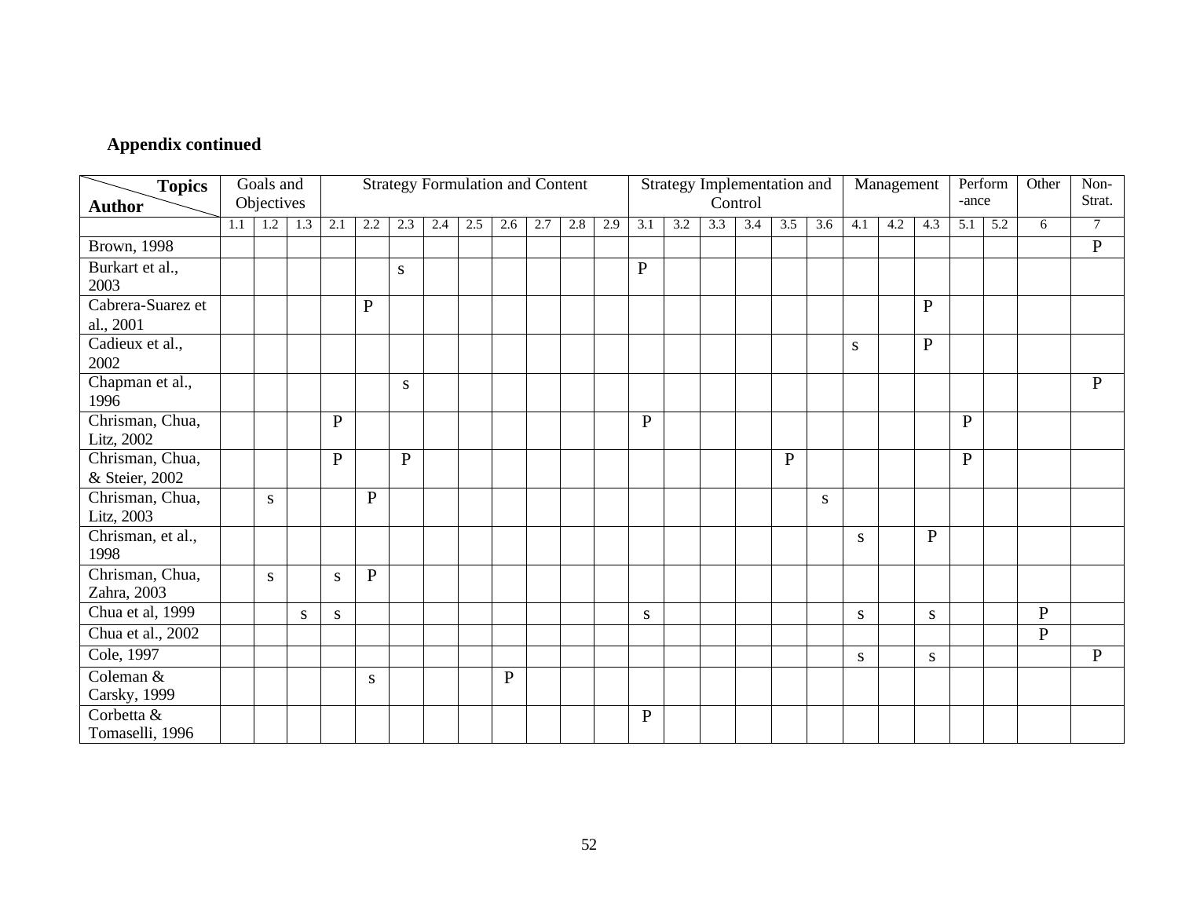**Appendix continued**

| Topics / Author | Goals and Objectives | | | Strategy Formulation and Content | | | | | | | | | Strategy Implementation and Control | | | | | | Management | | | Perform-ance | | Other | Non-Strat. |
|---|---|---|---|---|---|---|---|---|---|---|---|---|---|---|---|---|---|---|---|---|---|---|---|---|---|
| | 1.1 | 1.2 | 1.3 | 2.1 | 2.2 | 2.3 | 2.4 | 2.5 | 2.6 | 2.7 | 2.8 | 2.9 | 3.1 | 3.2 | 3.3 | 3.4 | 3.5 | 3.6 | 4.1 | 4.2 | 4.3 | 5.1 | 5.2 | 6 | 7 |
| Brown, 1998 | | | | | | | | | | | | | | | | | | | | | | | | | P |
| Burkart et al., 2003 | | | | | | s | | | | | | | P | | | | | | | | | | | | |
| Cabrera-Suarez et al., 2001 | | | | | P | | | | | | | | | | | | | | | | P | | | | |
| Cadieux et al., 2002 | | | | | | | | | | | | | | | | | | | s | | P | | | | |
| Chapman et al., 1996 | | | | | | s | | | | | | | | | | | | | | | | | | | P |
| Chrisman, Chua, Litz, 2002 | | | | P | | | | | | | | | P | | | | | | | | | P | | | |
| Chrisman, Chua, & Steier, 2002 | | | | P | | P | | | | | | | | | | | P | | | | | P | | | |
| Chrisman, Chua, Litz, 2003 | | s | | | P | | | | | | | | | | | | | s | | | | | | | |
| Chrisman, et al., 1998 | | | | | | | | | | | | | | | | | | | s | | P | | | | |
| Chrisman, Chua, Zahra, 2003 | | s | | s | P | | | | | | | | | | | | | | | | | | | | |
| Chua et al, 1999 | | | s | s | | | | | | | | | s | | | | | | s | | s | | | P | |
| Chua et al., 2002 | | | | | | | | | | | | | | | | | | | | | | | | P | |
| Cole, 1997 | | | | | | | | | | | | | | | | | | | s | | s | | | | P |
| Coleman & Carsky, 1999 | | | | | s | | | | P | | | | | | | | | | | | | | | | |
| Corbetta & Tomaselli, 1996 | | | | | | | | | | | | | P | | | | | | | | | | | | |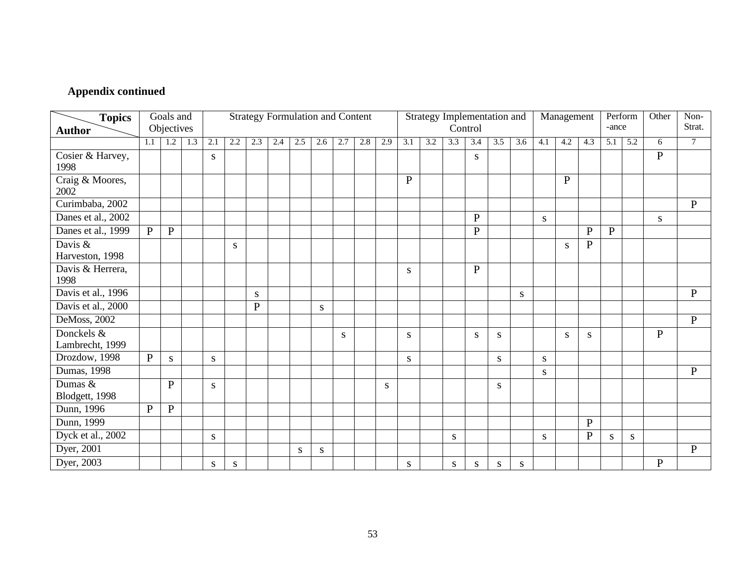**Appendix continued**

| Topics / Author | Goals and Objectives | | | Strategy Formulation and Content | | | | | | | | | Strategy Implementation and Control | | | | | | Management | | | Perform-ance | | Other | Non-Strat. |
|---|---|---|---|---|---|---|---|---|---|---|---|---|---|---|---|---|---|---|---|---|---|---|---|---|---|
| | 1.1 | 1.2 | 1.3 | 2.1 | 2.2 | 2.3 | 2.4 | 2.5 | 2.6 | 2.7 | 2.8 | 2.9 | 3.1 | 3.2 | 3.3 | 3.4 | 3.5 | 3.6 | 4.1 | 4.2 | 4.3 | 5.1 | 5.2 | 6 | 7 |
| Cosier & Harvey, 1998 | | | | s | | | | | | | | | | | | s | | | | | | | | P | |
| Craig & Moores, 2002 | | | | | | | | | | | | | P | | | | | | | P | | | | | |
| Curimbaba, 2002 | | | | | | | | | | | | | | | | | | | | | | | | | P |
| Danes et al., 2002 | | | | | | | | | | | | | | | | P | | | s | | | | | s | |
| Danes et al., 1999 | P | P | | | | | | | | | | | | | | P | | | | | P | P | | | |
| Davis & Harveston, 1998 | | | | | s | | | | | | | | | | | | | | | s | P | | | | |
| Davis & Herrera, 1998 | | | | | | | | | | | | | s | | | P | | | | | | | | | |
| Davis et al., 1996 | | | | | | s | | | | | | | | | | | | s | | | | | | | P |
| Davis et al., 2000 | | | | | | P | | | s | | | | | | | | | | | | | | | | |
| DeMoss, 2002 | | | | | | | | | | | | | | | | | | | | | | | | | P |
| Donckels & Lambrecht, 1999 | | | | | | | | | | s | | | s | | | s | s | | | s | s | | | P | |
| Drozdow, 1998 | P | s | | s | | | | | | | | | s | | | | s | | s | | | | | | |
| Dumas, 1998 | | | | | | | | | | | | | | | | | | | s | | | | | | P |
| Dumas & Blodgett, 1998 | | P | | s | | | | | | | | s | | | | | s | | | | | | | | |
| Dunn, 1996 | P | P | | | | | | | | | | | | | | | | | | | | | | | |
| Dunn, 1999 | | | | | | | | | | | | | | | | | | | | | P | | | | |
| Dyck et al., 2002 | | | | s | | | | | | | | | | | s | | | | s | | P | s | s | | |
| Dyer, 2001 | | | | | | | | s | s | | | | | | | | | | | | | | | | P |
| Dyer, 2003 | | | | s | s | | | | | | | | s | | s | s | s | s | | | | | | P | |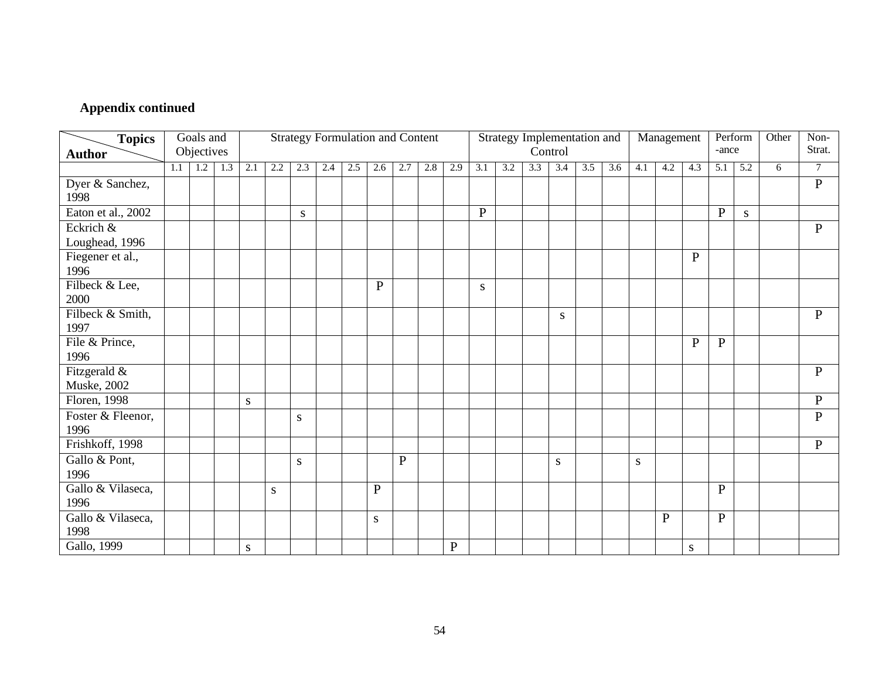**Appendix continued**

| Topics / Author | Goals and Objectives | | | Strategy Formulation and Content | | | | | | | | | Strategy Implementation and Control | | | | | | Management | | | Perform-ance | | Other | Non-Strat. |
|---|---|---|---|---|---|---|---|---|---|---|---|---|---|---|---|---|---|---|---|---|---|---|---|---|---|
| | 1.1 | 1.2 | 1.3 | 2.1 | 2.2 | 2.3 | 2.4 | 2.5 | 2.6 | 2.7 | 2.8 | 2.9 | 3.1 | 3.2 | 3.3 | 3.4 | 3.5 | 3.6 | 4.1 | 4.2 | 4.3 | 5.1 | 5.2 | 6 | 7 |
| Dyer & Sanchez, 1998 | | | | | | | | | | | | | | | | | | | | | | | | | P |
| Eaton et al., 2002 | | | | | | s | | | | | | | P | | | | | | | | | P | s | | |
| Eckrich & Loughead, 1996 | | | | | | | | | | | | | | | | | | | | | | | | | P |
| Fiegener et al., 1996 | | | | | | | | | | | | | | | | | | | | | P | | | | |
| Filbeck & Lee, 2000 | | | | | | | | | P | | | | s | | | | | | | | | | | | |
| Filbeck & Smith, 1997 | | | | | | | | | | | | | | | | s | | | | | | | | | P |
| File & Prince, 1996 | | | | | | | | | | | | | | | | | | | | | P | P | | | |
| Fitzgerald & Muske, 2002 | | | | | | | | | | | | | | | | | | | | | | | | | P |
| Floren, 1998 | | | | s | | | | | | | | | | | | | | | | | | | | | P |
| Foster & Fleenor, 1996 | | | | | | s | | | | | | | | | | | | | | | | | | | P |
| Frishkoff, 1998 | | | | | | | | | | | | | | | | | | | | | | | | | P |
| Gallo & Pont, 1996 | | | | | | s | | | | P | | | | | | s | | | s | | | | | | |
| Gallo & Vilaseca, 1996 | | | | | s | | | | P | | | | | | | | | | | | | P | | | |
| Gallo & Vilaseca, 1998 | | | | | | | | | s | | | | | | | | | | | P | | P | | | |
| Gallo, 1999 | | | | s | | | | | | | | P | | | | | | | | | s | | | | |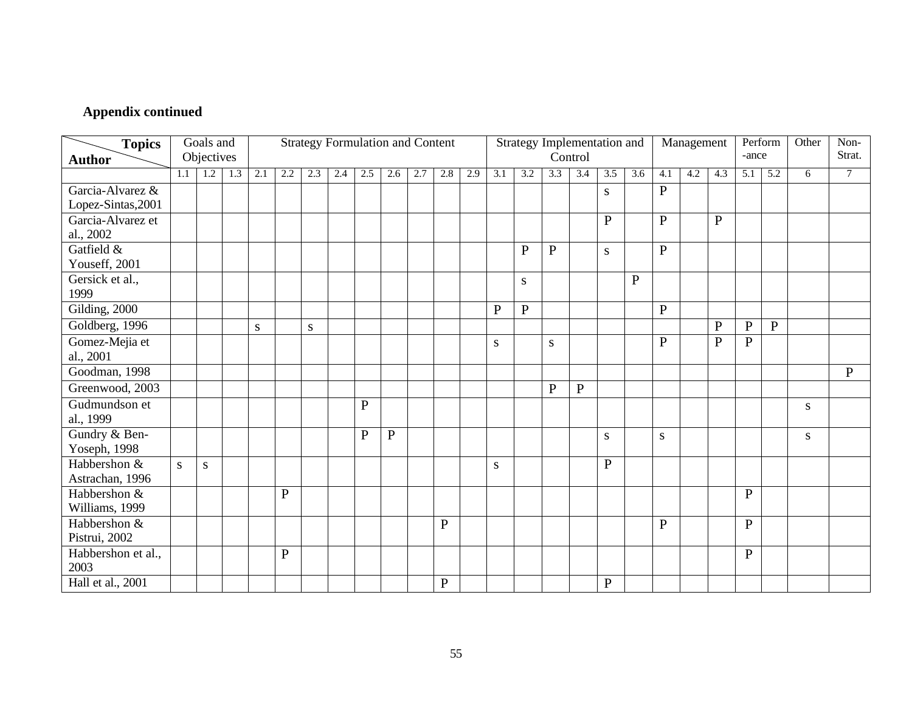**Appendix continued**

| Topics / Author | Goals and Objectives | | | Strategy Formulation and Content | | | | | | | | | Strategy Implementation and Control | | | | | | Management | | | Perform-ance | | Other | Non-Strat. |
|---|---|---|---|---|---|---|---|---|---|---|---|---|---|---|---|---|---|---|---|---|---|---|---|---|---|
| | 1.1 | 1.2 | 1.3 | 2.1 | 2.2 | 2.3 | 2.4 | 2.5 | 2.6 | 2.7 | 2.8 | 2.9 | 3.1 | 3.2 | 3.3 | 3.4 | 3.5 | 3.6 | 4.1 | 4.2 | 4.3 | 5.1 | 5.2 | 6 | 7 |
| Garcia-Alvarez & Lopez-Sintas,2001 | | | | | | | | | | | | | | | | | s | | P | | | | | | |
| Garcia-Alvarez et al., 2002 | | | | | | | | | | | | | | | | | P | | P | | P | | | | |
| Gatfield & Youseff, 2001 | | | | | | | | | | | | | | P | P | | s | | P | | | | | | |
| Gersick et al., 1999 | | | | | | | | | | | | | | s | | | | P | | | | | | | |
| Gilding, 2000 | | | | | | | | | | | | | P | P | | | | | P | | | | | | |
| Goldberg, 1996 | | | | s | | s | | | | | | | | | | | | | | | P | P | P | | |
| Gomez-Mejia et al., 2001 | | | | | | | | | | | | | s | | s | | | | P | | P | P | | | |
| Goodman, 1998 | | | | | | | | | | | | | | | | | | | | | | | | | P |
| Greenwood, 2003 | | | | | | | | | | | | | | | P | P | | | | | | | | | |
| Gudmundson et al., 1999 | | | | | | | | P | | | | | | | | | | | | | | | | s | |
| Gundry & Ben-Yoseph, 1998 | | | | | | | | P | P | | | | | | | | s | | s | | | | | s | |
| Habbershon & Astrachan, 1996 | s | s | | | | | | | | | | | s | | | | P | | | | | | | | |
| Habbershon & Williams, 1999 | | | | | P | | | | | | | | | | | | | | | | | P | | | |
| Habbershon & Pistrui, 2002 | | | | | | | | | | | P | | | | | | | | P | | | P | | | |
| Habbershon et al., 2003 | | | | | P | | | | | | | | | | | | | | | | | P | | | |
| Hall et al., 2001 | | | | | | | | | | | P | | | | | | P | | | | | | | | |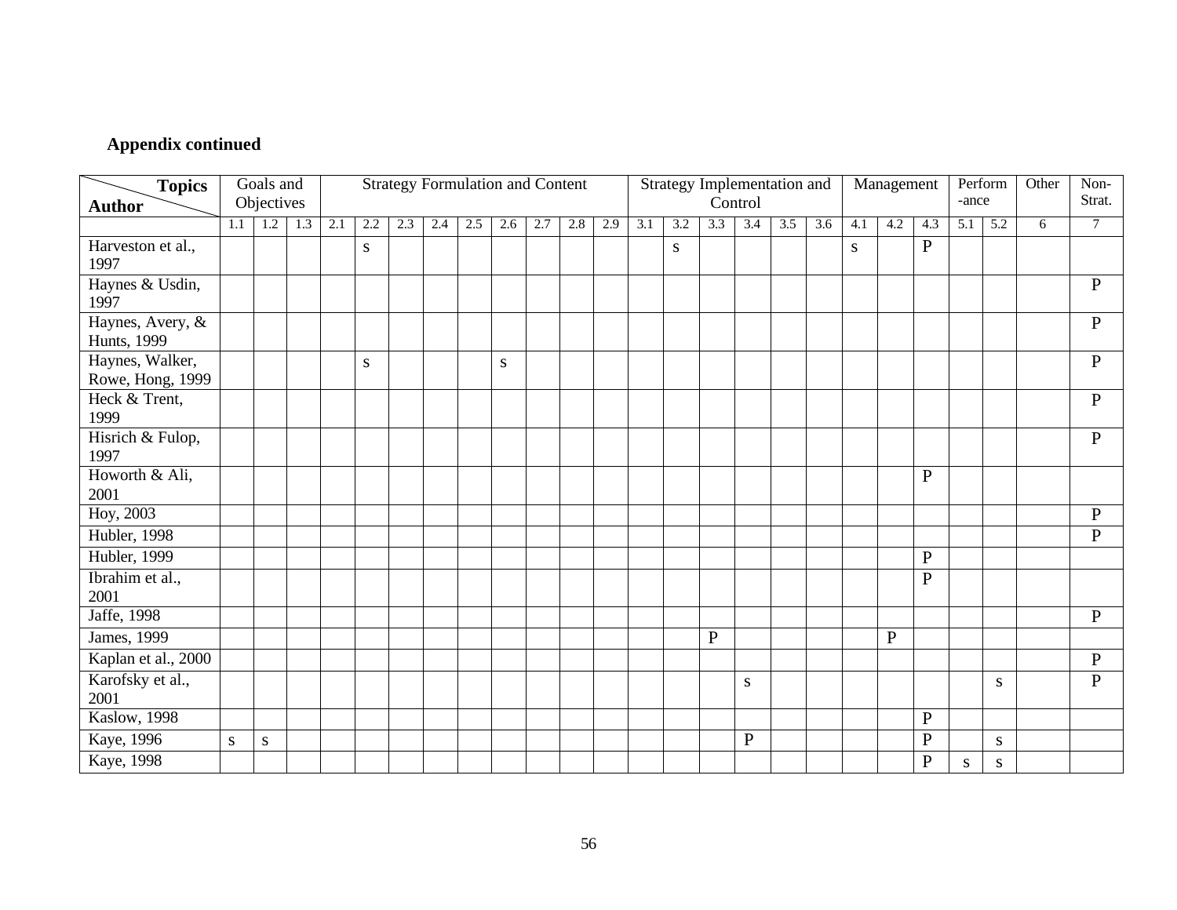**Appendix continued**

| Topics / Author | Goals and Objectives | | | Strategy Formulation and Content | | | | | | | | | Strategy Implementation and Control | | | | | | Management | | | Perform-ance | | Other | Non-Strat. |
|---|---|---|---|---|---|---|---|---|---|---|---|---|---|---|---|---|---|---|---|---|---|---|---|---|---|
| | 1.1 | 1.2 | 1.3 | 2.1 | 2.2 | 2.3 | 2.4 | 2.5 | 2.6 | 2.7 | 2.8 | 2.9 | 3.1 | 3.2 | 3.3 | 3.4 | 3.5 | 3.6 | 4.1 | 4.2 | 4.3 | 5.1 | 5.2 | 6 | 7 |
| Harveston et al., 1997 | | | | | s | | | | | | | | | s | | | | | s | | P | | | | |
| Haynes & Usdin, 1997 | | | | | | | | | | | | | | | | | | | | | | | | | P |
| Haynes, Avery, & Hunts, 1999 | | | | | | | | | | | | | | | | | | | | | | | | | P |
| Haynes, Walker, Rowe, Hong, 1999 | | | | | s | | | | s | | | | | | | | | | | | | | | | P |
| Heck & Trent, 1999 | | | | | | | | | | | | | | | | | | | | | | | | | P |
| Hisrich & Fulop, 1997 | | | | | | | | | | | | | | | | | | | | | | | | | P |
| Howorth & Ali, 2001 | | | | | | | | | | | | | | | | | | | | | P | | | | |
| Hoy, 2003 | | | | | | | | | | | | | | | | | | | | | | | | | P |
| Hubler, 1998 | | | | | | | | | | | | | | | | | | | | | | | | | P |
| Hubler, 1999 | | | | | | | | | | | | | | | | | | | | | P | | | | |
| Ibrahim et al., 2001 | | | | | | | | | | | | | | | | | | | | | P | | | | |
| Jaffe, 1998 | | | | | | | | | | | | | | | | | | | | | | | | | P |
| James, 1999 | | | | | | | | | | | | | | | P | | | | | P | | | | | |
| Kaplan et al., 2000 | | | | | | | | | | | | | | | | | | | | | | | | | P |
| Karofsky et al., 2001 | | | | | | | | | | | | | | | | s | | | | | | | s | | P |
| Kaslow, 1998 | | | | | | | | | | | | | | | | | | | | | P | | | | |
| Kaye, 1996 | s | s | | | | | | | | | | | | | | P | | | | | P | | s | | |
| Kaye, 1998 | | | | | | | | | | | | | | | | | | | | | P | s | s | | |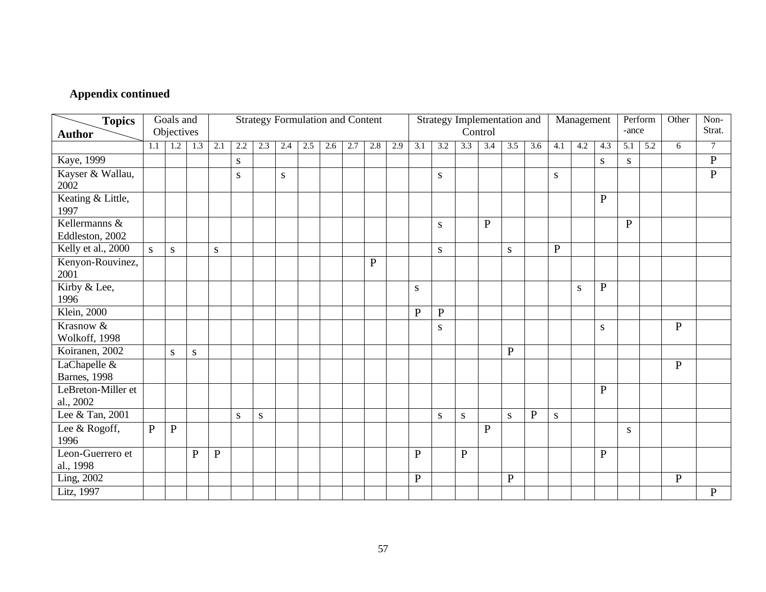**Appendix continued**

| Topics / Author | Goals and Objectives | | | Strategy Formulation and Content | | | | | | | | | Strategy Implementation and Control | | | | | | Management | | | Perform-ance | | Other | Non-Strat. |
|---|---|---|---|---|---|---|---|---|---|---|---|---|---|---|---|---|---|---|---|---|---|---|---|---|---|
| | 1.1 | 1.2 | 1.3 | 2.1 | 2.2 | 2.3 | 2.4 | 2.5 | 2.6 | 2.7 | 2.8 | 2.9 | 3.1 | 3.2 | 3.3 | 3.4 | 3.5 | 3.6 | 4.1 | 4.2 | 4.3 | 5.1 | 5.2 | 6 | 7 |
| Kaye, 1999 | | | | | s | | | | | | | | | | | | | | | | s | s | | | P |
| Kayser & Wallau, 2002 | | | | | s | | s | | | | | | | s | | | | | s | | | | | | P |
| Keating & Little, 1997 | | | | | | | | | | | | | | | | | | | | | P | | | | |
| Kellermanns & Eddleston, 2002 | | | | | | | | | | | | | | s | | P | | | | | | P | | | |
| Kelly et al., 2000 | s | s | | s | | | | | | | | | | s | | | s | | P | | | | | | |
| Kenyon-Rouvinez, 2001 | | | | | | | | | | | P | | | | | | | | | | | | | | |
| Kirby & Lee, 1996 | | | | | | | | | | | | | s | | | | | | | s | P | | | | |
| Klein, 2000 | | | | | | | | | | | | | P | P | | | | | | | | | | | |
| Krasnow & Wolkoff, 1998 | | | | | | | | | | | | | | s | | | | | | | s | | | P | |
| Koiranen, 2002 | | s | s | | | | | | | | | | | | | | P | | | | | | | | |
| LaChapelle & Barnes, 1998 | | | | | | | | | | | | | | | | | | | | | | | | P | |
| LeBreton-Miller et al., 2002 | | | | | | | | | | | | | | | | | | | | | P | | | | |
| Lee & Tan, 2001 | | | | | s | s | | | | | | | | s | s | | s | P | s | | | | | | |
| Lee & Rogoff, 1996 | P | P | | | | | | | | | | | | | | P | | | | | | s | | | |
| Leon-Guerrero et al., 1998 | | | P | P | | | | | | | | | P | | P | | | | | | P | | | | |
| Ling, 2002 | | | | | | | | | | | | | P | | | | P | | | | | | | P | |
| Litz, 1997 | | | | | | | | | | | | | | | | | | | | | | | | | P |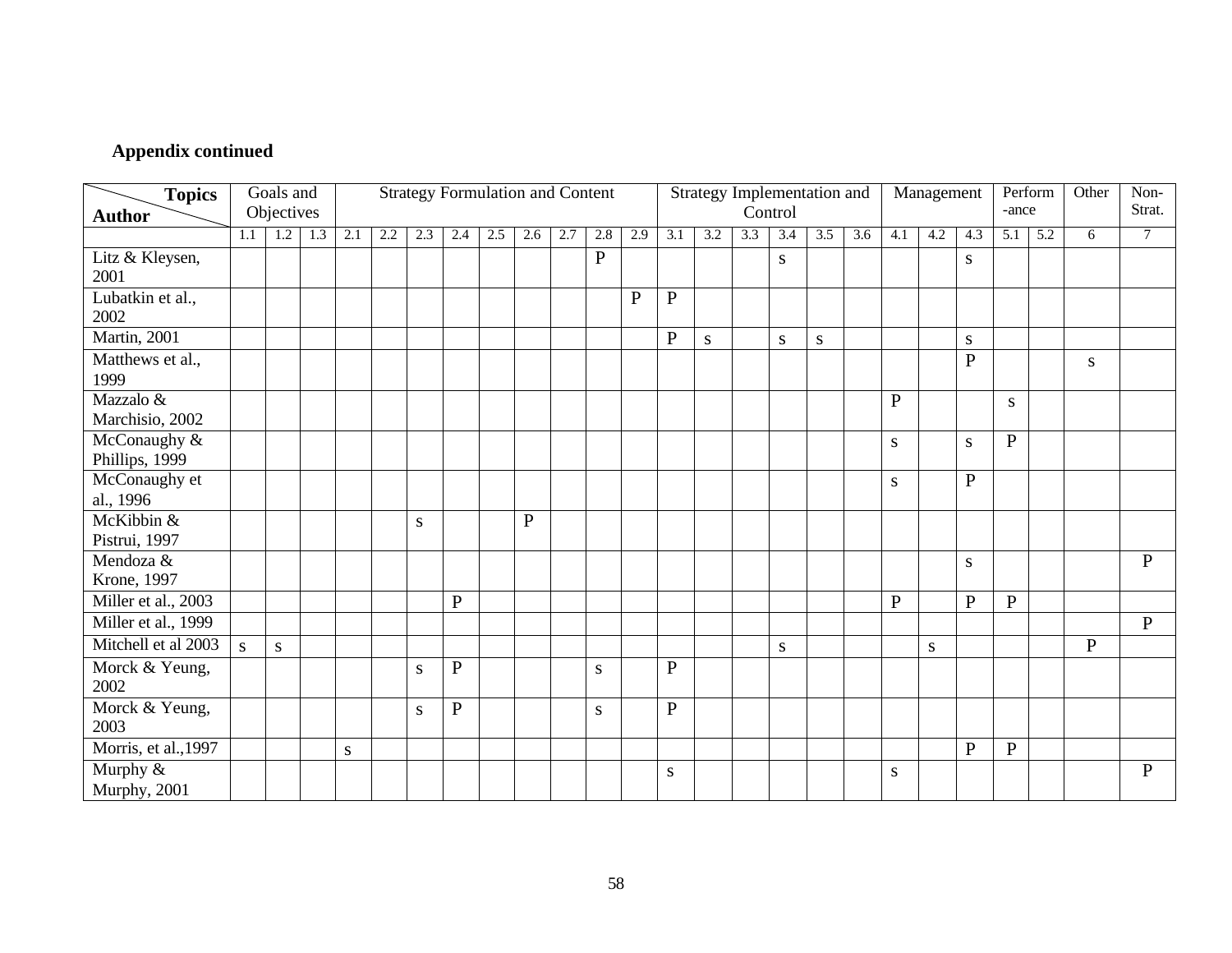**Appendix continued**

| Topics / Author | Goals and Objectives | | | Strategy Formulation and Content | | | | | | | | | Strategy Implementation and Control | | | | | | Management | | | Perform-ance | | Other | Non-Strat. |
|---|---|---|---|---|---|---|---|---|---|---|---|---|---|---|---|---|---|---|---|---|---|---|---|---|---|
| | 1.1 | 1.2 | 1.3 | 2.1 | 2.2 | 2.3 | 2.4 | 2.5 | 2.6 | 2.7 | 2.8 | 2.9 | 3.1 | 3.2 | 3.3 | 3.4 | 3.5 | 3.6 | 4.1 | 4.2 | 4.3 | 5.1 | 5.2 | 6 | 7 |
| Litz & Kleysen, 2001 | | | | | | | | | | | P | | | | | s | | | | | s | | | | |
| Lubatkin et al., 2002 | | | | | | | | | | | | P | P | | | | | | | | | | | | |
| Martin, 2001 | | | | | | | | | | | | | P | s | | s | s | | | | s | | | | |
| Matthews et al., 1999 | | | | | | | | | | | | | | | | | | | | | P | | | s | |
| Mazzalo & Marchisio, 2002 | | | | | | | | | | | | | | | | | | | P | | | s | | | |
| McConaughy & Phillips, 1999 | | | | | | | | | | | | | | | | | | | s | | s | P | | | |
| McConaughy et al., 1996 | | | | | | | | | | | | | | | | | | | s | | P | | | | |
| McKibbin & Pistrui, 1997 | | | | | | s | | | P | | | | | | | | | | | | | | | | |
| Mendoza & Krone, 1997 | | | | | | | | | | | | | | | | | | | | | s | | | | P |
| Miller et al., 2003 | | | | | | | P | | | | | | | | | | | | P | | P | P | | | |
| Miller et al., 1999 | | | | | | | | | | | | | | | | | | | | | | | | | P |
| Mitchell et al 2003 | s | s | | | | | | | | | | | | | | s | | | | s | | | | P | |
| Morck & Yeung, 2002 | | | | | | s | P | | | | s | | P | | | | | | | | | | | | |
| Morck & Yeung, 2003 | | | | | | s | P | | | | s | | P | | | | | | | | | | | | |
| Morris, et al.,1997 | | | | s | | | | | | | | | | | | | | | | | P | P | | | |
| Murphy & Murphy, 2001 | | | | | | | | | | | | | s | | | | | | s | | | | | | P |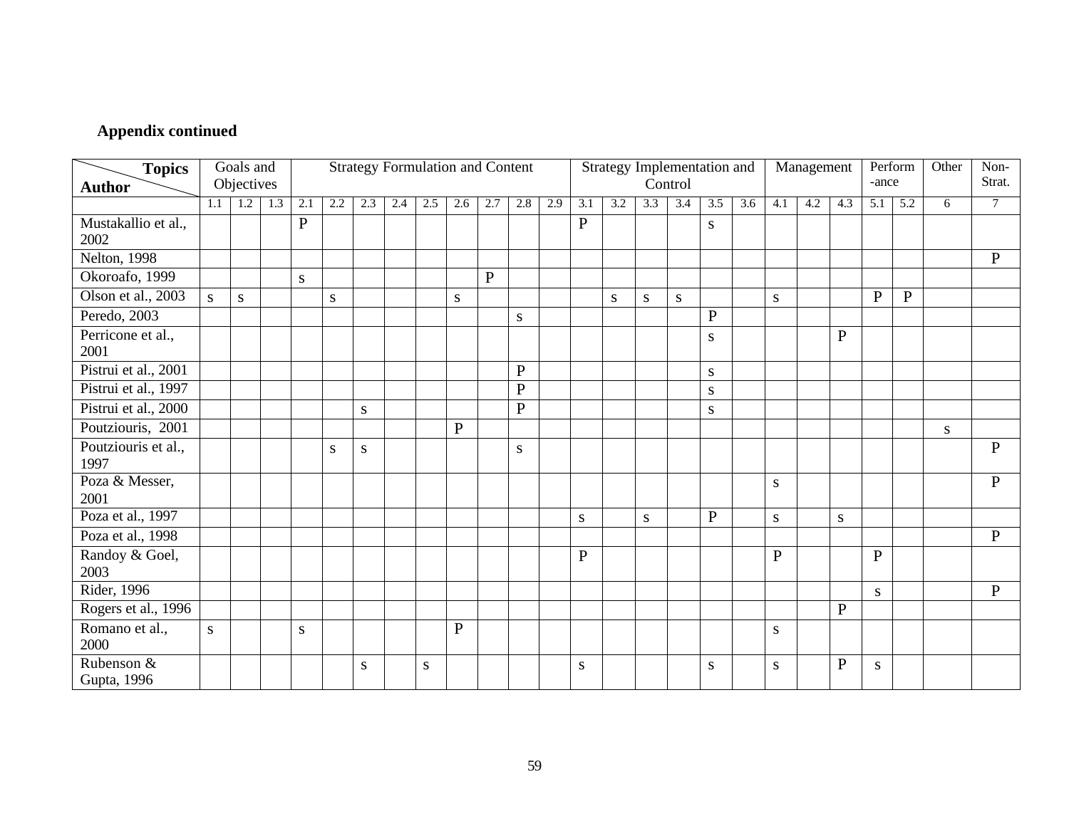**Appendix continued**

| Topics / Author | Goals and Objectives | | | Strategy Formulation and Content | | | | | | | | | Strategy Implementation and Control | | | | | | Management | | | Perform-ance | | Other | Non-Strat. |
|---|---|---|---|---|---|---|---|---|---|---|---|---|---|---|---|---|---|---|---|---|---|---|---|---|---|
| | 1.1 | 1.2 | 1.3 | 2.1 | 2.2 | 2.3 | 2.4 | 2.5 | 2.6 | 2.7 | 2.8 | 2.9 | 3.1 | 3.2 | 3.3 | 3.4 | 3.5 | 3.6 | 4.1 | 4.2 | 4.3 | 5.1 | 5.2 | 6 | 7 |
| Mustakallio et al., 2002 | | | | P | | | | | | | | | P | | | | s | | | | | | | | |
| Nelton, 1998 | | | | | | | | | | | | | | | | | | | | | | | | | P |
| Okoroafo, 1999 | | | | s | | | | | | P | | | | | | | | | | | | | | | |
| Olson et al., 2003 | s | s | | | s | | | | s | | | | | s | s | s | | | s | | | P | P | | |
| Peredo, 2003 | | | | | | | | | | | s | | | | | | P | | | | | | | | |
| Perricone et al., 2001 | | | | | | | | | | | | | | | | | s | | | | P | | | | |
| Pistrui et al., 2001 | | | | | | | | | | | P | | | | | | s | | | | | | | | |
| Pistrui et al., 1997 | | | | | | | | | | | P | | | | | | s | | | | | | | | |
| Pistrui et al., 2000 | | | | | | s | | | | | P | | | | | | s | | | | | | | | |
| Poutziouris, 2001 | | | | | | | | | P | | | | | | | | | | | | | | | s | |
| Poutziouris et al., 1997 | | | | | s | s | | | | | s | | | | | | | | | | | | | | P |
| Poza & Messer, 2001 | | | | | | | | | | | | | | | | | | | s | | | | | | P |
| Poza et al., 1997 | | | | | | | | | | | | | s | | s | | P | | s | | s | | | | |
| Poza et al., 1998 | | | | | | | | | | | | | | | | | | | | | | | | | P |
| Randoy & Goel, 2003 | | | | | | | | | | | | | P | | | | | | P | | | P | | | |
| Rider, 1996 | | | | | | | | | | | | | | | | | | | | | | s | | | P |
| Rogers et al., 1996 | | | | | | | | | | | | | | | | | | | | | P | | | | |
| Romano et al., 2000 | s | | | s | | | | | P | | | | | | | | | | s | | | | | | |
| Rubenson & Gupta, 1996 | | | | | | s | | s | | | | | s | | | | s | | s | | P | s | | | |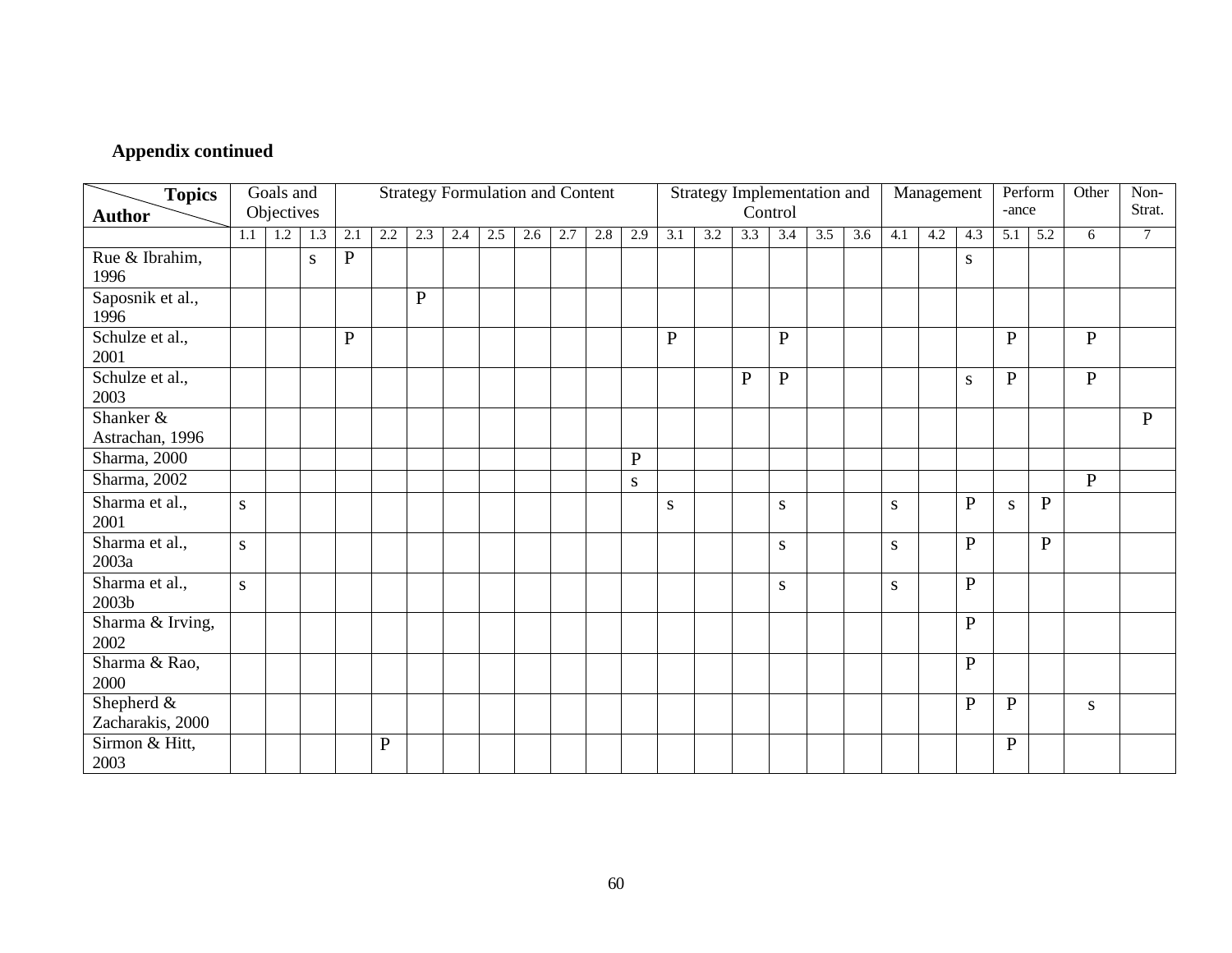**Appendix continued**

| Topics / Author | Goals and Objectives | | | Strategy Formulation and Content | | | | | | | | | Strategy Implementation and Control | | | | | | Management | | | Perform-ance | | Other | Non-Strat. |
|---|---|---|---|---|---|---|---|---|---|---|---|---|---|---|---|---|---|---|---|---|---|---|---|---|---|
| | 1.1 | 1.2 | 1.3 | 2.1 | 2.2 | 2.3 | 2.4 | 2.5 | 2.6 | 2.7 | 2.8 | 2.9 | 3.1 | 3.2 | 3.3 | 3.4 | 3.5 | 3.6 | 4.1 | 4.2 | 4.3 | 5.1 | 5.2 | 6 | 7 |
| Rue & Ibrahim, 1996 | | | s | P | | | | | | | | | | | | | | | | | s | | | | |
| Saposnik et al., 1996 | | | | | | P | | | | | | | | | | | | | | | | | | | |
| Schulze et al., 2001 | | | | P | | | | | | | | | P | | | P | | | | | | P | | P | |
| Schulze et al., 2003 | | | | | | | | | | | | | | | P | P | | | | | s | P | | P | |
| Shanker & Astrachan, 1996 | | | | | | | | | | | | | | | | | | | | | | | | | P |
| Sharma, 2000 | | | | | | | | | | | | P | | | | | | | | | | | | | |
| Sharma, 2002 | | | | | | | | | | | | s | | | | | | | | | | | | P | |
| Sharma et al., 2001 | s | | | | | | | | | | | | s | | | s | | | s | | P | s | P | | |
| Sharma et al., 2003a | s | | | | | | | | | | | | | | | s | | | s | | P | | P | | |
| Sharma et al., 2003b | s | | | | | | | | | | | | | | | s | | | s | | P | | | | |
| Sharma & Irving, 2002 | | | | | | | | | | | | | | | | | | | | | P | | | | |
| Sharma & Rao, 2000 | | | | | | | | | | | | | | | | | | | | | P | | | | |
| Shepherd & Zacharakis, 2000 | | | | | | | | | | | | | | | | | | | | | P | P | | s | |
| Sirmon & Hitt, 2003 | | | | | P | | | | | | | | | | | | | | | | | P | | | |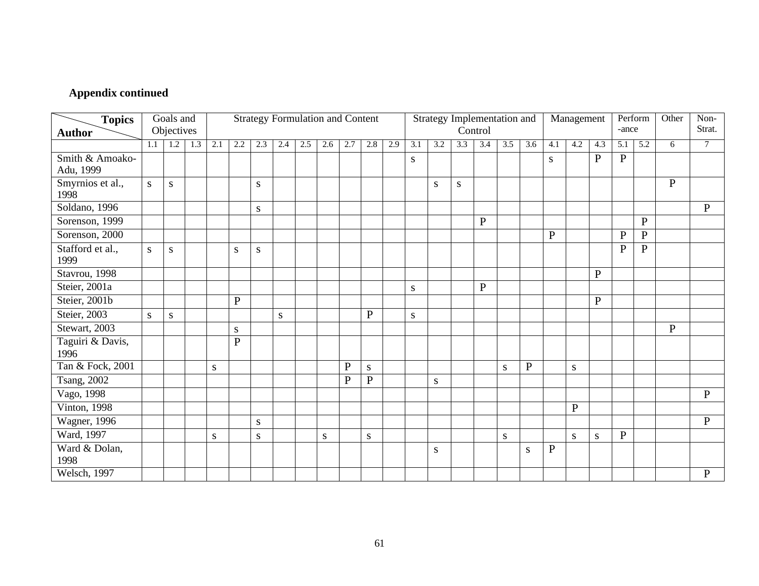**Appendix continued**

| Topics / Author | Goals and Objectives | | | Strategy Formulation and Content | | | | | | | | | Strategy Implementation and Control | | | | | | Management | | | Perform-ance | | Other | Non-Strat. |
|---|---|---|---|---|---|---|---|---|---|---|---|---|---|---|---|---|---|---|---|---|---|---|---|---|---|
| | 1.1 | 1.2 | 1.3 | 2.1 | 2.2 | 2.3 | 2.4 | 2.5 | 2.6 | 2.7 | 2.8 | 2.9 | 3.1 | 3.2 | 3.3 | 3.4 | 3.5 | 3.6 | 4.1 | 4.2 | 4.3 | 5.1 | 5.2 | 6 | 7 |
| Smith & Amoako-Adu, 1999 | | | | | | | | | | | | | s | | | | | | s | | P | P | | | |
| Smyrnios et al., 1998 | s | s | | | | s | | | | | | | | s | s | | | | | | | | | P | |
| Soldano, 1996 | | | | | | s | | | | | | | | | | | | | | | | | | | P |
| Sorenson, 1999 | | | | | | | | | | | | | | | | P | | | | | | | P | | |
| Sorenson, 2000 | | | | | | | | | | | | | | | | | | | P | | | P | P | | |
| Stafford et al., 1999 | s | s | | | s | s | | | | | | | | | | | | | | | | P | P | | |
| Stavrou, 1998 | | | | | | | | | | | | | | | | | | | | | P | | | | |
| Steier, 2001a | | | | | | | | | | | | | s | | | P | | | | | | | | | |
| Steier, 2001b | | | | | P | | | | | | | | | | | | | | | | P | | | | |
| Steier, 2003 | s | s | | | | | s | | | | P | | s | | | | | | | | | | | | |
| Stewart, 2003 | | | | | s | | | | | | | | | | | | | | | | | | | P | |
| Taguiri & Davis, 1996 | | | | | P | | | | | | | | | | | | | | | | | | | | |
| Tan & Fock, 2001 | | | | s | | | | | | P | s | | | | | | s | P | | s | | | | | |
| Tsang, 2002 | | | | | | | | | | P | P | | | s | | | | | | | | | | | |
| Vago, 1998 | | | | | | | | | | | | | | | | | | | | | | | | | P |
| Vinton, 1998 | | | | | | | | | | | | | | | | | | | | P | | | | | |
| Wagner, 1996 | | | | | | s | | | | | | | | | | | | | | | | | | | P |
| Ward, 1997 | | | | s | | s | | | s | | s | | | | | | s | | | s | s | P | | | |
| Ward & Dolan, 1998 | | | | | | | | | | | | | | s | | | | s | P | | | | | | |
| Welsch, 1997 | | | | | | | | | | | | | | | | | | | | | | | | | P |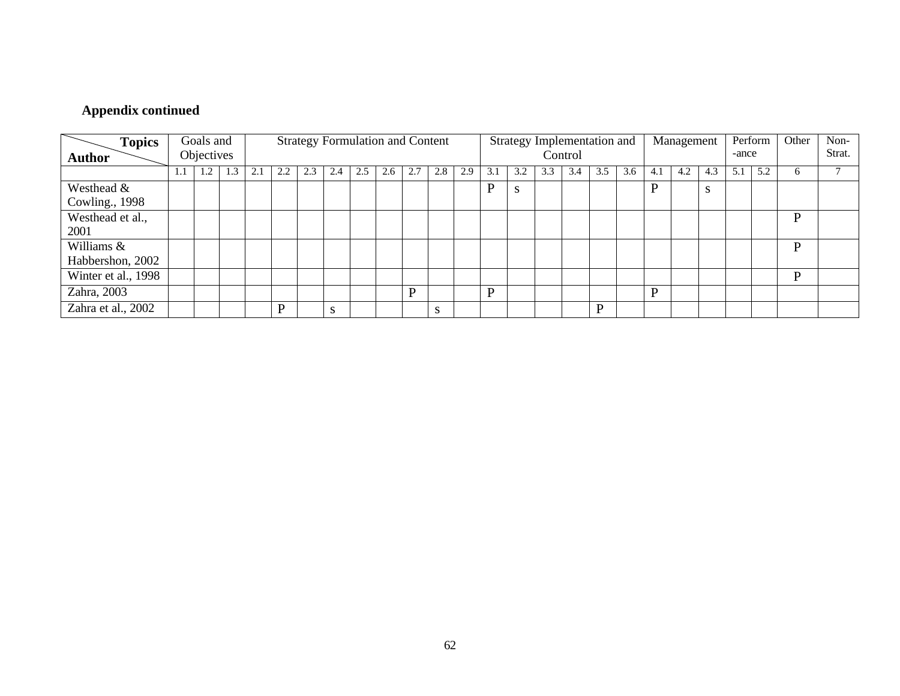**Appendix continued**

| Topics / Author | Goals and Objectives | | | Strategy Formulation and Content | | | | | | | | | Strategy Implementation and Control | | | | | | Management | | | Perform-ance | | Other | Non-Strat. |
|---|---|---|---|---|---|---|---|---|---|---|---|---|---|---|---|---|---|---|---|---|---|---|---|---|---|
| | 1.1 | 1.2 | 1.3 | 2.1 | 2.2 | 2.3 | 2.4 | 2.5 | 2.6 | 2.7 | 2.8 | 2.9 | 3.1 | 3.2 | 3.3 | 3.4 | 3.5 | 3.6 | 4.1 | 4.2 | 4.3 | 5.1 | 5.2 | 6 | 7 |
| Westhead & Cowling., 1998 | | | | | | | | | | | | | P | s | | | | | P | | s | | | | |
| Westhead et al., 2001 | | | | | | | | | | | | | | | | | | | | | | | | P | |
| Williams & Habbershon, 2002 | | | | | | | | | | | | | | | | | | | | | | | | P | |
| Winter et al., 1998 | | | | | | | | | | | | | | | | | | | | | | | | P | |
| Zahra, 2003 | | | | | | | | | | P | | | P | | | | | | P | | | | | | |
| Zahra et al., 2002 | | | | | P | | s | | | | s | | | | | | P | | | | | | | | |